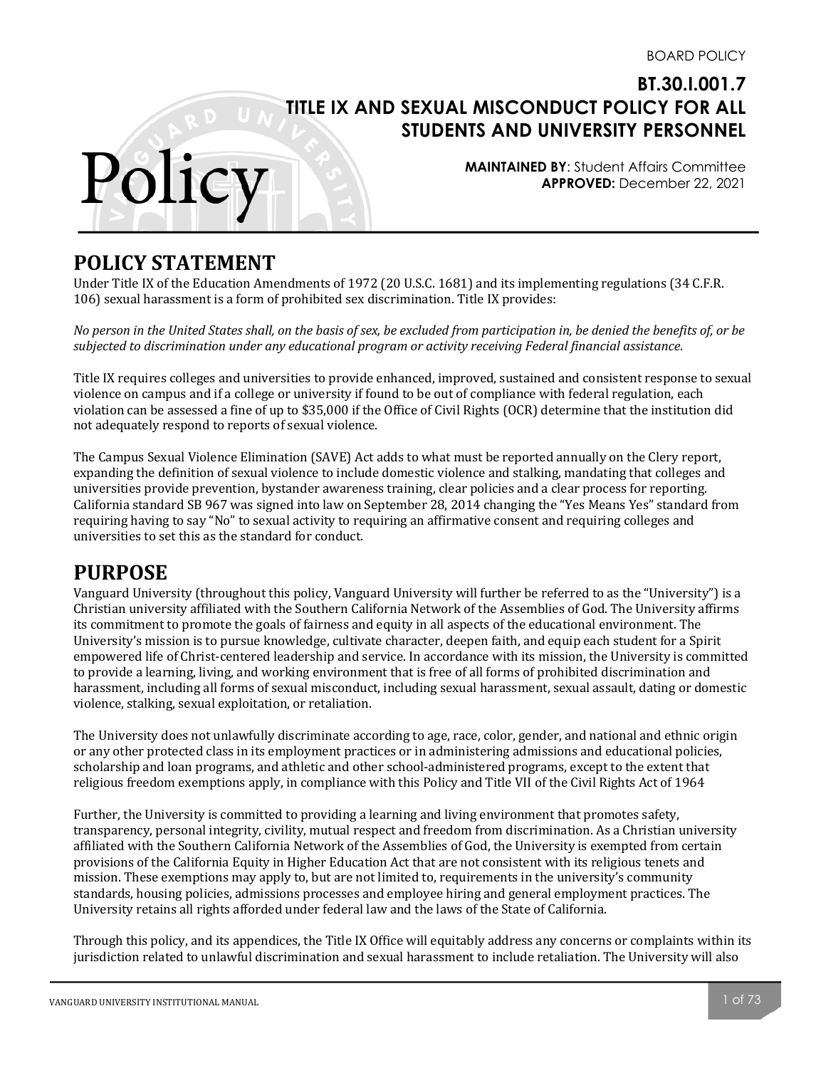BOARD POLICY

# BT.30.I.001.7 TITLE IX AND SEXUAL MISCONDUCT POLICY FOR ALL STUDENTS AND UNIVERSITY PERSONNEL

Policy

**MAINTAINED BY**: Student Affairs Committee
**APPROVED:** December 22, 2021

## POLICY STATEMENT

Under Title IX of the Education Amendments of 1972 (20 U.S.C. 1681) and its implementing regulations (34 C.F.R. 106) sexual harassment is a form of prohibited sex discrimination. Title IX provides:

*No person in the United States shall, on the basis of sex, be excluded from participation in, be denied the benefits of, or be subjected to discrimination under any educational program or activity receiving Federal financial assistance.*

Title IX requires colleges and universities to provide enhanced, improved, sustained and consistent response to sexual violence on campus and if a college or university if found to be out of compliance with federal regulation, each violation can be assessed a fine of up to $35,000 if the Office of Civil Rights (OCR) determine that the institution did not adequately respond to reports of sexual violence.

The Campus Sexual Violence Elimination (SAVE) Act adds to what must be reported annually on the Clery report, expanding the definition of sexual violence to include domestic violence and stalking, mandating that colleges and universities provide prevention, bystander awareness training, clear policies and a clear process for reporting. California standard SB 967 was signed into law on September 28, 2014 changing the "Yes Means Yes" standard from requiring having to say "No" to sexual activity to requiring an affirmative consent and requiring colleges and universities to set this as the standard for conduct.

## PURPOSE

Vanguard University (throughout this policy, Vanguard University will further be referred to as the "University") is a Christian university affiliated with the Southern California Network of the Assemblies of God. The University affirms its commitment to promote the goals of fairness and equity in all aspects of the educational environment. The University's mission is to pursue knowledge, cultivate character, deepen faith, and equip each student for a Spirit empowered life of Christ-centered leadership and service. In accordance with its mission, the University is committed to provide a learning, living, and working environment that is free of all forms of prohibited discrimination and harassment, including all forms of sexual misconduct, including sexual harassment, sexual assault, dating or domestic violence, stalking, sexual exploitation, or retaliation.

The University does not unlawfully discriminate according to age, race, color, gender, and national and ethnic origin or any other protected class in its employment practices or in administering admissions and educational policies, scholarship and loan programs, and athletic and other school-administered programs, except to the extent that religious freedom exemptions apply, in compliance with this Policy and Title VII of the Civil Rights Act of 1964

Further, the University is committed to providing a learning and living environment that promotes safety, transparency, personal integrity, civility, mutual respect and freedom from discrimination. As a Christian university affiliated with the Southern California Network of the Assemblies of God, the University is exempted from certain provisions of the California Equity in Higher Education Act that are not consistent with its religious tenets and mission. These exemptions may apply to, but are not limited to, requirements in the university's community standards, housing policies, admissions processes and employee hiring and general employment practices. The University retains all rights afforded under federal law and the laws of the State of California.

Through this policy, and its appendices, the Title IX Office will equitably address any concerns or complaints within its jurisdiction related to unlawful discrimination and sexual harassment to include retaliation. The University will also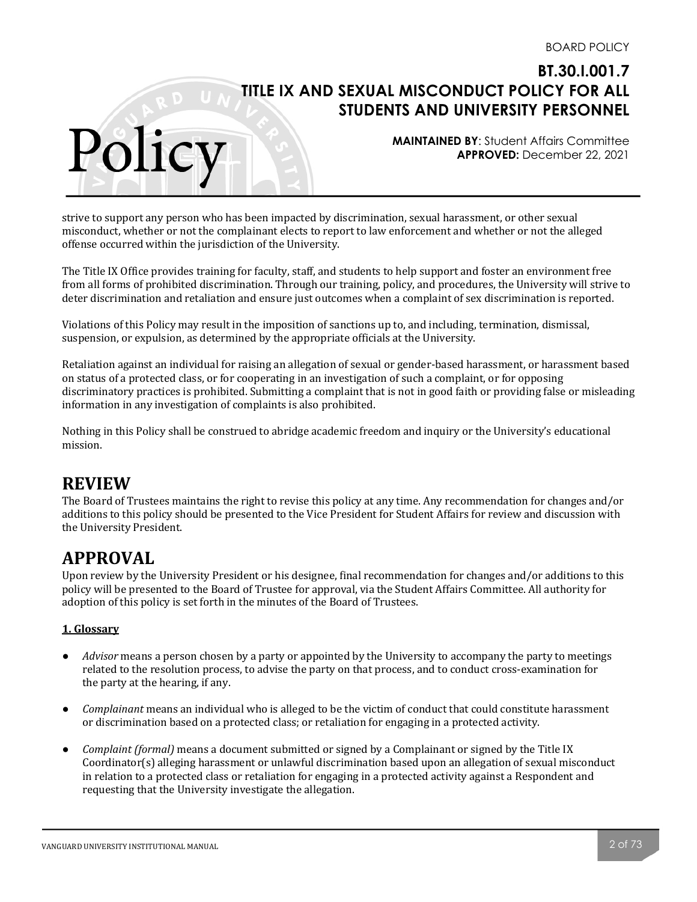strive to support any person who has been impacted by discrimination, sexual harassment, or other sexual misconduct, whether or not the complainant elects to report to law enforcement and whether or not the alleged offense occurred within the jurisdiction of the University.

The Title IX Office provides training for faculty, staff, and students to help support and foster an environment free from all forms of prohibited discrimination. Through our training, policy, and procedures, the University will strive to deter discrimination and retaliation and ensure just outcomes when a complaint of sex discrimination is reported.

Violations of this Policy may result in the imposition of sanctions up to, and including, termination, dismissal, suspension, or expulsion, as determined by the appropriate officials at the University.

Retaliation against an individual for raising an allegation of sexual or gender-based harassment, or harassment based on status of a protected class, or for cooperating in an investigation of such a complaint, or for opposing discriminatory practices is prohibited. Submitting a complaint that is not in good faith or providing false or misleading information in any investigation of complaints is also prohibited.

Nothing in this Policy shall be construed to abridge academic freedom and inquiry or the University's educational mission.

# REVIEW

The Board of Trustees maintains the right to revise this policy at any time. Any recommendation for changes and/or additions to this policy should be presented to the Vice President for Student Affairs for review and discussion with the University President.

# APPROVAL

Upon review by the University President or his designee, final recommendation for changes and/or additions to this policy will be presented to the Board of Trustee for approval, via the Student Affairs Committee. All authority for adoption of this policy is set forth in the minutes of the Board of Trustees.

**1. Glossary**

- *Advisor* means a person chosen by a party or appointed by the University to accompany the party to meetings related to the resolution process, to advise the party on that process, and to conduct cross-examination for the party at the hearing, if any.

- *Complainant* means an individual who is alleged to be the victim of conduct that could constitute harassment or discrimination based on a protected class; or retaliation for engaging in a protected activity.

- *Complaint (formal)* means a document submitted or signed by a Complainant or signed by the Title IX Coordinator(s) alleging harassment or unlawful discrimination based upon an allegation of sexual misconduct in relation to a protected class or retaliation for engaging in a protected activity against a Respondent and requesting that the University investigate the allegation.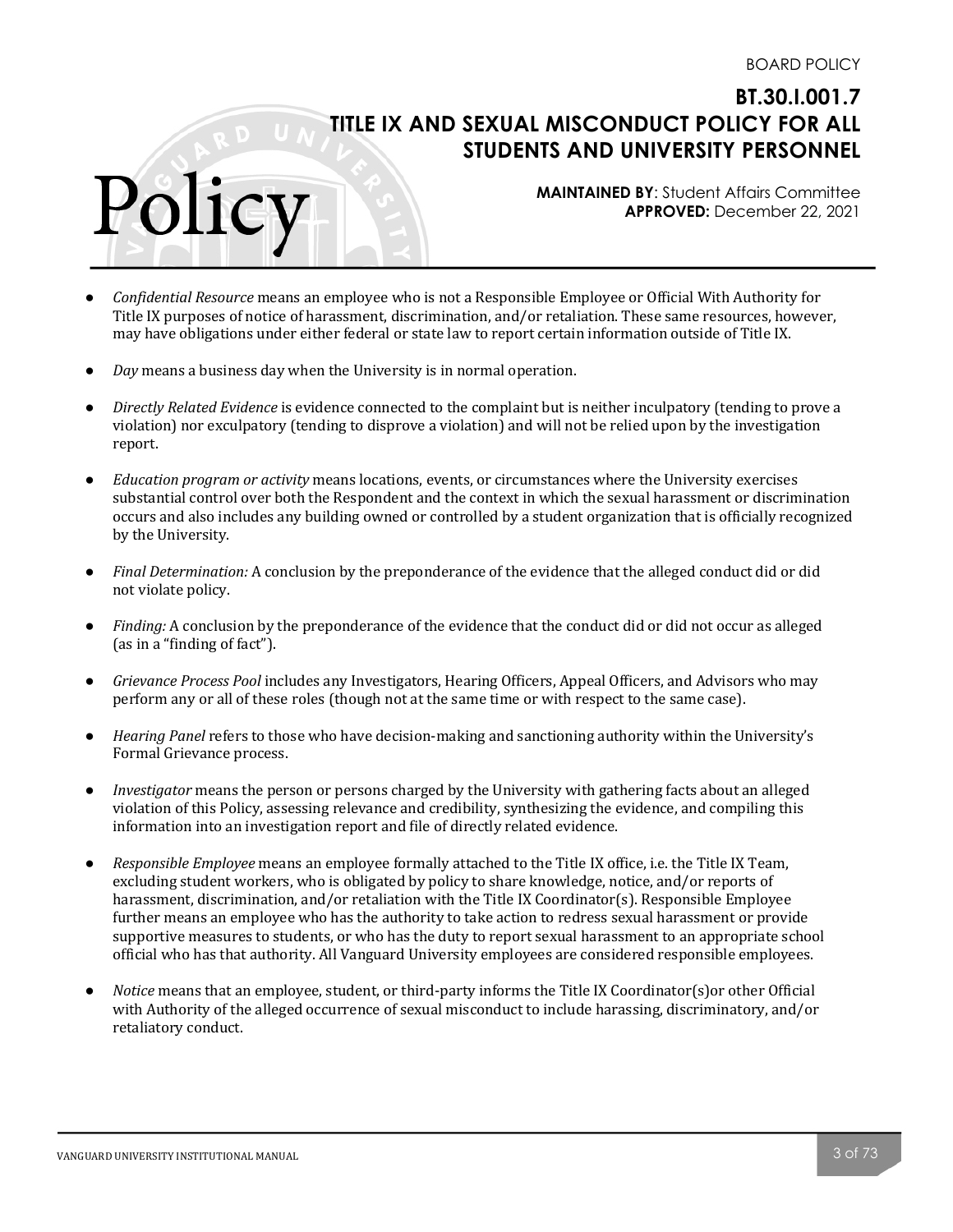- *Confidential Resource* means an employee who is not a Responsible Employee or Official With Authority for Title IX purposes of notice of harassment, discrimination, and/or retaliation. These same resources, however, may have obligations under either federal or state law to report certain information outside of Title IX.

- *Day* means a business day when the University is in normal operation.

- *Directly Related Evidence* is evidence connected to the complaint but is neither inculpatory (tending to prove a violation) nor exculpatory (tending to disprove a violation) and will not be relied upon by the investigation report.

- *Education program or activity* means locations, events, or circumstances where the University exercises substantial control over both the Respondent and the context in which the sexual harassment or discrimination occurs and also includes any building owned or controlled by a student organization that is officially recognized by the University.

- *Final Determination:* A conclusion by the preponderance of the evidence that the alleged conduct did or did not violate policy.

- *Finding:* A conclusion by the preponderance of the evidence that the conduct did or did not occur as alleged (as in a "finding of fact").

- *Grievance Process Pool* includes any Investigators, Hearing Officers, Appeal Officers, and Advisors who may perform any or all of these roles (though not at the same time or with respect to the same case).

- *Hearing Panel* refers to those who have decision-making and sanctioning authority within the University's Formal Grievance process.

- *Investigator* means the person or persons charged by the University with gathering facts about an alleged violation of this Policy, assessing relevance and credibility, synthesizing the evidence, and compiling this information into an investigation report and file of directly related evidence.

- *Responsible Employee* means an employee formally attached to the Title IX office, i.e. the Title IX Team, excluding student workers, who is obligated by policy to share knowledge, notice, and/or reports of harassment, discrimination, and/or retaliation with the Title IX Coordinator(s). Responsible Employee further means an employee who has the authority to take action to redress sexual harassment or provide supportive measures to students, or who has the duty to report sexual harassment to an appropriate school official who has that authority. All Vanguard University employees are considered responsible employees.

- *Notice* means that an employee, student, or third-party informs the Title IX Coordinator(s)or other Official with Authority of the alleged occurrence of sexual misconduct to include harassing, discriminatory, and/or retaliatory conduct.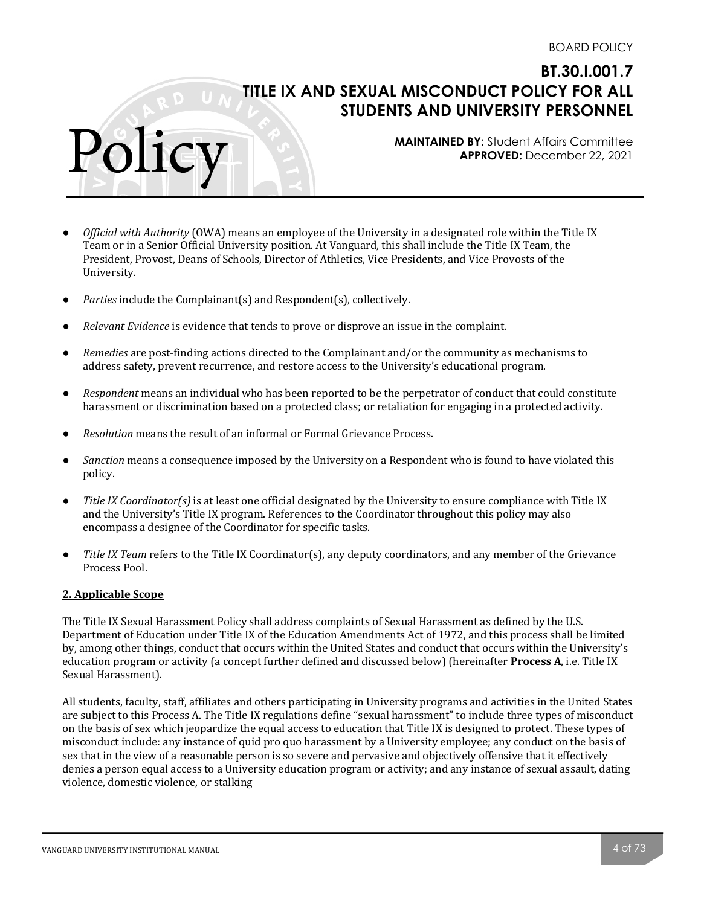- *Official with Authority* (OWA) means an employee of the University in a designated role within the Title IX Team or in a Senior Official University position. At Vanguard, this shall include the Title IX Team, the President, Provost, Deans of Schools, Director of Athletics, Vice Presidents, and Vice Provosts of the University.

- *Parties* include the Complainant(s) and Respondent(s), collectively.

- *Relevant Evidence* is evidence that tends to prove or disprove an issue in the complaint.

- *Remedies* are post-finding actions directed to the Complainant and/or the community as mechanisms to address safety, prevent recurrence, and restore access to the University's educational program.

- *Respondent* means an individual who has been reported to be the perpetrator of conduct that could constitute harassment or discrimination based on a protected class; or retaliation for engaging in a protected activity.

- *Resolution* means the result of an informal or Formal Grievance Process.

- *Sanction* means a consequence imposed by the University on a Respondent who is found to have violated this policy.

- *Title IX Coordinator(s)* is at least one official designated by the University to ensure compliance with Title IX and the University's Title IX program. References to the Coordinator throughout this policy may also encompass a designee of the Coordinator for specific tasks.

- *Title IX Team* refers to the Title IX Coordinator(s), any deputy coordinators, and any member of the Grievance Process Pool.

**2. Applicable Scope**

The Title IX Sexual Harassment Policy shall address complaints of Sexual Harassment as defined by the U.S. Department of Education under Title IX of the Education Amendments Act of 1972, and this process shall be limited by, among other things, conduct that occurs within the United States and conduct that occurs within the University's education program or activity (a concept further defined and discussed below) (hereinafter **Process A**, i.e. Title IX Sexual Harassment).

All students, faculty, staff, affiliates and others participating in University programs and activities in the United States are subject to this Process A. The Title IX regulations define "sexual harassment" to include three types of misconduct on the basis of sex which jeopardize the equal access to education that Title IX is designed to protect. These types of misconduct include: any instance of quid pro quo harassment by a University employee; any conduct on the basis of sex that in the view of a reasonable person is so severe and pervasive and objectively offensive that it effectively denies a person equal access to a University education program or activity; and any instance of sexual assault, dating violence, domestic violence, or stalking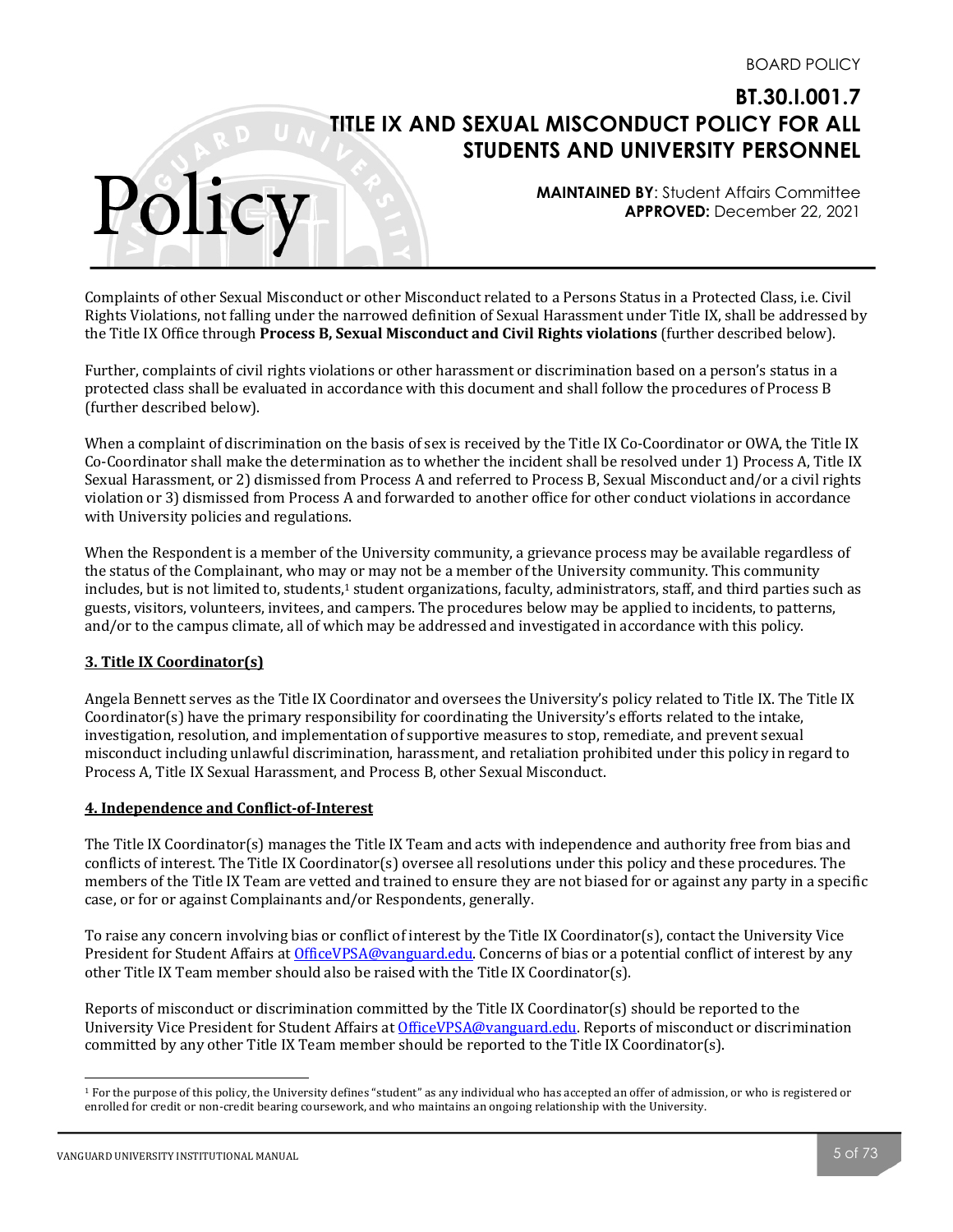Complaints of other Sexual Misconduct or other Misconduct related to a Persons Status in a Protected Class, i.e. Civil Rights Violations, not falling under the narrowed definition of Sexual Harassment under Title IX, shall be addressed by the Title IX Office through **Process B, Sexual Misconduct and Civil Rights violations** (further described below).

Further, complaints of civil rights violations or other harassment or discrimination based on a person's status in a protected class shall be evaluated in accordance with this document and shall follow the procedures of Process B (further described below).

When a complaint of discrimination on the basis of sex is received by the Title IX Co-Coordinator or OWA, the Title IX Co-Coordinator shall make the determination as to whether the incident shall be resolved under 1) Process A, Title IX Sexual Harassment, or 2) dismissed from Process A and referred to Process B, Sexual Misconduct and/or a civil rights violation or 3) dismissed from Process A and forwarded to another office for other conduct violations in accordance with University policies and regulations.

When the Respondent is a member of the University community, a grievance process may be available regardless of the status of the Complainant, who may or may not be a member of the University community. This community includes, but is not limited to, students,[1] student organizations, faculty, administrators, staff, and third parties such as guests, visitors, volunteers, invitees, and campers. The procedures below may be applied to incidents, to patterns, and/or to the campus climate, all of which may be addressed and investigated in accordance with this policy.

## 3. Title IX Coordinator(s)

Angela Bennett serves as the Title IX Coordinator and oversees the University's policy related to Title IX. The Title IX Coordinator(s) have the primary responsibility for coordinating the University's efforts related to the intake, investigation, resolution, and implementation of supportive measures to stop, remediate, and prevent sexual misconduct including unlawful discrimination, harassment, and retaliation prohibited under this policy in regard to Process A, Title IX Sexual Harassment, and Process B, other Sexual Misconduct.

## 4. Independence and Conflict-of-Interest

The Title IX Coordinator(s) manages the Title IX Team and acts with independence and authority free from bias and conflicts of interest. The Title IX Coordinator(s) oversee all resolutions under this policy and these procedures. The members of the Title IX Team are vetted and trained to ensure they are not biased for or against any party in a specific case, or for or against Complainants and/or Respondents, generally.

To raise any concern involving bias or conflict of interest by the Title IX Coordinator(s), contact the University Vice President for Student Affairs at OfficeVPSA@vanguard.edu. Concerns of bias or a potential conflict of interest by any other Title IX Team member should also be raised with the Title IX Coordinator(s).

Reports of misconduct or discrimination committed by the Title IX Coordinator(s) should be reported to the University Vice President for Student Affairs at OfficeVPSA@vanguard.edu. Reports of misconduct or discrimination committed by any other Title IX Team member should be reported to the Title IX Coordinator(s).

---

[1] For the purpose of this policy, the University defines "student" as any individual who has accepted an offer of admission, or who is registered or enrolled for credit or non-credit bearing coursework, and who maintains an ongoing relationship with the University.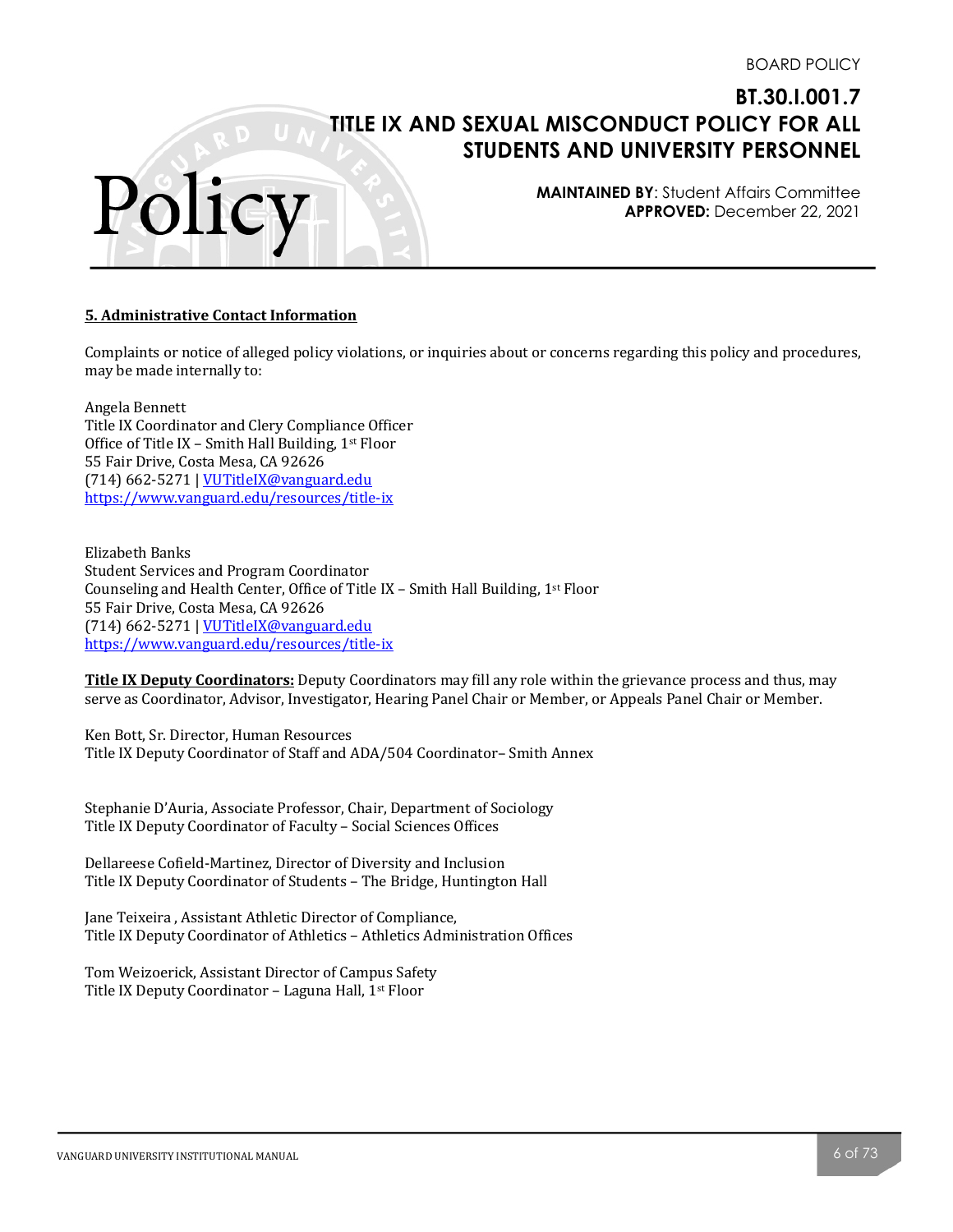## 5. Administrative Contact Information

Complaints or notice of alleged policy violations, or inquiries about or concerns regarding this policy and procedures, may be made internally to:

Angela Bennett
Title IX Coordinator and Clery Compliance Officer
Office of Title IX – Smith Hall Building, 1st Floor
55 Fair Drive, Costa Mesa, CA 92626
(714) 662-5271 | VUTitleIX@vanguard.edu
https://www.vanguard.edu/resources/title-ix

Elizabeth Banks
Student Services and Program Coordinator
Counseling and Health Center, Office of Title IX – Smith Hall Building, 1st Floor
55 Fair Drive, Costa Mesa, CA 92626
(714) 662-5271 | VUTitleIX@vanguard.edu
https://www.vanguard.edu/resources/title-ix

**Title IX Deputy Coordinators:** Deputy Coordinators may fill any role within the grievance process and thus, may serve as Coordinator, Advisor, Investigator, Hearing Panel Chair or Member, or Appeals Panel Chair or Member.

Ken Bott, Sr. Director, Human Resources
Title IX Deputy Coordinator of Staff and ADA/504 Coordinator– Smith Annex

Stephanie D'Auria, Associate Professor, Chair, Department of Sociology
Title IX Deputy Coordinator of Faculty – Social Sciences Offices

Dellareese Cofield-Martinez, Director of Diversity and Inclusion
Title IX Deputy Coordinator of Students – The Bridge, Huntington Hall

Jane Teixeira , Assistant Athletic Director of Compliance,
Title IX Deputy Coordinator of Athletics – Athletics Administration Offices

Tom Weizoerick, Assistant Director of Campus Safety
Title IX Deputy Coordinator – Laguna Hall, 1st Floor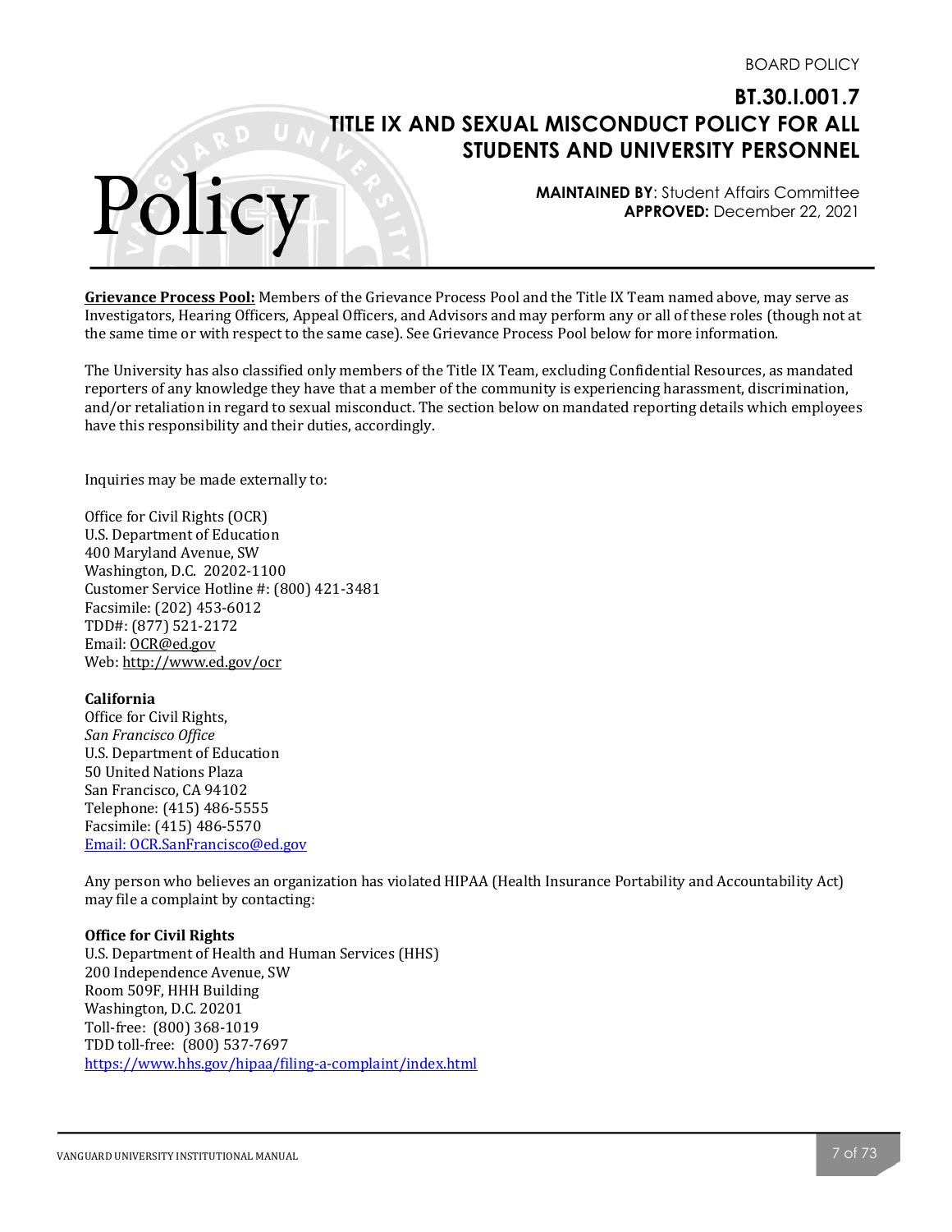**Grievance Process Pool:** Members of the Grievance Process Pool and the Title IX Team named above, may serve as Investigators, Hearing Officers, Appeal Officers, and Advisors and may perform any or all of these roles (though not at the same time or with respect to the same case). See Grievance Process Pool below for more information.

The University has also classified only members of the Title IX Team, excluding Confidential Resources, as mandated reporters of any knowledge they have that a member of the community is experiencing harassment, discrimination, and/or retaliation in regard to sexual misconduct. The section below on mandated reporting details which employees have this responsibility and their duties, accordingly.

Inquiries may be made externally to:

Office for Civil Rights (OCR)
U.S. Department of Education
400 Maryland Avenue, SW
Washington, D.C. 20202-1100
Customer Service Hotline #: (800) 421-3481
Facsimile: (202) 453-6012
TDD#: (877) 521-2172
Email: OCR@ed.gov
Web: http://www.ed.gov/ocr

**California**
Office for Civil Rights,
*San Francisco Office*
U.S. Department of Education
50 United Nations Plaza
San Francisco, CA 94102
Telephone: (415) 486-5555
Facsimile: (415) 486-5570
Email: OCR.SanFrancisco@ed.gov

Any person who believes an organization has violated HIPAA (Health Insurance Portability and Accountability Act) may file a complaint by contacting:

**Office for Civil Rights**
U.S. Department of Health and Human Services (HHS)
200 Independence Avenue, SW
Room 509F, HHH Building
Washington, D.C. 20201
Toll-free: (800) 368-1019
TDD toll-free: (800) 537-7697
https://www.hhs.gov/hipaa/filing-a-complaint/index.html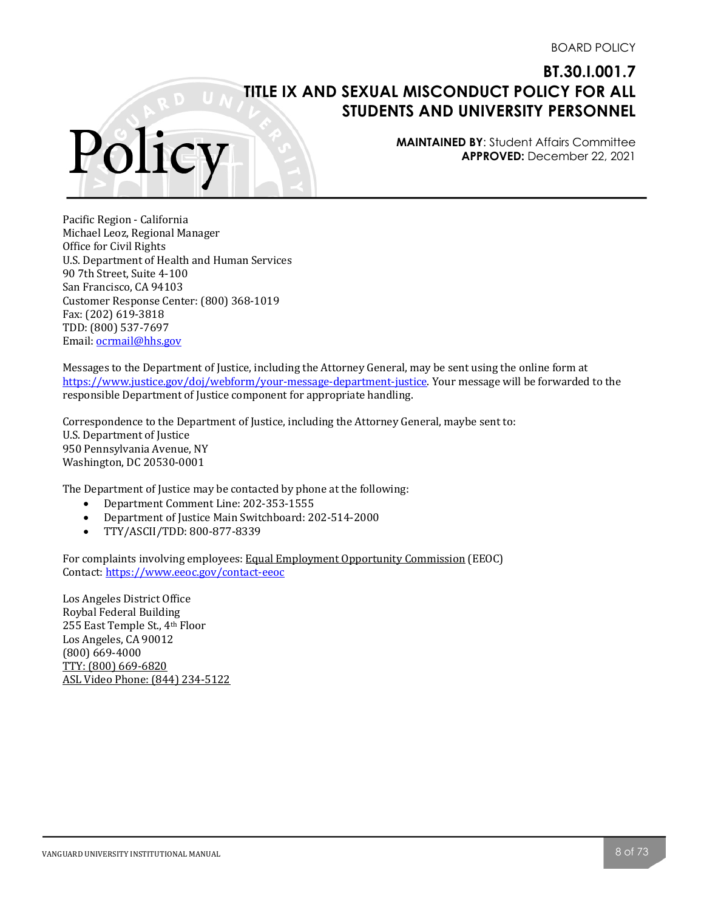Pacific Region - California
Michael Leoz, Regional Manager
Office for Civil Rights
U.S. Department of Health and Human Services
90 7th Street, Suite 4-100
San Francisco, CA 94103
Customer Response Center: (800) 368-1019
Fax: (202) 619-3818
TDD: (800) 537-7697
Email: ocrmail@hhs.gov

Messages to the Department of Justice, including the Attorney General, may be sent using the online form at https://www.justice.gov/doj/webform/your-message-department-justice. Your message will be forwarded to the responsible Department of Justice component for appropriate handling.

Correspondence to the Department of Justice, including the Attorney General, maybe sent to:
U.S. Department of Justice
950 Pennsylvania Avenue, NY
Washington, DC 20530-0001

The Department of Justice may be contacted by phone at the following:

- Department Comment Line: 202-353-1555
- Department of Justice Main Switchboard: 202-514-2000
- TTY/ASCII/TDD: 800-877-8339

For complaints involving employees: Equal Employment Opportunity Commission (EEOC)
Contact: https://www.eeoc.gov/contact-eeoc

Los Angeles District Office
Roybal Federal Building
255 East Temple St., 4th Floor
Los Angeles, CA 90012
(800) 669-4000
TTY: (800) 669-6820
ASL Video Phone: (844) 234-5122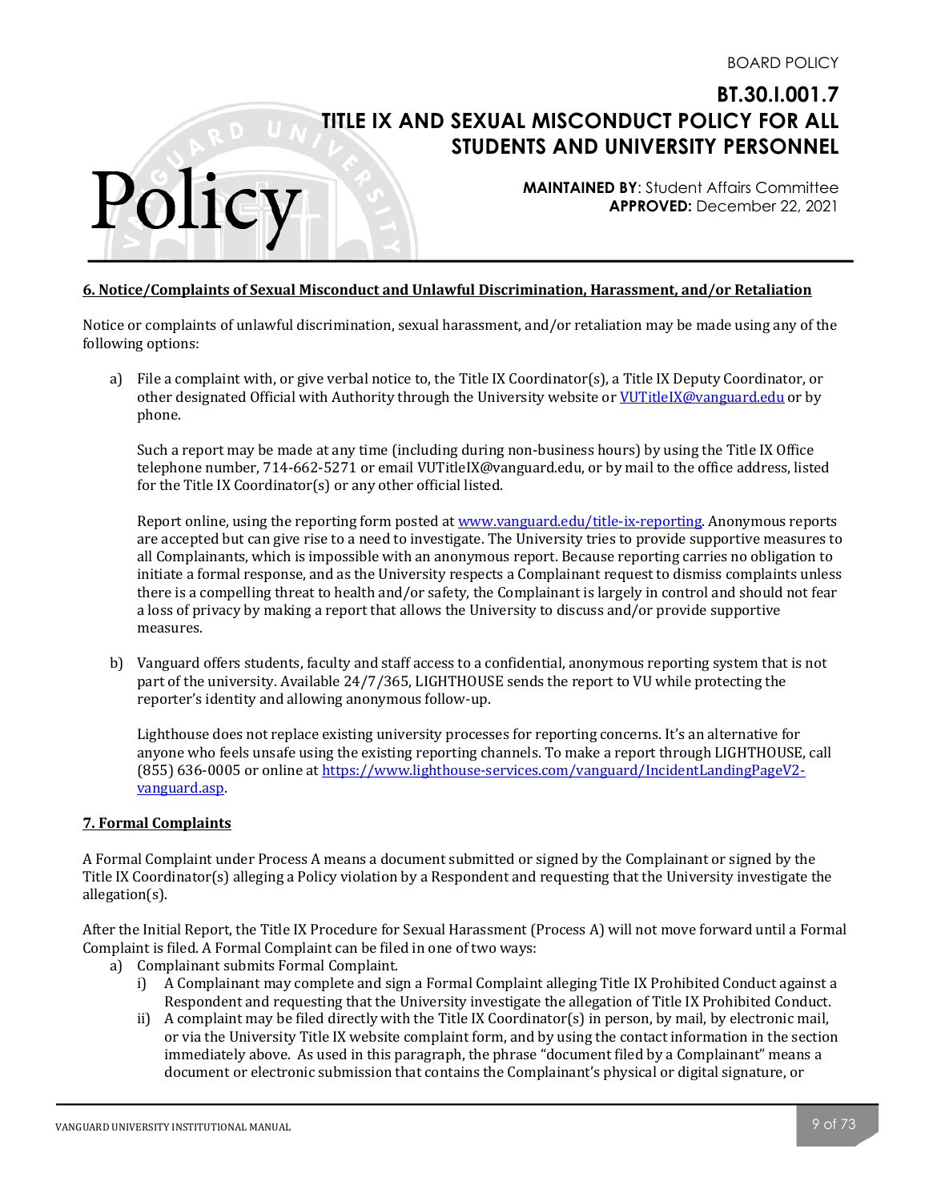### 6. Notice/Complaints of Sexual Misconduct and Unlawful Discrimination, Harassment, and/or Retaliation

Notice or complaints of unlawful discrimination, sexual harassment, and/or retaliation may be made using any of the following options:

a) File a complaint with, or give verbal notice to, the Title IX Coordinator(s), a Title IX Deputy Coordinator, or other designated Official with Authority through the University website or [VUTitleIX@vanguard.edu](mailto:VUTitleIX@vanguard.edu) or by phone.

   Such a report may be made at any time (including during non-business hours) by using the Title IX Office telephone number, 714-662-5271 or email VUTitleIX@vanguard.edu, or by mail to the office address, listed for the Title IX Coordinator(s) or any other official listed.

   Report online, using the reporting form posted at [www.vanguard.edu/title-ix-reporting](http://www.vanguard.edu/title-ix-reporting). Anonymous reports are accepted but can give rise to a need to investigate. The University tries to provide supportive measures to all Complainants, which is impossible with an anonymous report. Because reporting carries no obligation to initiate a formal response, and as the University respects a Complainant request to dismiss complaints unless there is a compelling threat to health and/or safety, the Complainant is largely in control and should not fear a loss of privacy by making a report that allows the University to discuss and/or provide supportive measures.

b) Vanguard offers students, faculty and staff access to a confidential, anonymous reporting system that is not part of the university. Available 24/7/365, LIGHTHOUSE sends the report to VU while protecting the reporter's identity and allowing anonymous follow-up.

   Lighthouse does not replace existing university processes for reporting concerns. It's an alternative for anyone who feels unsafe using the existing reporting channels. To make a report through LIGHTHOUSE, call (855) 636-0005 or online at [https://www.lighthouse-services.com/vanguard/IncidentLandingPageV2-vanguard.asp](https://www.lighthouse-services.com/vanguard/IncidentLandingPageV2-vanguard.asp).

### 7. Formal Complaints

A Formal Complaint under Process A means a document submitted or signed by the Complainant or signed by the Title IX Coordinator(s) alleging a Policy violation by a Respondent and requesting that the University investigate the allegation(s).

After the Initial Report, the Title IX Procedure for Sexual Harassment (Process A) will not move forward until a Formal Complaint is filed. A Formal Complaint can be filed in one of two ways:

a) Complainant submits Formal Complaint.
   i) A Complainant may complete and sign a Formal Complaint alleging Title IX Prohibited Conduct against a Respondent and requesting that the University investigate the allegation of Title IX Prohibited Conduct.
   ii) A complaint may be filed directly with the Title IX Coordinator(s) in person, by mail, by electronic mail, or via the University Title IX website complaint form, and by using the contact information in the section immediately above. As used in this paragraph, the phrase "document filed by a Complainant" means a document or electronic submission that contains the Complainant's physical or digital signature, or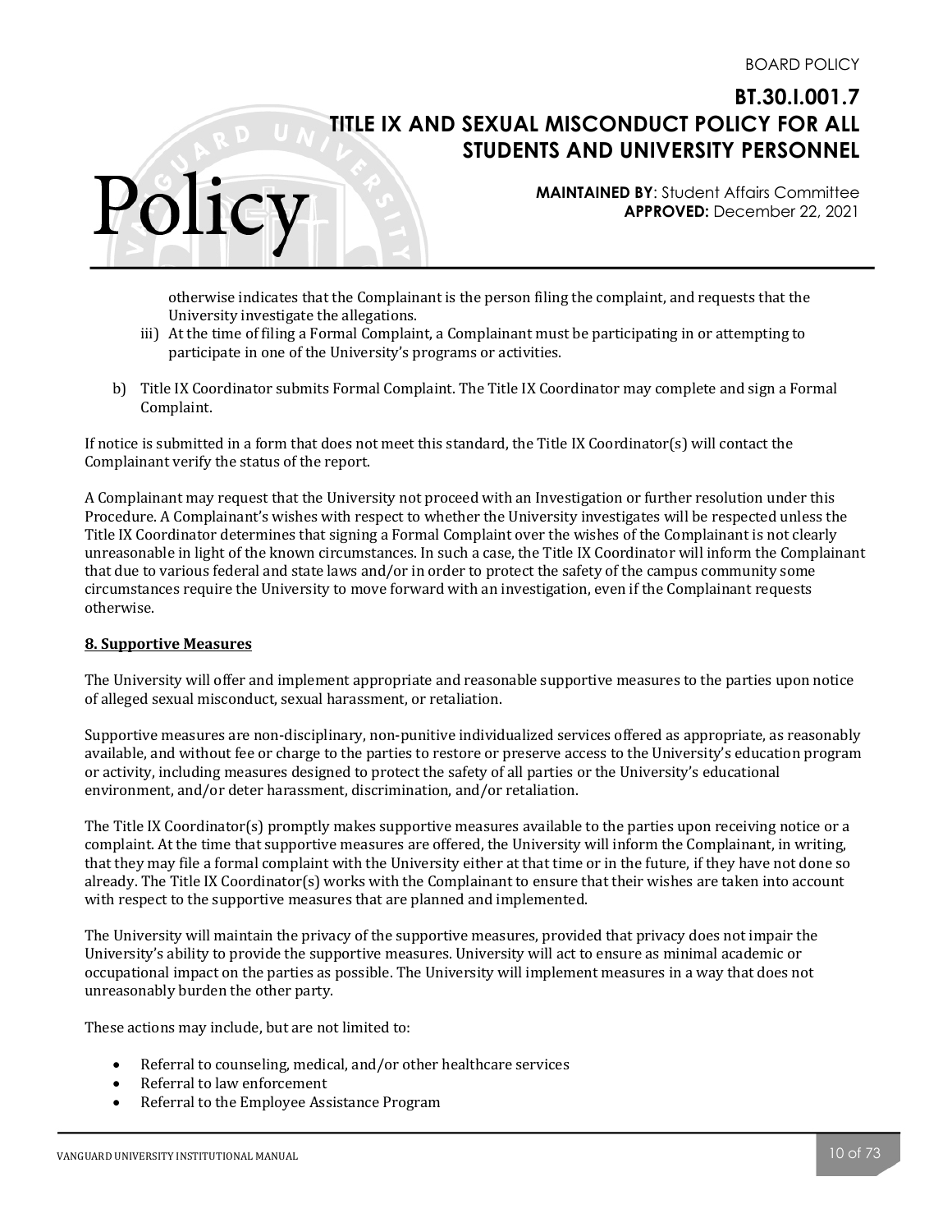otherwise indicates that the Complainant is the person filing the complaint, and requests that the University investigate the allegations.

iii) At the time of filing a Formal Complaint, a Complainant must be participating in or attempting to participate in one of the University's programs or activities.

b) Title IX Coordinator submits Formal Complaint. The Title IX Coordinator may complete and sign a Formal Complaint.

If notice is submitted in a form that does not meet this standard, the Title IX Coordinator(s) will contact the Complainant verify the status of the report.

A Complainant may request that the University not proceed with an Investigation or further resolution under this Procedure. A Complainant's wishes with respect to whether the University investigates will be respected unless the Title IX Coordinator determines that signing a Formal Complaint over the wishes of the Complainant is not clearly unreasonable in light of the known circumstances. In such a case, the Title IX Coordinator will inform the Complainant that due to various federal and state laws and/or in order to protect the safety of the campus community some circumstances require the University to move forward with an investigation, even if the Complainant requests otherwise.

## 8. Supportive Measures

The University will offer and implement appropriate and reasonable supportive measures to the parties upon notice of alleged sexual misconduct, sexual harassment, or retaliation.

Supportive measures are non-disciplinary, non-punitive individualized services offered as appropriate, as reasonably available, and without fee or charge to the parties to restore or preserve access to the University's education program or activity, including measures designed to protect the safety of all parties or the University's educational environment, and/or deter harassment, discrimination, and/or retaliation.

The Title IX Coordinator(s) promptly makes supportive measures available to the parties upon receiving notice or a complaint. At the time that supportive measures are offered, the University will inform the Complainant, in writing, that they may file a formal complaint with the University either at that time or in the future, if they have not done so already. The Title IX Coordinator(s) works with the Complainant to ensure that their wishes are taken into account with respect to the supportive measures that are planned and implemented.

The University will maintain the privacy of the supportive measures, provided that privacy does not impair the University's ability to provide the supportive measures. University will act to ensure as minimal academic or occupational impact on the parties as possible. The University will implement measures in a way that does not unreasonably burden the other party.

These actions may include, but are not limited to:

- Referral to counseling, medical, and/or other healthcare services
- Referral to law enforcement
- Referral to the Employee Assistance Program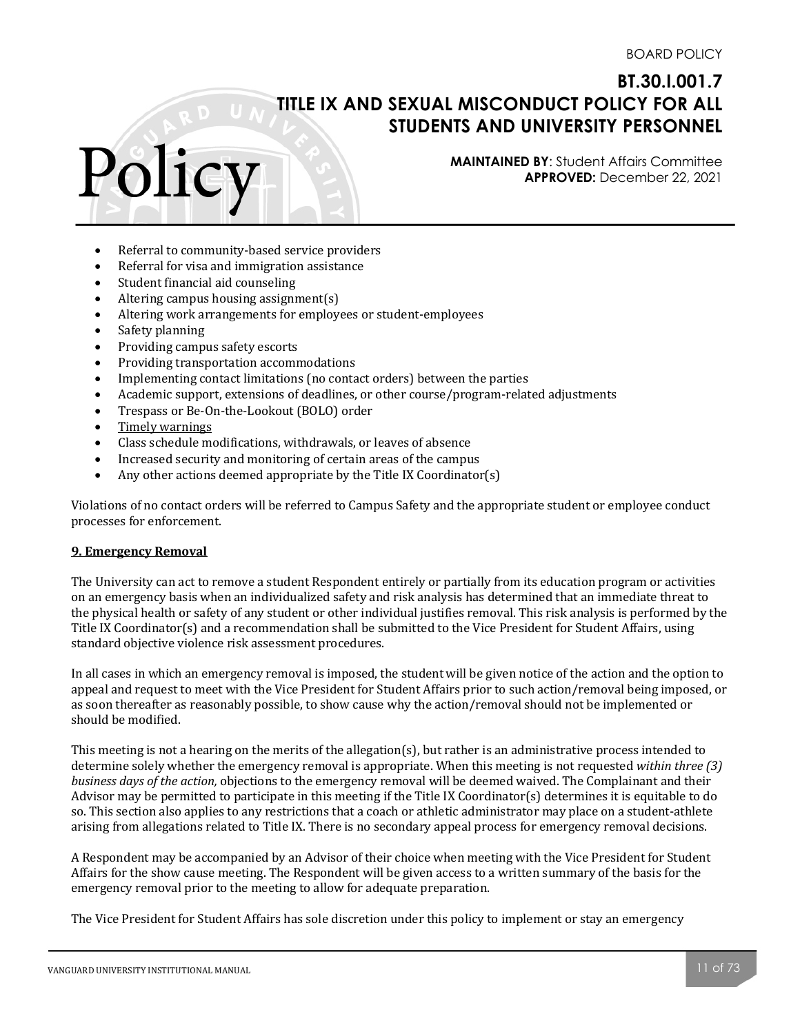- Referral to community-based service providers
- Referral for visa and immigration assistance
- Student financial aid counseling
- Altering campus housing assignment(s)
- Altering work arrangements for employees or student-employees
- Safety planning
- Providing campus safety escorts
- Providing transportation accommodations
- Implementing contact limitations (no contact orders) between the parties
- Academic support, extensions of deadlines, or other course/program-related adjustments
- Trespass or Be-On-the-Lookout (BOLO) order
- Timely warnings
- Class schedule modifications, withdrawals, or leaves of absence
- Increased security and monitoring of certain areas of the campus
- Any other actions deemed appropriate by the Title IX Coordinator(s)

Violations of no contact orders will be referred to Campus Safety and the appropriate student or employee conduct processes for enforcement.

**9. Emergency Removal**

The University can act to remove a student Respondent entirely or partially from its education program or activities on an emergency basis when an individualized safety and risk analysis has determined that an immediate threat to the physical health or safety of any student or other individual justifies removal. This risk analysis is performed by the Title IX Coordinator(s) and a recommendation shall be submitted to the Vice President for Student Affairs, using standard objective violence risk assessment procedures.

In all cases in which an emergency removal is imposed, the student will be given notice of the action and the option to appeal and request to meet with the Vice President for Student Affairs prior to such action/removal being imposed, or as soon thereafter as reasonably possible, to show cause why the action/removal should not be implemented or should be modified.

This meeting is not a hearing on the merits of the allegation(s), but rather is an administrative process intended to determine solely whether the emergency removal is appropriate. When this meeting is not requested *within three (3) business days of the action,* objections to the emergency removal will be deemed waived. The Complainant and their Advisor may be permitted to participate in this meeting if the Title IX Coordinator(s) determines it is equitable to do so. This section also applies to any restrictions that a coach or athletic administrator may place on a student-athlete arising from allegations related to Title IX. There is no secondary appeal process for emergency removal decisions.

A Respondent may be accompanied by an Advisor of their choice when meeting with the Vice President for Student Affairs for the show cause meeting. The Respondent will be given access to a written summary of the basis for the emergency removal prior to the meeting to allow for adequate preparation.

The Vice President for Student Affairs has sole discretion under this policy to implement or stay an emergency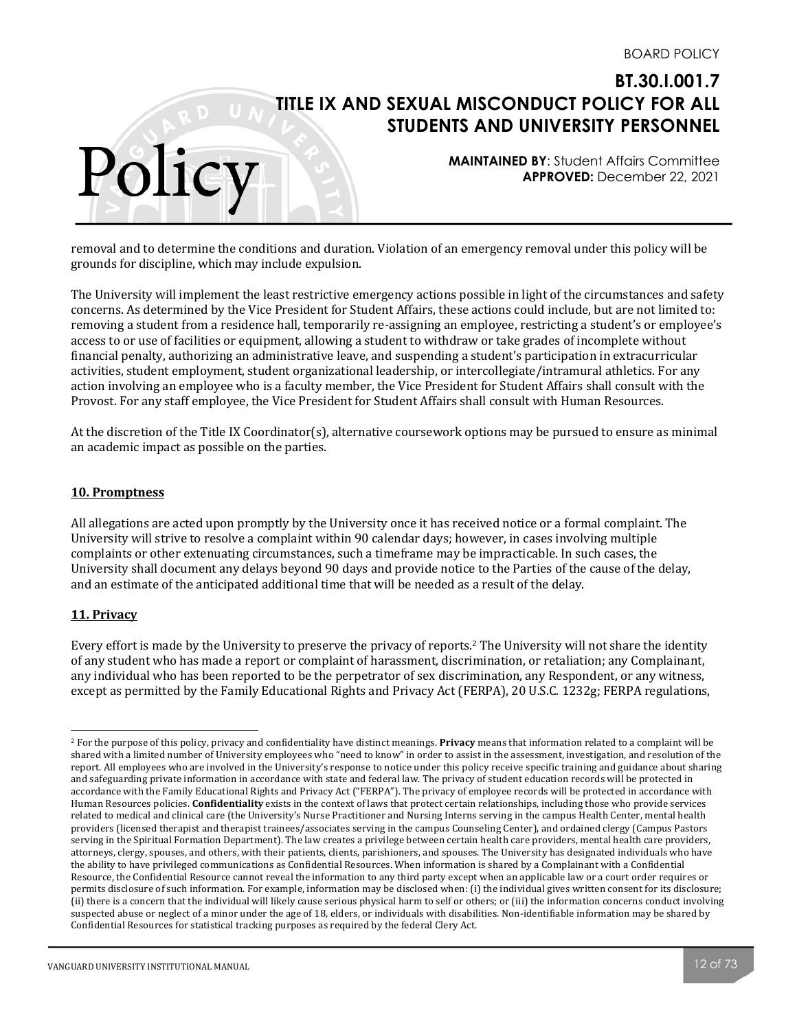removal and to determine the conditions and duration. Violation of an emergency removal under this policy will be grounds for discipline, which may include expulsion.

The University will implement the least restrictive emergency actions possible in light of the circumstances and safety concerns. As determined by the Vice President for Student Affairs, these actions could include, but are not limited to: removing a student from a residence hall, temporarily re-assigning an employee, restricting a student's or employee's access to or use of facilities or equipment, allowing a student to withdraw or take grades of incomplete without financial penalty, authorizing an administrative leave, and suspending a student's participation in extracurricular activities, student employment, student organizational leadership, or intercollegiate/intramural athletics. For any action involving an employee who is a faculty member, the Vice President for Student Affairs shall consult with the Provost. For any staff employee, the Vice President for Student Affairs shall consult with Human Resources.

At the discretion of the Title IX Coordinator(s), alternative coursework options may be pursued to ensure as minimal an academic impact as possible on the parties.

**10. Promptness**

All allegations are acted upon promptly by the University once it has received notice or a formal complaint. The University will strive to resolve a complaint within 90 calendar days; however, in cases involving multiple complaints or other extenuating circumstances, such a timeframe may be impracticable. In such cases, the University shall document any delays beyond 90 days and provide notice to the Parties of the cause of the delay, and an estimate of the anticipated additional time that will be needed as a result of the delay.

**11. Privacy**

Every effort is made by the University to preserve the privacy of reports.[2] The University will not share the identity of any student who has made a report or complaint of harassment, discrimination, or retaliation; any Complainant, any individual who has been reported to be the perpetrator of sex discrimination, any Respondent, or any witness, except as permitted by the Family Educational Rights and Privacy Act (FERPA), 20 U.S.C. 1232g; FERPA regulations,

---

[2] For the purpose of this policy, privacy and confidentiality have distinct meanings. **Privacy** means that information related to a complaint will be shared with a limited number of University employees who "need to know" in order to assist in the assessment, investigation, and resolution of the report. All employees who are involved in the University's response to notice under this policy receive specific training and guidance about sharing and safeguarding private information in accordance with state and federal law. The privacy of student education records will be protected in accordance with the Family Educational Rights and Privacy Act ("FERPA"). The privacy of employee records will be protected in accordance with Human Resources policies. **Confidentiality** exists in the context of laws that protect certain relationships, including those who provide services related to medical and clinical care (the University's Nurse Practitioner and Nursing Interns serving in the campus Health Center, mental health providers (licensed therapist and therapist trainees/associates serving in the campus Counseling Center), and ordained clergy (Campus Pastors serving in the Spiritual Formation Department). The law creates a privilege between certain health care providers, mental health care providers, attorneys, clergy, spouses, and others, with their patients, clients, parishioners, and spouses. The University has designated individuals who have the ability to have privileged communications as Confidential Resources. When information is shared by a Complainant with a Confidential Resource, the Confidential Resource cannot reveal the information to any third party except when an applicable law or a court order requires or permits disclosure of such information. For example, information may be disclosed when: (i) the individual gives written consent for its disclosure; (ii) there is a concern that the individual will likely cause serious physical harm to self or others; or (iii) the information concerns conduct involving suspected abuse or neglect of a minor under the age of 18, elders, or individuals with disabilities. Non-identifiable information may be shared by Confidential Resources for statistical tracking purposes as required by the federal Clery Act.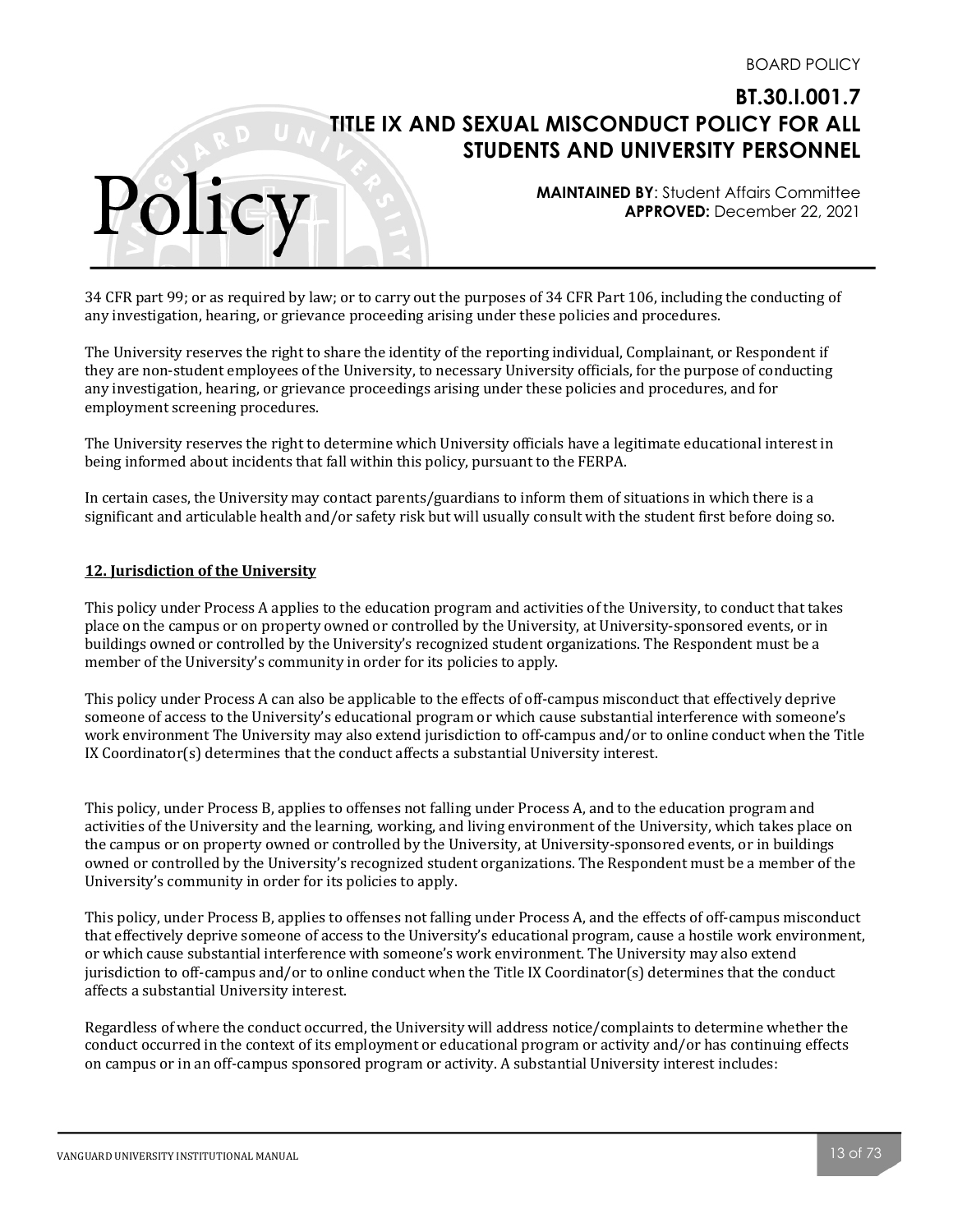34 CFR part 99; or as required by law; or to carry out the purposes of 34 CFR Part 106, including the conducting of any investigation, hearing, or grievance proceeding arising under these policies and procedures.

The University reserves the right to share the identity of the reporting individual, Complainant, or Respondent if they are non-student employees of the University, to necessary University officials, for the purpose of conducting any investigation, hearing, or grievance proceedings arising under these policies and procedures, and for employment screening procedures.

The University reserves the right to determine which University officials have a legitimate educational interest in being informed about incidents that fall within this policy, pursuant to the FERPA.

In certain cases, the University may contact parents/guardians to inform them of situations in which there is a significant and articulable health and/or safety risk but will usually consult with the student first before doing so.

## 12. Jurisdiction of the University

This policy under Process A applies to the education program and activities of the University, to conduct that takes place on the campus or on property owned or controlled by the University, at University-sponsored events, or in buildings owned or controlled by the University's recognized student organizations. The Respondent must be a member of the University's community in order for its policies to apply.

This policy under Process A can also be applicable to the effects of off-campus misconduct that effectively deprive someone of access to the University's educational program or which cause substantial interference with someone's work environment The University may also extend jurisdiction to off-campus and/or to online conduct when the Title IX Coordinator(s) determines that the conduct affects a substantial University interest.

This policy, under Process B, applies to offenses not falling under Process A, and to the education program and activities of the University and the learning, working, and living environment of the University, which takes place on the campus or on property owned or controlled by the University, at University-sponsored events, or in buildings owned or controlled by the University's recognized student organizations. The Respondent must be a member of the University's community in order for its policies to apply.

This policy, under Process B, applies to offenses not falling under Process A, and the effects of off-campus misconduct that effectively deprive someone of access to the University's educational program, cause a hostile work environment, or which cause substantial interference with someone's work environment. The University may also extend jurisdiction to off-campus and/or to online conduct when the Title IX Coordinator(s) determines that the conduct affects a substantial University interest.

Regardless of where the conduct occurred, the University will address notice/complaints to determine whether the conduct occurred in the context of its employment or educational program or activity and/or has continuing effects on campus or in an off-campus sponsored program or activity. A substantial University interest includes: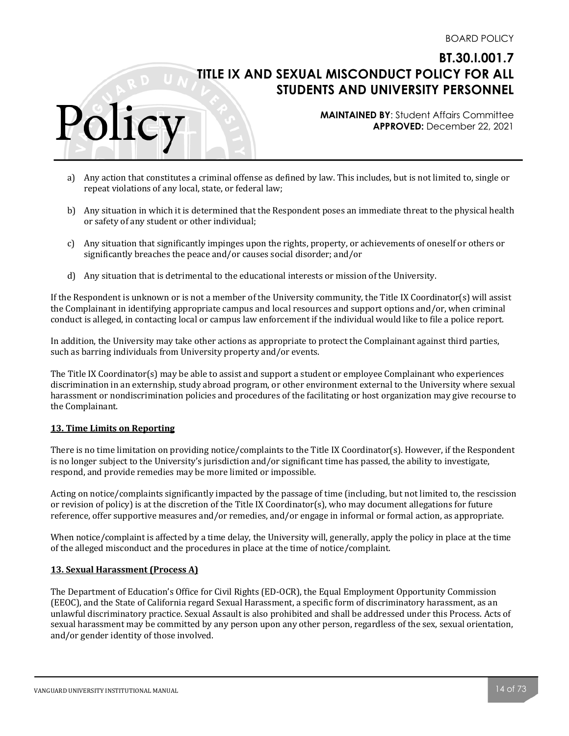a) Any action that constitutes a criminal offense as defined by law. This includes, but is not limited to, single or repeat violations of any local, state, or federal law;

b) Any situation in which it is determined that the Respondent poses an immediate threat to the physical health or safety of any student or other individual;

c) Any situation that significantly impinges upon the rights, property, or achievements of oneself or others or significantly breaches the peace and/or causes social disorder; and/or

d) Any situation that is detrimental to the educational interests or mission of the University.

If the Respondent is unknown or is not a member of the University community, the Title IX Coordinator(s) will assist the Complainant in identifying appropriate campus and local resources and support options and/or, when criminal conduct is alleged, in contacting local or campus law enforcement if the individual would like to file a police report.

In addition, the University may take other actions as appropriate to protect the Complainant against third parties, such as barring individuals from University property and/or events.

The Title IX Coordinator(s) may be able to assist and support a student or employee Complainant who experiences discrimination in an externship, study abroad program, or other environment external to the University where sexual harassment or nondiscrimination policies and procedures of the facilitating or host organization may give recourse to the Complainant.

## 13. Time Limits on Reporting

There is no time limitation on providing notice/complaints to the Title IX Coordinator(s). However, if the Respondent is no longer subject to the University's jurisdiction and/or significant time has passed, the ability to investigate, respond, and provide remedies may be more limited or impossible.

Acting on notice/complaints significantly impacted by the passage of time (including, but not limited to, the rescission or revision of policy) is at the discretion of the Title IX Coordinator(s), who may document allegations for future reference, offer supportive measures and/or remedies, and/or engage in informal or formal action, as appropriate.

When notice/complaint is affected by a time delay, the University will, generally, apply the policy in place at the time of the alleged misconduct and the procedures in place at the time of notice/complaint.

## 13. Sexual Harassment (Process A)

The Department of Education's Office for Civil Rights (ED-OCR), the Equal Employment Opportunity Commission (EEOC), and the State of California regard Sexual Harassment, a specific form of discriminatory harassment, as an unlawful discriminatory practice. Sexual Assault is also prohibited and shall be addressed under this Process. Acts of sexual harassment may be committed by any person upon any other person, regardless of the sex, sexual orientation, and/or gender identity of those involved.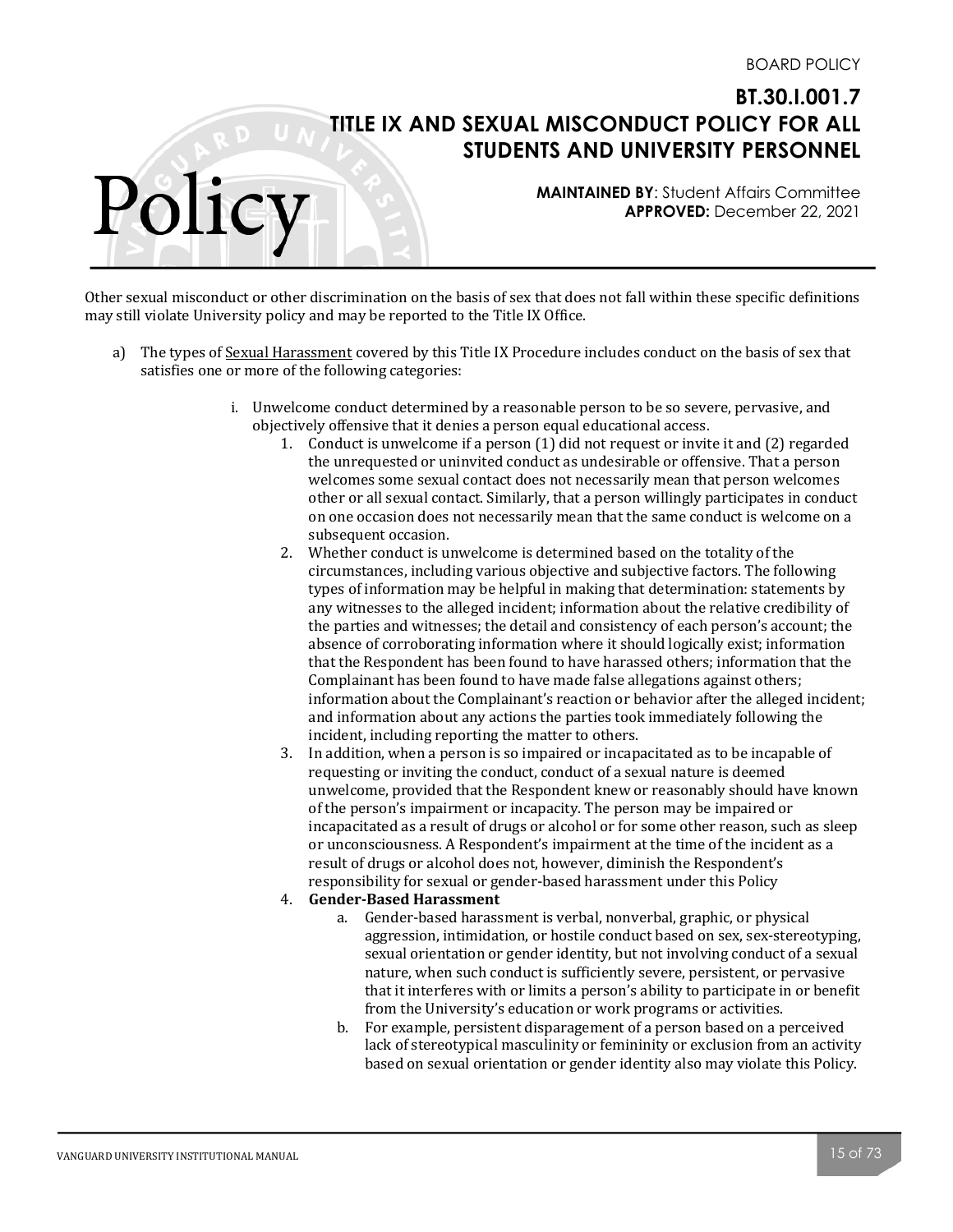Other sexual misconduct or other discrimination on the basis of sex that does not fall within these specific definitions may still violate University policy and may be reported to the Title IX Office.

a) The types of Sexual Harassment covered by this Title IX Procedure includes conduct on the basis of sex that satisfies one or more of the following categories:

   i. Unwelcome conduct determined by a reasonable person to be so severe, pervasive, and objectively offensive that it denies a person equal educational access.

      1. Conduct is unwelcome if a person (1) did not request or invite it and (2) regarded the unrequested or uninvited conduct as undesirable or offensive. That a person welcomes some sexual contact does not necessarily mean that person welcomes other or all sexual contact. Similarly, that a person willingly participates in conduct on one occasion does not necessarily mean that the same conduct is welcome on a subsequent occasion.
      2. Whether conduct is unwelcome is determined based on the totality of the circumstances, including various objective and subjective factors. The following types of information may be helpful in making that determination: statements by any witnesses to the alleged incident; information about the relative credibility of the parties and witnesses; the detail and consistency of each person's account; the absence of corroborating information where it should logically exist; information that the Respondent has been found to have harassed others; information that the Complainant has been found to have made false allegations against others; information about the Complainant's reaction or behavior after the alleged incident; and information about any actions the parties took immediately following the incident, including reporting the matter to others.
      3. In addition, when a person is so impaired or incapacitated as to be incapable of requesting or inviting the conduct, conduct of a sexual nature is deemed unwelcome, provided that the Respondent knew or reasonably should have known of the person's impairment or incapacity. The person may be impaired or incapacitated as a result of drugs or alcohol or for some other reason, such as sleep or unconsciousness. A Respondent's impairment at the time of the incident as a result of drugs or alcohol does not, however, diminish the Respondent's responsibility for sexual or gender-based harassment under this Policy
      4. **Gender-Based Harassment**
         a. Gender-based harassment is verbal, nonverbal, graphic, or physical aggression, intimidation, or hostile conduct based on sex, sex-stereotyping, sexual orientation or gender identity, but not involving conduct of a sexual nature, when such conduct is sufficiently severe, persistent, or pervasive that it interferes with or limits a person's ability to participate in or benefit from the University's education or work programs or activities.
         b. For example, persistent disparagement of a person based on a perceived lack of stereotypical masculinity or femininity or exclusion from an activity based on sexual orientation or gender identity also may violate this Policy.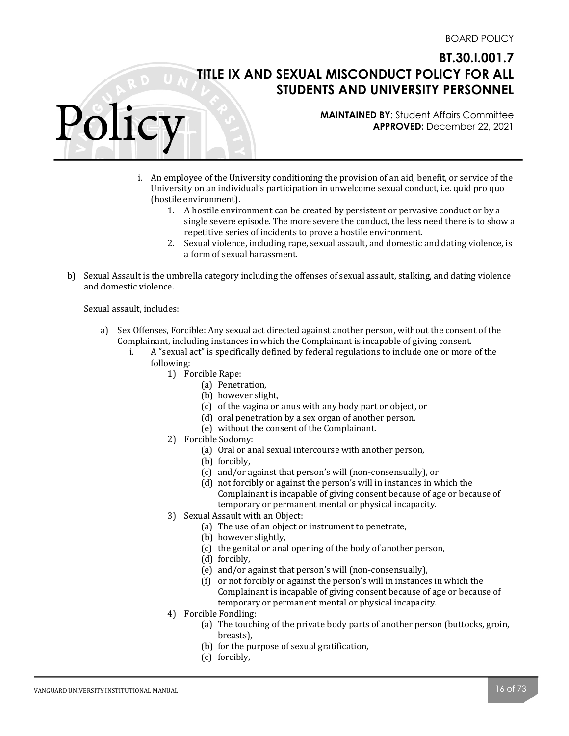i. An employee of the University conditioning the provision of an aid, benefit, or service of the University on an individual's participation in unwelcome sexual conduct, i.e. quid pro quo (hostile environment).
   1. A hostile environment can be created by persistent or pervasive conduct or by a single severe episode. The more severe the conduct, the less need there is to show a repetitive series of incidents to prove a hostile environment.
   2. Sexual violence, including rape, sexual assault, and domestic and dating violence, is a form of sexual harassment.

b) <u>Sexual Assault</u> is the umbrella category including the offenses of sexual assault, stalking, and dating violence and domestic violence.

   Sexual assault, includes:

   a) Sex Offenses, Forcible: Any sexual act directed against another person, without the consent of the Complainant, including instances in which the Complainant is incapable of giving consent.
      i. A "sexual act" is specifically defined by federal regulations to include one or more of the following:
         1) Forcible Rape:
            (a) Penetration,
            (b) however slight,
            (c) of the vagina or anus with any body part or object, or
            (d) oral penetration by a sex organ of another person,
            (e) without the consent of the Complainant.
         2) Forcible Sodomy:
            (a) Oral or anal sexual intercourse with another person,
            (b) forcibly,
            (c) and/or against that person's will (non-consensually), or
            (d) not forcibly or against the person's will in instances in which the Complainant is incapable of giving consent because of age or because of temporary or permanent mental or physical incapacity.
         3) Sexual Assault with an Object:
            (a) The use of an object or instrument to penetrate,
            (b) however slightly,
            (c) the genital or anal opening of the body of another person,
            (d) forcibly,
            (e) and/or against that person's will (non-consensually),
            (f) or not forcibly or against the person's will in instances in which the Complainant is incapable of giving consent because of age or because of temporary or permanent mental or physical incapacity.
         4) Forcible Fondling:
            (a) The touching of the private body parts of another person (buttocks, groin, breasts),
            (b) for the purpose of sexual gratification,
            (c) forcibly,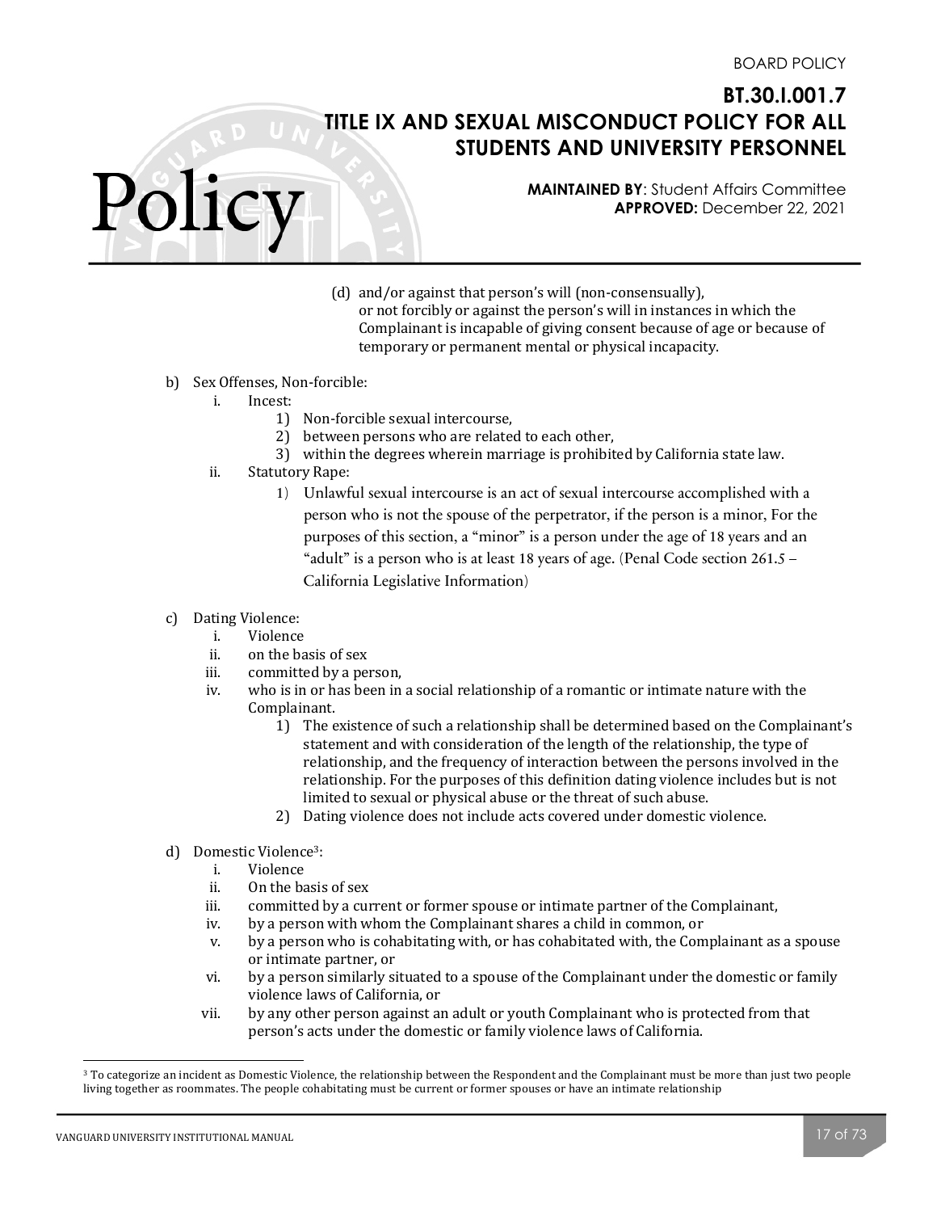(d) and/or against that person's will (non-consensually), or not forcibly or against the person's will in instances in which the Complainant is incapable of giving consent because of age or because of temporary or permanent mental or physical incapacity.

b) Sex Offenses, Non-forcible:
   i. Incest:
      1) Non-forcible sexual intercourse,
      2) between persons who are related to each other,
      3) within the degrees wherein marriage is prohibited by California state law.
   ii. Statutory Rape:
      1) Unlawful sexual intercourse is an act of sexual intercourse accomplished with a person who is not the spouse of the perpetrator, if the person is a minor, For the purposes of this section, a "minor" is a person under the age of 18 years and an "adult" is a person who is at least 18 years of age. (Penal Code section 261.5 – California Legislative Information)

c) Dating Violence:
   i. Violence
   ii. on the basis of sex
   iii. committed by a person,
   iv. who is in or has been in a social relationship of a romantic or intimate nature with the Complainant.
      1) The existence of such a relationship shall be determined based on the Complainant's statement and with consideration of the length of the relationship, the type of relationship, and the frequency of interaction between the persons involved in the relationship. For the purposes of this definition dating violence includes but is not limited to sexual or physical abuse or the threat of such abuse.
      2) Dating violence does not include acts covered under domestic violence.

d) Domestic Violence[3]:
   i. Violence
   ii. On the basis of sex
   iii. committed by a current or former spouse or intimate partner of the Complainant,
   iv. by a person with whom the Complainant shares a child in common, or
   v. by a person who is cohabitating with, or has cohabitated with, the Complainant as a spouse or intimate partner, or
   vi. by a person similarly situated to a spouse of the Complainant under the domestic or family violence laws of California, or
   vii. by any other person against an adult or youth Complainant who is protected from that person's acts under the domestic or family violence laws of California.

---

[3] To categorize an incident as Domestic Violence, the relationship between the Respondent and the Complainant must be more than just two people living together as roommates. The people cohabitating must be current or former spouses or have an intimate relationship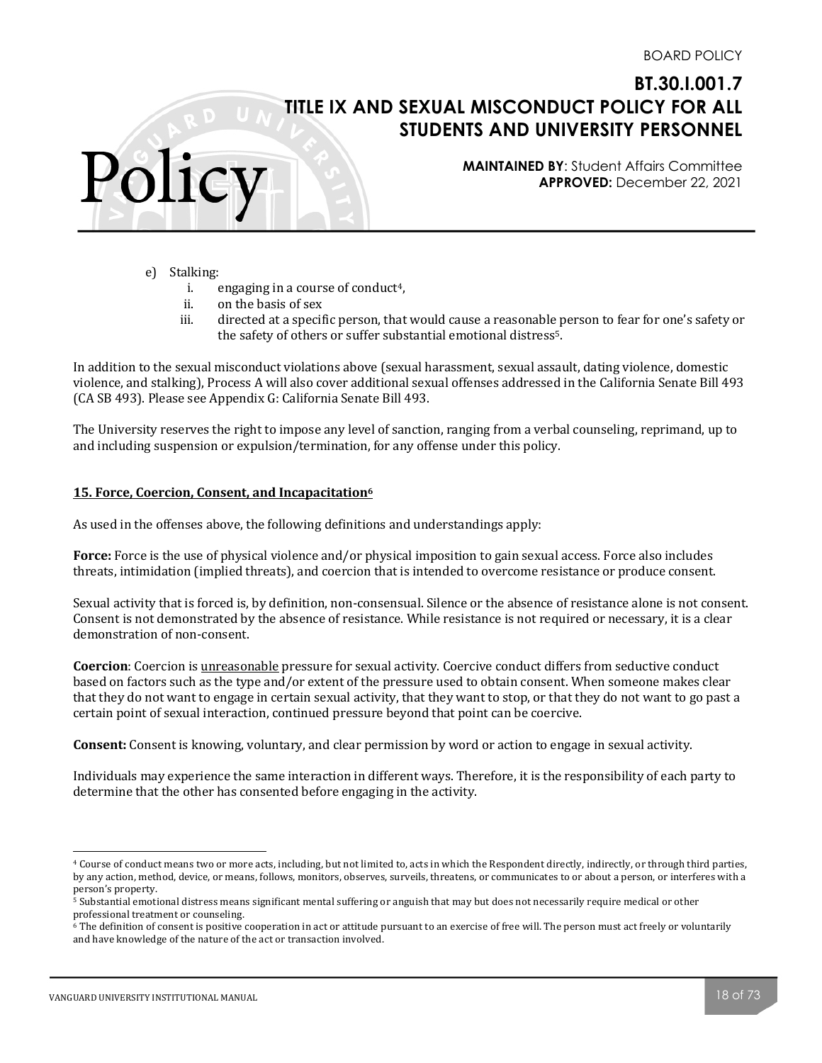e) Stalking:
   i. engaging in a course of conduct[4],
   ii. on the basis of sex
   iii. directed at a specific person, that would cause a reasonable person to fear for one's safety or the safety of others or suffer substantial emotional distress[5].

In addition to the sexual misconduct violations above (sexual harassment, sexual assault, dating violence, domestic violence, and stalking), Process A will also cover additional sexual offenses addressed in the California Senate Bill 493 (CA SB 493). Please see Appendix G: California Senate Bill 493.

The University reserves the right to impose any level of sanction, ranging from a verbal counseling, reprimand, up to and including suspension or expulsion/termination, for any offense under this policy.

### 15. Force, Coercion, Consent, and Incapacitation[6]

As used in the offenses above, the following definitions and understandings apply:

**Force:** Force is the use of physical violence and/or physical imposition to gain sexual access. Force also includes threats, intimidation (implied threats), and coercion that is intended to overcome resistance or produce consent.

Sexual activity that is forced is, by definition, non-consensual. Silence or the absence of resistance alone is not consent. Consent is not demonstrated by the absence of resistance. While resistance is not required or necessary, it is a clear demonstration of non-consent.

**Coercion**: Coercion is unreasonable pressure for sexual activity. Coercive conduct differs from seductive conduct based on factors such as the type and/or extent of the pressure used to obtain consent. When someone makes clear that they do not want to engage in certain sexual activity, that they want to stop, or that they do not want to go past a certain point of sexual interaction, continued pressure beyond that point can be coercive.

**Consent:** Consent is knowing, voluntary, and clear permission by word or action to engage in sexual activity.

Individuals may experience the same interaction in different ways. Therefore, it is the responsibility of each party to determine that the other has consented before engaging in the activity.

---

[4] Course of conduct means two or more acts, including, but not limited to, acts in which the Respondent directly, indirectly, or through third parties, by any action, method, device, or means, follows, monitors, observes, surveils, threatens, or communicates to or about a person, or interferes with a person's property.

[5] Substantial emotional distress means significant mental suffering or anguish that may but does not necessarily require medical or other professional treatment or counseling.

[6] The definition of consent is positive cooperation in act or attitude pursuant to an exercise of free will. The person must act freely or voluntarily and have knowledge of the nature of the act or transaction involved.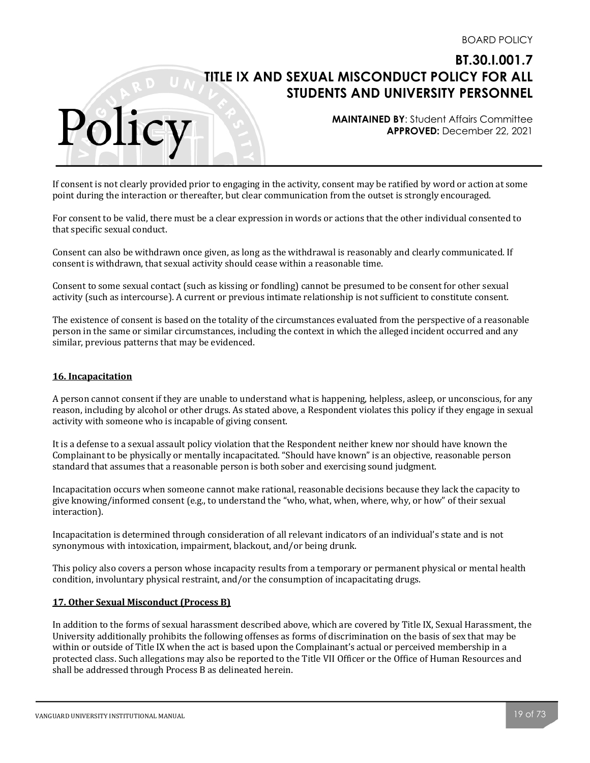If consent is not clearly provided prior to engaging in the activity, consent may be ratified by word or action at some point during the interaction or thereafter, but clear communication from the outset is strongly encouraged.

For consent to be valid, there must be a clear expression in words or actions that the other individual consented to that specific sexual conduct.

Consent can also be withdrawn once given, as long as the withdrawal is reasonably and clearly communicated. If consent is withdrawn, that sexual activity should cease within a reasonable time.

Consent to some sexual contact (such as kissing or fondling) cannot be presumed to be consent for other sexual activity (such as intercourse). A current or previous intimate relationship is not sufficient to constitute consent.

The existence of consent is based on the totality of the circumstances evaluated from the perspective of a reasonable person in the same or similar circumstances, including the context in which the alleged incident occurred and any similar, previous patterns that may be evidenced.

## 16. Incapacitation

A person cannot consent if they are unable to understand what is happening, helpless, asleep, or unconscious, for any reason, including by alcohol or other drugs. As stated above, a Respondent violates this policy if they engage in sexual activity with someone who is incapable of giving consent.

It is a defense to a sexual assault policy violation that the Respondent neither knew nor should have known the Complainant to be physically or mentally incapacitated. "Should have known" is an objective, reasonable person standard that assumes that a reasonable person is both sober and exercising sound judgment.

Incapacitation occurs when someone cannot make rational, reasonable decisions because they lack the capacity to give knowing/informed consent (e.g., to understand the "who, what, when, where, why, or how" of their sexual interaction).

Incapacitation is determined through consideration of all relevant indicators of an individual's state and is not synonymous with intoxication, impairment, blackout, and/or being drunk.

This policy also covers a person whose incapacity results from a temporary or permanent physical or mental health condition, involuntary physical restraint, and/or the consumption of incapacitating drugs.

## 17. Other Sexual Misconduct (Process B)

In addition to the forms of sexual harassment described above, which are covered by Title IX, Sexual Harassment, the University additionally prohibits the following offenses as forms of discrimination on the basis of sex that may be within or outside of Title IX when the act is based upon the Complainant's actual or perceived membership in a protected class. Such allegations may also be reported to the Title VII Officer or the Office of Human Resources and shall be addressed through Process B as delineated herein.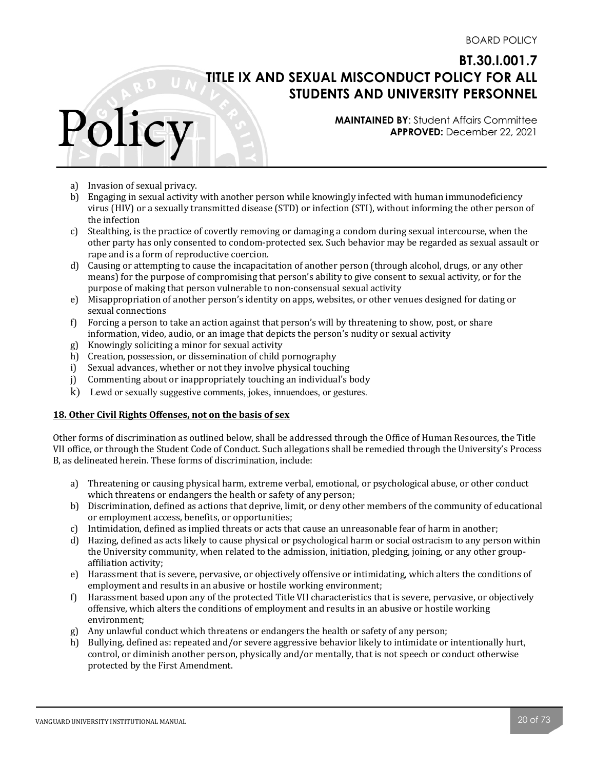a) Invasion of sexual privacy.
b) Engaging in sexual activity with another person while knowingly infected with human immunodeficiency virus (HIV) or a sexually transmitted disease (STD) or infection (STI), without informing the other person of the infection
c) Stealthing, is the practice of covertly removing or damaging a condom during sexual intercourse, when the other party has only consented to condom-protected sex. Such behavior may be regarded as sexual assault or rape and is a form of reproductive coercion.
d) Causing or attempting to cause the incapacitation of another person (through alcohol, drugs, or any other means) for the purpose of compromising that person's ability to give consent to sexual activity, or for the purpose of making that person vulnerable to non-consensual sexual activity
e) Misappropriation of another person's identity on apps, websites, or other venues designed for dating or sexual connections
f) Forcing a person to take an action against that person's will by threatening to show, post, or share information, video, audio, or an image that depicts the person's nudity or sexual activity
g) Knowingly soliciting a minor for sexual activity
h) Creation, possession, or dissemination of child pornography
i) Sexual advances, whether or not they involve physical touching
j) Commenting about or inappropriately touching an individual's body
k) Lewd or sexually suggestive comments, jokes, innuendoes, or gestures.

**18. Other Civil Rights Offenses, not on the basis of sex**

Other forms of discrimination as outlined below, shall be addressed through the Office of Human Resources, the Title VII office, or through the Student Code of Conduct. Such allegations shall be remedied through the University's Process B, as delineated herein. These forms of discrimination, include:

a) Threatening or causing physical harm, extreme verbal, emotional, or psychological abuse, or other conduct which threatens or endangers the health or safety of any person;
b) Discrimination, defined as actions that deprive, limit, or deny other members of the community of educational or employment access, benefits, or opportunities;
c) Intimidation, defined as implied threats or acts that cause an unreasonable fear of harm in another;
d) Hazing, defined as acts likely to cause physical or psychological harm or social ostracism to any person within the University community, when related to the admission, initiation, pledging, joining, or any other group-affiliation activity;
e) Harassment that is severe, pervasive, or objectively offensive or intimidating, which alters the conditions of employment and results in an abusive or hostile working environment;
f) Harassment based upon any of the protected Title VII characteristics that is severe, pervasive, or objectively offensive, which alters the conditions of employment and results in an abusive or hostile working environment;
g) Any unlawful conduct which threatens or endangers the health or safety of any person;
h) Bullying, defined as: repeated and/or severe aggressive behavior likely to intimidate or intentionally hurt, control, or diminish another person, physically and/or mentally, that is not speech or conduct otherwise protected by the First Amendment.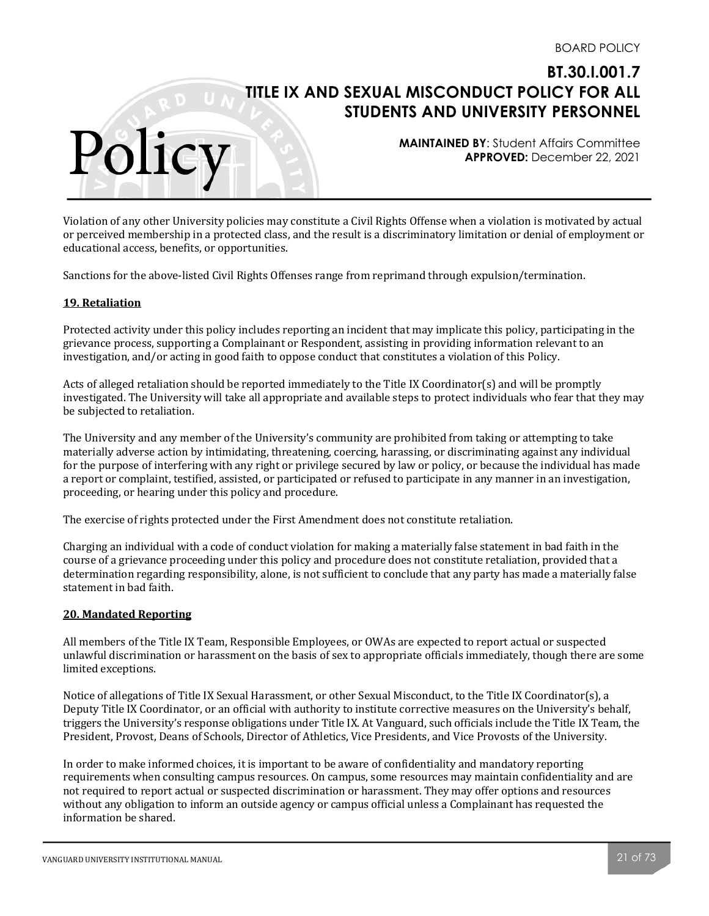Violation of any other University policies may constitute a Civil Rights Offense when a violation is motivated by actual or perceived membership in a protected class, and the result is a discriminatory limitation or denial of employment or educational access, benefits, or opportunities.

Sanctions for the above-listed Civil Rights Offenses range from reprimand through expulsion/termination.

## 19. Retaliation

Protected activity under this policy includes reporting an incident that may implicate this policy, participating in the grievance process, supporting a Complainant or Respondent, assisting in providing information relevant to an investigation, and/or acting in good faith to oppose conduct that constitutes a violation of this Policy.

Acts of alleged retaliation should be reported immediately to the Title IX Coordinator(s) and will be promptly investigated. The University will take all appropriate and available steps to protect individuals who fear that they may be subjected to retaliation.

The University and any member of the University's community are prohibited from taking or attempting to take materially adverse action by intimidating, threatening, coercing, harassing, or discriminating against any individual for the purpose of interfering with any right or privilege secured by law or policy, or because the individual has made a report or complaint, testified, assisted, or participated or refused to participate in any manner in an investigation, proceeding, or hearing under this policy and procedure.

The exercise of rights protected under the First Amendment does not constitute retaliation.

Charging an individual with a code of conduct violation for making a materially false statement in bad faith in the course of a grievance proceeding under this policy and procedure does not constitute retaliation, provided that a determination regarding responsibility, alone, is not sufficient to conclude that any party has made a materially false statement in bad faith.

## 20. Mandated Reporting

All members of the Title IX Team, Responsible Employees, or OWAs are expected to report actual or suspected unlawful discrimination or harassment on the basis of sex to appropriate officials immediately, though there are some limited exceptions.

Notice of allegations of Title IX Sexual Harassment, or other Sexual Misconduct, to the Title IX Coordinator(s), a Deputy Title IX Coordinator, or an official with authority to institute corrective measures on the University's behalf, triggers the University's response obligations under Title IX. At Vanguard, such officials include the Title IX Team, the President, Provost, Deans of Schools, Director of Athletics, Vice Presidents, and Vice Provosts of the University.

In order to make informed choices, it is important to be aware of confidentiality and mandatory reporting requirements when consulting campus resources. On campus, some resources may maintain confidentiality and are not required to report actual or suspected discrimination or harassment. They may offer options and resources without any obligation to inform an outside agency or campus official unless a Complainant has requested the information be shared.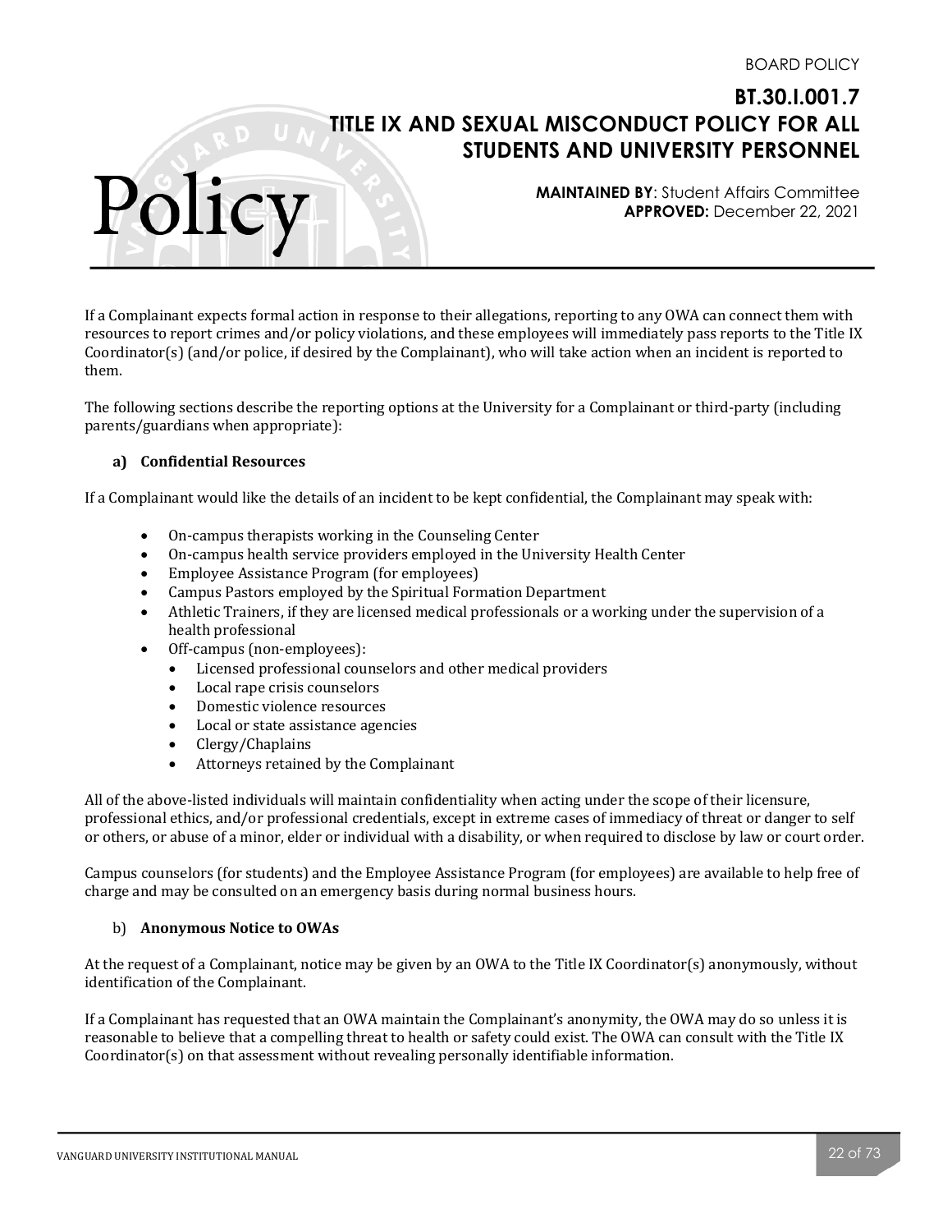If a Complainant expects formal action in response to their allegations, reporting to any OWA can connect them with resources to report crimes and/or policy violations, and these employees will immediately pass reports to the Title IX Coordinator(s) (and/or police, if desired by the Complainant), who will take action when an incident is reported to them.

The following sections describe the reporting options at the University for a Complainant or third-party (including parents/guardians when appropriate):

**a) Confidential Resources**

If a Complainant would like the details of an incident to be kept confidential, the Complainant may speak with:

- On-campus therapists working in the Counseling Center
- On-campus health service providers employed in the University Health Center
- Employee Assistance Program (for employees)
- Campus Pastors employed by the Spiritual Formation Department
- Athletic Trainers, if they are licensed medical professionals or a working under the supervision of a health professional
- Off-campus (non-employees):
  - Licensed professional counselors and other medical providers
  - Local rape crisis counselors
  - Domestic violence resources
  - Local or state assistance agencies
  - Clergy/Chaplains
  - Attorneys retained by the Complainant

All of the above-listed individuals will maintain confidentiality when acting under the scope of their licensure, professional ethics, and/or professional credentials, except in extreme cases of immediacy of threat or danger to self or others, or abuse of a minor, elder or individual with a disability, or when required to disclose by law or court order.

Campus counselors (for students) and the Employee Assistance Program (for employees) are available to help free of charge and may be consulted on an emergency basis during normal business hours.

b) **Anonymous Notice to OWAs**

At the request of a Complainant, notice may be given by an OWA to the Title IX Coordinator(s) anonymously, without identification of the Complainant.

If a Complainant has requested that an OWA maintain the Complainant's anonymity, the OWA may do so unless it is reasonable to believe that a compelling threat to health or safety could exist. The OWA can consult with the Title IX Coordinator(s) on that assessment without revealing personally identifiable information.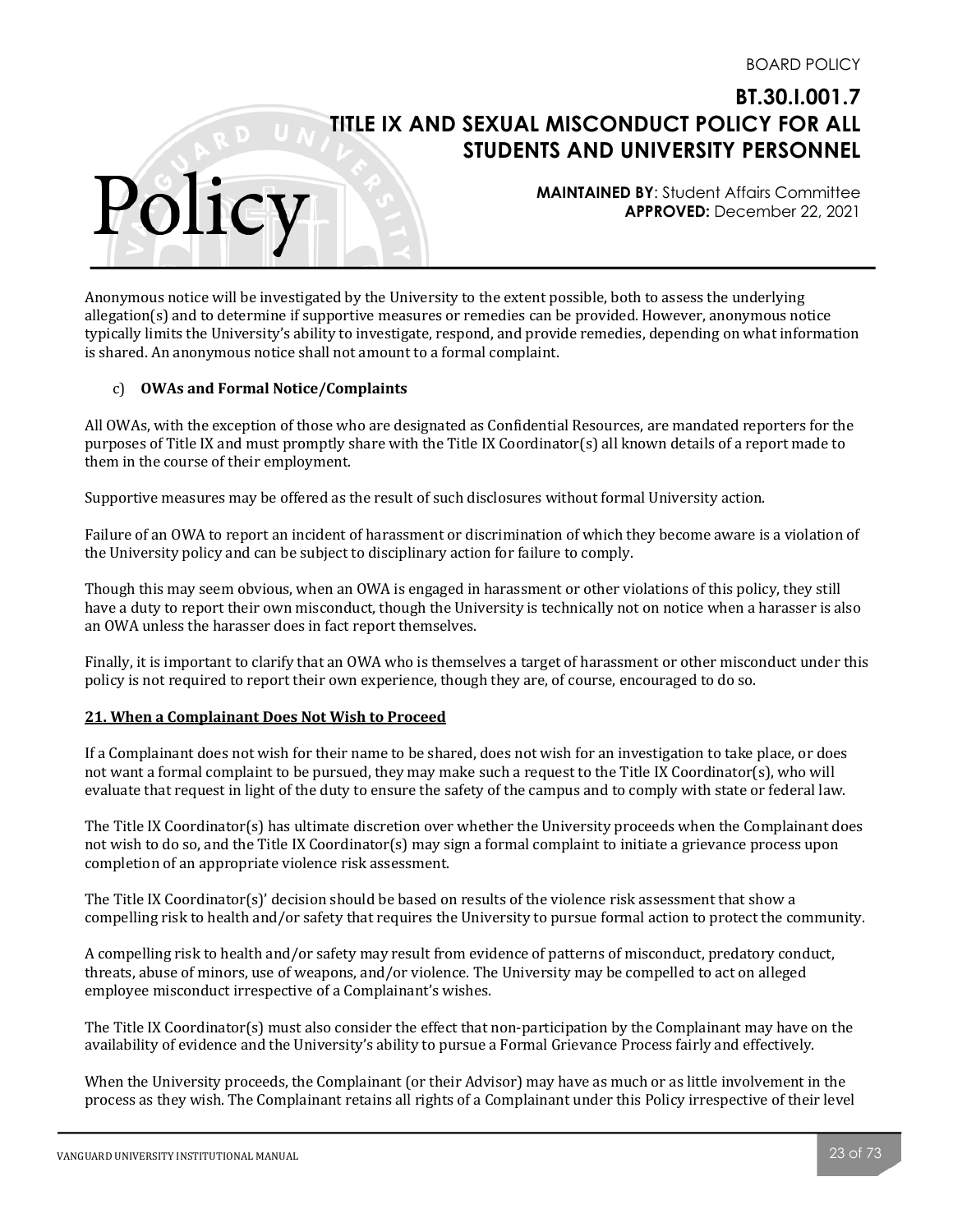Anonymous notice will be investigated by the University to the extent possible, both to assess the underlying allegation(s) and to determine if supportive measures or remedies can be provided. However, anonymous notice typically limits the University's ability to investigate, respond, and provide remedies, depending on what information is shared. An anonymous notice shall not amount to a formal complaint.

c) **OWAs and Formal Notice/Complaints**

All OWAs, with the exception of those who are designated as Confidential Resources, are mandated reporters for the purposes of Title IX and must promptly share with the Title IX Coordinator(s) all known details of a report made to them in the course of their employment.

Supportive measures may be offered as the result of such disclosures without formal University action.

Failure of an OWA to report an incident of harassment or discrimination of which they become aware is a violation of the University policy and can be subject to disciplinary action for failure to comply.

Though this may seem obvious, when an OWA is engaged in harassment or other violations of this policy, they still have a duty to report their own misconduct, though the University is technically not on notice when a harasser is also an OWA unless the harasser does in fact report themselves.

Finally, it is important to clarify that an OWA who is themselves a target of harassment or other misconduct under this policy is not required to report their own experience, though they are, of course, encouraged to do so.

## 21. When a Complainant Does Not Wish to Proceed

If a Complainant does not wish for their name to be shared, does not wish for an investigation to take place, or does not want a formal complaint to be pursued, they may make such a request to the Title IX Coordinator(s), who will evaluate that request in light of the duty to ensure the safety of the campus and to comply with state or federal law.

The Title IX Coordinator(s) has ultimate discretion over whether the University proceeds when the Complainant does not wish to do so, and the Title IX Coordinator(s) may sign a formal complaint to initiate a grievance process upon completion of an appropriate violence risk assessment.

The Title IX Coordinator(s)' decision should be based on results of the violence risk assessment that show a compelling risk to health and/or safety that requires the University to pursue formal action to protect the community.

A compelling risk to health and/or safety may result from evidence of patterns of misconduct, predatory conduct, threats, abuse of minors, use of weapons, and/or violence. The University may be compelled to act on alleged employee misconduct irrespective of a Complainant's wishes.

The Title IX Coordinator(s) must also consider the effect that non-participation by the Complainant may have on the availability of evidence and the University's ability to pursue a Formal Grievance Process fairly and effectively.

When the University proceeds, the Complainant (or their Advisor) may have as much or as little involvement in the process as they wish. The Complainant retains all rights of a Complainant under this Policy irrespective of their level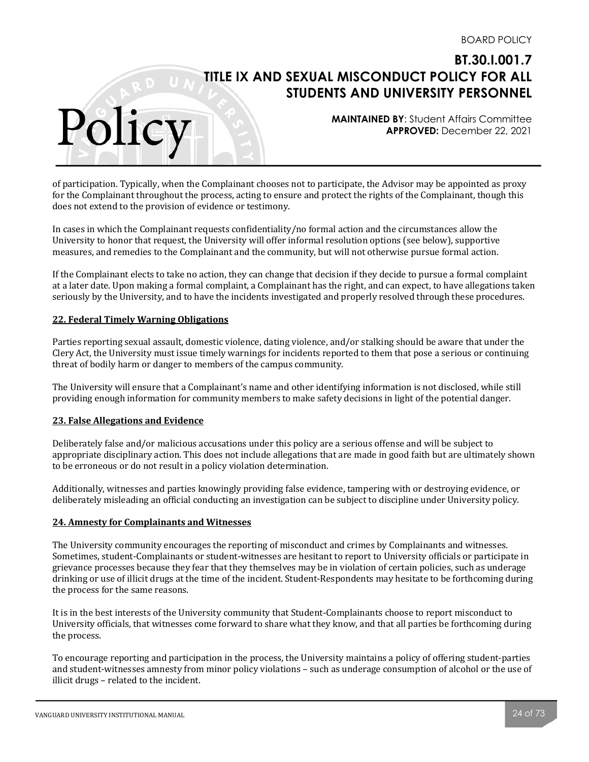of participation. Typically, when the Complainant chooses not to participate, the Advisor may be appointed as proxy for the Complainant throughout the process, acting to ensure and protect the rights of the Complainant, though this does not extend to the provision of evidence or testimony.

In cases in which the Complainant requests confidentiality/no formal action and the circumstances allow the University to honor that request, the University will offer informal resolution options (see below), supportive measures, and remedies to the Complainant and the community, but will not otherwise pursue formal action.

If the Complainant elects to take no action, they can change that decision if they decide to pursue a formal complaint at a later date. Upon making a formal complaint, a Complainant has the right, and can expect, to have allegations taken seriously by the University, and to have the incidents investigated and properly resolved through these procedures.

## 22. Federal Timely Warning Obligations

Parties reporting sexual assault, domestic violence, dating violence, and/or stalking should be aware that under the Clery Act, the University must issue timely warnings for incidents reported to them that pose a serious or continuing threat of bodily harm or danger to members of the campus community.

The University will ensure that a Complainant's name and other identifying information is not disclosed, while still providing enough information for community members to make safety decisions in light of the potential danger.

## 23. False Allegations and Evidence

Deliberately false and/or malicious accusations under this policy are a serious offense and will be subject to appropriate disciplinary action. This does not include allegations that are made in good faith but are ultimately shown to be erroneous or do not result in a policy violation determination.

Additionally, witnesses and parties knowingly providing false evidence, tampering with or destroying evidence, or deliberately misleading an official conducting an investigation can be subject to discipline under University policy.

## 24. Amnesty for Complainants and Witnesses

The University community encourages the reporting of misconduct and crimes by Complainants and witnesses. Sometimes, student-Complainants or student-witnesses are hesitant to report to University officials or participate in grievance processes because they fear that they themselves may be in violation of certain policies, such as underage drinking or use of illicit drugs at the time of the incident. Student-Respondents may hesitate to be forthcoming during the process for the same reasons.

It is in the best interests of the University community that Student-Complainants choose to report misconduct to University officials, that witnesses come forward to share what they know, and that all parties be forthcoming during the process.

To encourage reporting and participation in the process, the University maintains a policy of offering student-parties and student-witnesses amnesty from minor policy violations – such as underage consumption of alcohol or the use of illicit drugs – related to the incident.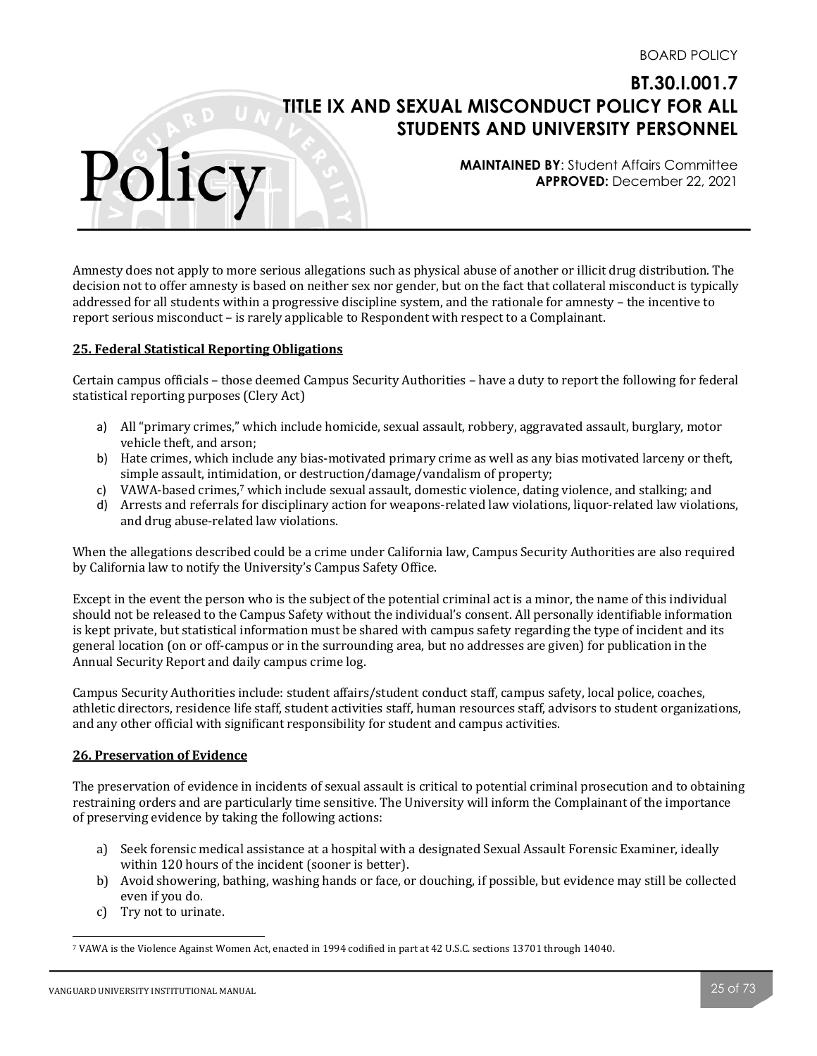Amnesty does not apply to more serious allegations such as physical abuse of another or illicit drug distribution. The decision not to offer amnesty is based on neither sex nor gender, but on the fact that collateral misconduct is typically addressed for all students within a progressive discipline system, and the rationale for amnesty – the incentive to report serious misconduct – is rarely applicable to Respondent with respect to a Complainant.

## 25. Federal Statistical Reporting Obligations

Certain campus officials – those deemed Campus Security Authorities – have a duty to report the following for federal statistical reporting purposes (Clery Act)

a) All "primary crimes," which include homicide, sexual assault, robbery, aggravated assault, burglary, motor vehicle theft, and arson;
b) Hate crimes, which include any bias-motivated primary crime as well as any bias motivated larceny or theft, simple assault, intimidation, or destruction/damage/vandalism of property;
c) VAWA-based crimes,[7] which include sexual assault, domestic violence, dating violence, and stalking; and
d) Arrests and referrals for disciplinary action for weapons-related law violations, liquor-related law violations, and drug abuse-related law violations.

When the allegations described could be a crime under California law, Campus Security Authorities are also required by California law to notify the University's Campus Safety Office.

Except in the event the person who is the subject of the potential criminal act is a minor, the name of this individual should not be released to the Campus Safety without the individual's consent. All personally identifiable information is kept private, but statistical information must be shared with campus safety regarding the type of incident and its general location (on or off-campus or in the surrounding area, but no addresses are given) for publication in the Annual Security Report and daily campus crime log.

Campus Security Authorities include: student affairs/student conduct staff, campus safety, local police, coaches, athletic directors, residence life staff, student activities staff, human resources staff, advisors to student organizations, and any other official with significant responsibility for student and campus activities.

## 26. Preservation of Evidence

The preservation of evidence in incidents of sexual assault is critical to potential criminal prosecution and to obtaining restraining orders and are particularly time sensitive. The University will inform the Complainant of the importance of preserving evidence by taking the following actions:

a) Seek forensic medical assistance at a hospital with a designated Sexual Assault Forensic Examiner, ideally within 120 hours of the incident (sooner is better).
b) Avoid showering, bathing, washing hands or face, or douching, if possible, but evidence may still be collected even if you do.
c) Try not to urinate.

[7] VAWA is the Violence Against Women Act, enacted in 1994 codified in part at 42 U.S.C. sections 13701 through 14040.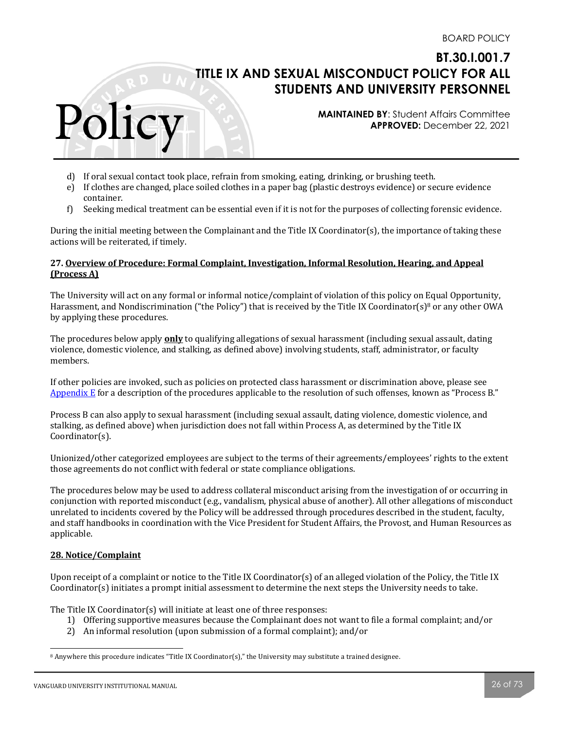d) If oral sexual contact took place, refrain from smoking, eating, drinking, or brushing teeth.
e) If clothes are changed, place soiled clothes in a paper bag (plastic destroys evidence) or secure evidence container.
f) Seeking medical treatment can be essential even if it is not for the purposes of collecting forensic evidence.

During the initial meeting between the Complainant and the Title IX Coordinator(s), the importance of taking these actions will be reiterated, if timely.

### 27. Overview of Procedure: Formal Complaint, Investigation, Informal Resolution, Hearing, and Appeal (Process A)

The University will act on any formal or informal notice/complaint of violation of this policy on Equal Opportunity, Harassment, and Nondiscrimination ("the Policy") that is received by the Title IX Coordinator(s)[8] or any other OWA by applying these procedures.

The procedures below apply **only** to qualifying allegations of sexual harassment (including sexual assault, dating violence, domestic violence, and stalking, as defined above) involving students, staff, administrator, or faculty members.

If other policies are invoked, such as policies on protected class harassment or discrimination above, please see [Appendix E] for a description of the procedures applicable to the resolution of such offenses, known as "Process B."

Process B can also apply to sexual harassment (including sexual assault, dating violence, domestic violence, and stalking, as defined above) when jurisdiction does not fall within Process A, as determined by the Title IX Coordinator(s).

Unionized/other categorized employees are subject to the terms of their agreements/employees' rights to the extent those agreements do not conflict with federal or state compliance obligations.

The procedures below may be used to address collateral misconduct arising from the investigation of or occurring in conjunction with reported misconduct (e.g., vandalism, physical abuse of another). All other allegations of misconduct unrelated to incidents covered by the Policy will be addressed through procedures described in the student, faculty, and staff handbooks in coordination with the Vice President for Student Affairs, the Provost, and Human Resources as applicable.

### 28. Notice/Complaint

Upon receipt of a complaint or notice to the Title IX Coordinator(s) of an alleged violation of the Policy, the Title IX Coordinator(s) initiates a prompt initial assessment to determine the next steps the University needs to take.

The Title IX Coordinator(s) will initiate at least one of three responses:

1) Offering supportive measures because the Complainant does not want to file a formal complaint; and/or
2) An informal resolution (upon submission of a formal complaint); and/or

[8] Anywhere this procedure indicates "Title IX Coordinator(s)," the University may substitute a trained designee.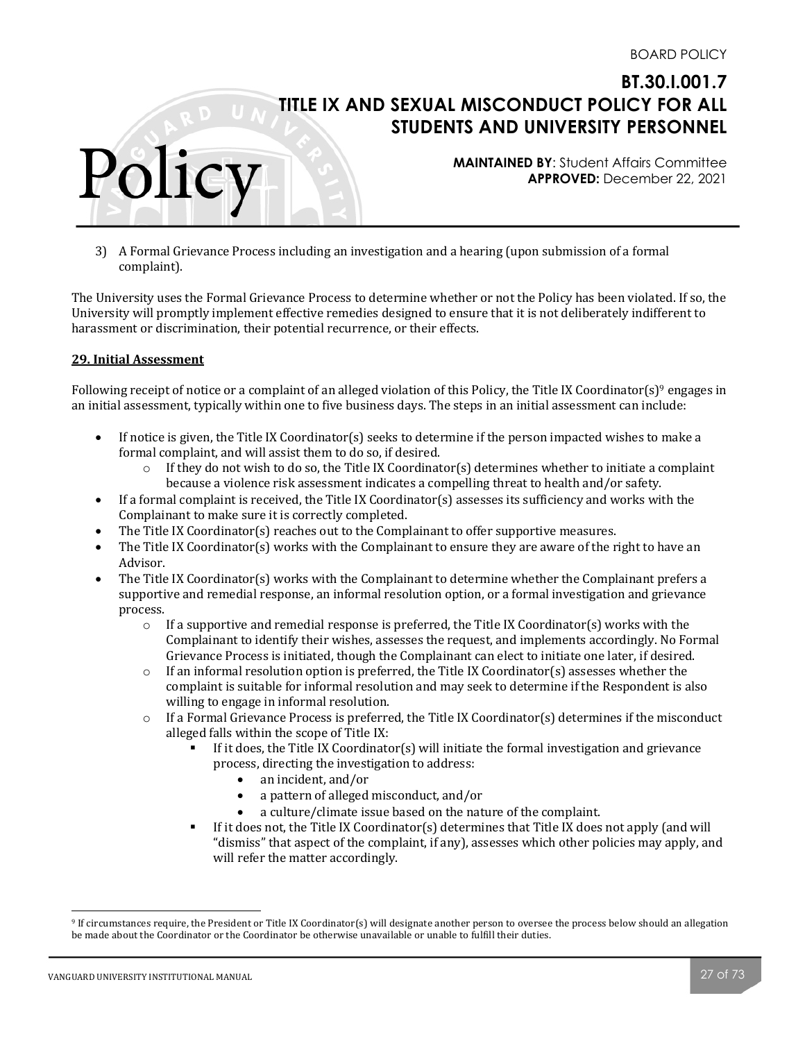3) A Formal Grievance Process including an investigation and a hearing (upon submission of a formal complaint).

The University uses the Formal Grievance Process to determine whether or not the Policy has been violated. If so, the University will promptly implement effective remedies designed to ensure that it is not deliberately indifferent to harassment or discrimination, their potential recurrence, or their effects.

**29. Initial Assessment**

Following receipt of notice or a complaint of an alleged violation of this Policy, the Title IX Coordinator(s)[9] engages in an initial assessment, typically within one to five business days. The steps in an initial assessment can include:

- If notice is given, the Title IX Coordinator(s) seeks to determine if the person impacted wishes to make a formal complaint, and will assist them to do so, if desired.
  - If they do not wish to do so, the Title IX Coordinator(s) determines whether to initiate a complaint because a violence risk assessment indicates a compelling threat to health and/or safety.
- If a formal complaint is received, the Title IX Coordinator(s) assesses its sufficiency and works with the Complainant to make sure it is correctly completed.
- The Title IX Coordinator(s) reaches out to the Complainant to offer supportive measures.
- The Title IX Coordinator(s) works with the Complainant to ensure they are aware of the right to have an Advisor.
- The Title IX Coordinator(s) works with the Complainant to determine whether the Complainant prefers a supportive and remedial response, an informal resolution option, or a formal investigation and grievance process.
  - If a supportive and remedial response is preferred, the Title IX Coordinator(s) works with the Complainant to identify their wishes, assesses the request, and implements accordingly. No Formal Grievance Process is initiated, though the Complainant can elect to initiate one later, if desired.
  - If an informal resolution option is preferred, the Title IX Coordinator(s) assesses whether the complaint is suitable for informal resolution and may seek to determine if the Respondent is also willing to engage in informal resolution.
  - If a Formal Grievance Process is preferred, the Title IX Coordinator(s) determines if the misconduct alleged falls within the scope of Title IX:
    - If it does, the Title IX Coordinator(s) will initiate the formal investigation and grievance process, directing the investigation to address:
      - an incident, and/or
      - a pattern of alleged misconduct, and/or
      - a culture/climate issue based on the nature of the complaint.
    - If it does not, the Title IX Coordinator(s) determines that Title IX does not apply (and will "dismiss" that aspect of the complaint, if any), assesses which other policies may apply, and will refer the matter accordingly.

---

[9] If circumstances require, the President or Title IX Coordinator(s) will designate another person to oversee the process below should an allegation be made about the Coordinator or the Coordinator be otherwise unavailable or unable to fulfill their duties.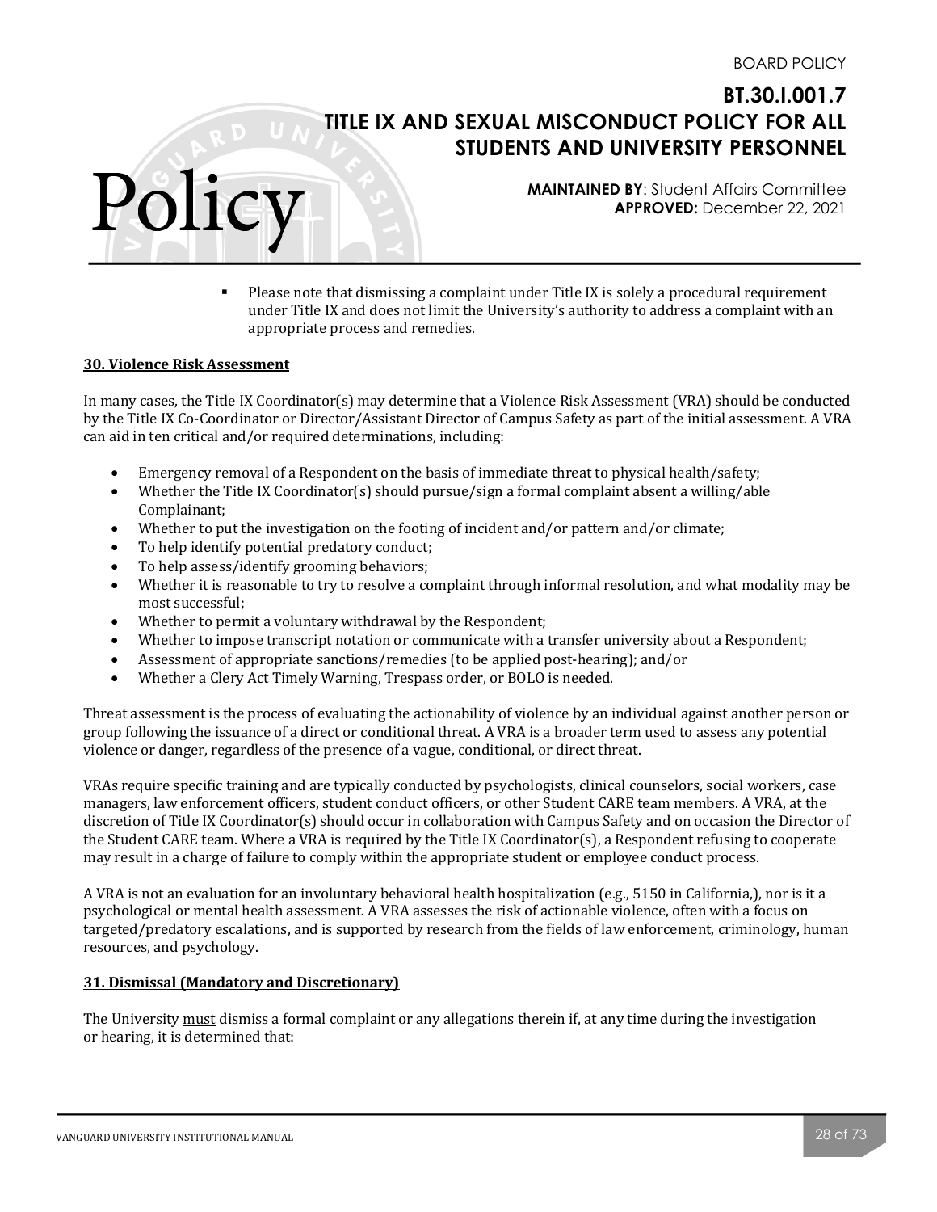- Please note that dismissing a complaint under Title IX is solely a procedural requirement under Title IX and does not limit the University's authority to address a complaint with an appropriate process and remedies.

**30. Violence Risk Assessment**

In many cases, the Title IX Coordinator(s) may determine that a Violence Risk Assessment (VRA) should be conducted by the Title IX Co-Coordinator or Director/Assistant Director of Campus Safety as part of the initial assessment. A VRA can aid in ten critical and/or required determinations, including:

- Emergency removal of a Respondent on the basis of immediate threat to physical health/safety;
- Whether the Title IX Coordinator(s) should pursue/sign a formal complaint absent a willing/able Complainant;
- Whether to put the investigation on the footing of incident and/or pattern and/or climate;
- To help identify potential predatory conduct;
- To help assess/identify grooming behaviors;
- Whether it is reasonable to try to resolve a complaint through informal resolution, and what modality may be most successful;
- Whether to permit a voluntary withdrawal by the Respondent;
- Whether to impose transcript notation or communicate with a transfer university about a Respondent;
- Assessment of appropriate sanctions/remedies (to be applied post-hearing); and/or
- Whether a Clery Act Timely Warning, Trespass order, or BOLO is needed.

Threat assessment is the process of evaluating the actionability of violence by an individual against another person or group following the issuance of a direct or conditional threat. A VRA is a broader term used to assess any potential violence or danger, regardless of the presence of a vague, conditional, or direct threat.

VRAs require specific training and are typically conducted by psychologists, clinical counselors, social workers, case managers, law enforcement officers, student conduct officers, or other Student CARE team members. A VRA, at the discretion of Title IX Coordinator(s) should occur in collaboration with Campus Safety and on occasion the Director of the Student CARE team. Where a VRA is required by the Title IX Coordinator(s), a Respondent refusing to cooperate may result in a charge of failure to comply within the appropriate student or employee conduct process.

A VRA is not an evaluation for an involuntary behavioral health hospitalization (e.g., 5150 in California,), nor is it a psychological or mental health assessment. A VRA assesses the risk of actionable violence, often with a focus on targeted/predatory escalations, and is supported by research from the fields of law enforcement, criminology, human resources, and psychology.

**31. Dismissal (Mandatory and Discretionary)**

The University must dismiss a formal complaint or any allegations therein if, at any time during the investigation or hearing, it is determined that: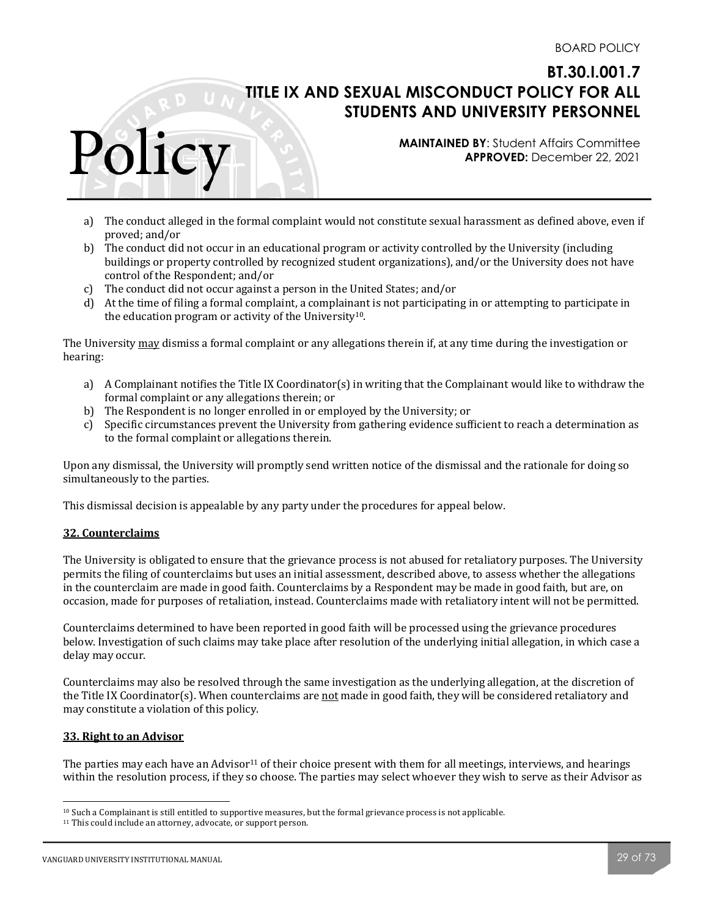a) The conduct alleged in the formal complaint would not constitute sexual harassment as defined above, even if proved; and/or
b) The conduct did not occur in an educational program or activity controlled by the University (including buildings or property controlled by recognized student organizations), and/or the University does not have control of the Respondent; and/or
c) The conduct did not occur against a person in the United States; and/or
d) At the time of filing a formal complaint, a complainant is not participating in or attempting to participate in the education program or activity of the University[10].

The University may dismiss a formal complaint or any allegations therein if, at any time during the investigation or hearing:

a) A Complainant notifies the Title IX Coordinator(s) in writing that the Complainant would like to withdraw the formal complaint or any allegations therein; or
b) The Respondent is no longer enrolled in or employed by the University; or
c) Specific circumstances prevent the University from gathering evidence sufficient to reach a determination as to the formal complaint or allegations therein.

Upon any dismissal, the University will promptly send written notice of the dismissal and the rationale for doing so simultaneously to the parties.

This dismissal decision is appealable by any party under the procedures for appeal below.

## 32. Counterclaims

The University is obligated to ensure that the grievance process is not abused for retaliatory purposes. The University permits the filing of counterclaims but uses an initial assessment, described above, to assess whether the allegations in the counterclaim are made in good faith. Counterclaims by a Respondent may be made in good faith, but are, on occasion, made for purposes of retaliation, instead. Counterclaims made with retaliatory intent will not be permitted.

Counterclaims determined to have been reported in good faith will be processed using the grievance procedures below. Investigation of such claims may take place after resolution of the underlying initial allegation, in which case a delay may occur.

Counterclaims may also be resolved through the same investigation as the underlying allegation, at the discretion of the Title IX Coordinator(s). When counterclaims are not made in good faith, they will be considered retaliatory and may constitute a violation of this policy.

## 33. Right to an Advisor

The parties may each have an Advisor[11] of their choice present with them for all meetings, interviews, and hearings within the resolution process, if they so choose. The parties may select whoever they wish to serve as their Advisor as

---

[10] Such a Complainant is still entitled to supportive measures, but the formal grievance process is not applicable.
[11] This could include an attorney, advocate, or support person.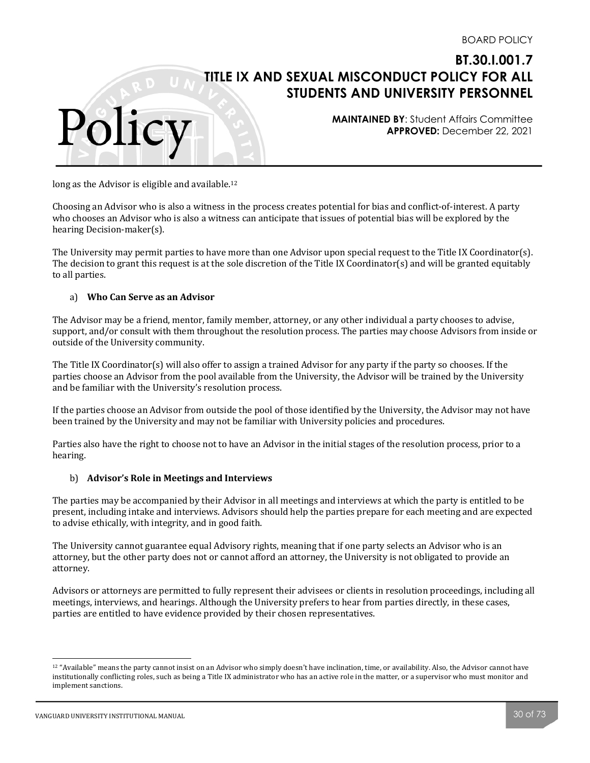long as the Advisor is eligible and available.[12]

Choosing an Advisor who is also a witness in the process creates potential for bias and conflict-of-interest. A party who chooses an Advisor who is also a witness can anticipate that issues of potential bias will be explored by the hearing Decision-maker(s).

The University may permit parties to have more than one Advisor upon special request to the Title IX Coordinator(s). The decision to grant this request is at the sole discretion of the Title IX Coordinator(s) and will be granted equitably to all parties.

a) **Who Can Serve as an Advisor**

The Advisor may be a friend, mentor, family member, attorney, or any other individual a party chooses to advise, support, and/or consult with them throughout the resolution process. The parties may choose Advisors from inside or outside of the University community.

The Title IX Coordinator(s) will also offer to assign a trained Advisor for any party if the party so chooses. If the parties choose an Advisor from the pool available from the University, the Advisor will be trained by the University and be familiar with the University's resolution process.

If the parties choose an Advisor from outside the pool of those identified by the University, the Advisor may not have been trained by the University and may not be familiar with University policies and procedures.

Parties also have the right to choose not to have an Advisor in the initial stages of the resolution process, prior to a hearing.

b) **Advisor's Role in Meetings and Interviews**

The parties may be accompanied by their Advisor in all meetings and interviews at which the party is entitled to be present, including intake and interviews. Advisors should help the parties prepare for each meeting and are expected to advise ethically, with integrity, and in good faith.

The University cannot guarantee equal Advisory rights, meaning that if one party selects an Advisor who is an attorney, but the other party does not or cannot afford an attorney, the University is not obligated to provide an attorney.

Advisors or attorneys are permitted to fully represent their advisees or clients in resolution proceedings, including all meetings, interviews, and hearings. Although the University prefers to hear from parties directly, in these cases, parties are entitled to have evidence provided by their chosen representatives.

---

[12] "Available" means the party cannot insist on an Advisor who simply doesn't have inclination, time, or availability. Also, the Advisor cannot have institutionally conflicting roles, such as being a Title IX administrator who has an active role in the matter, or a supervisor who must monitor and implement sanctions.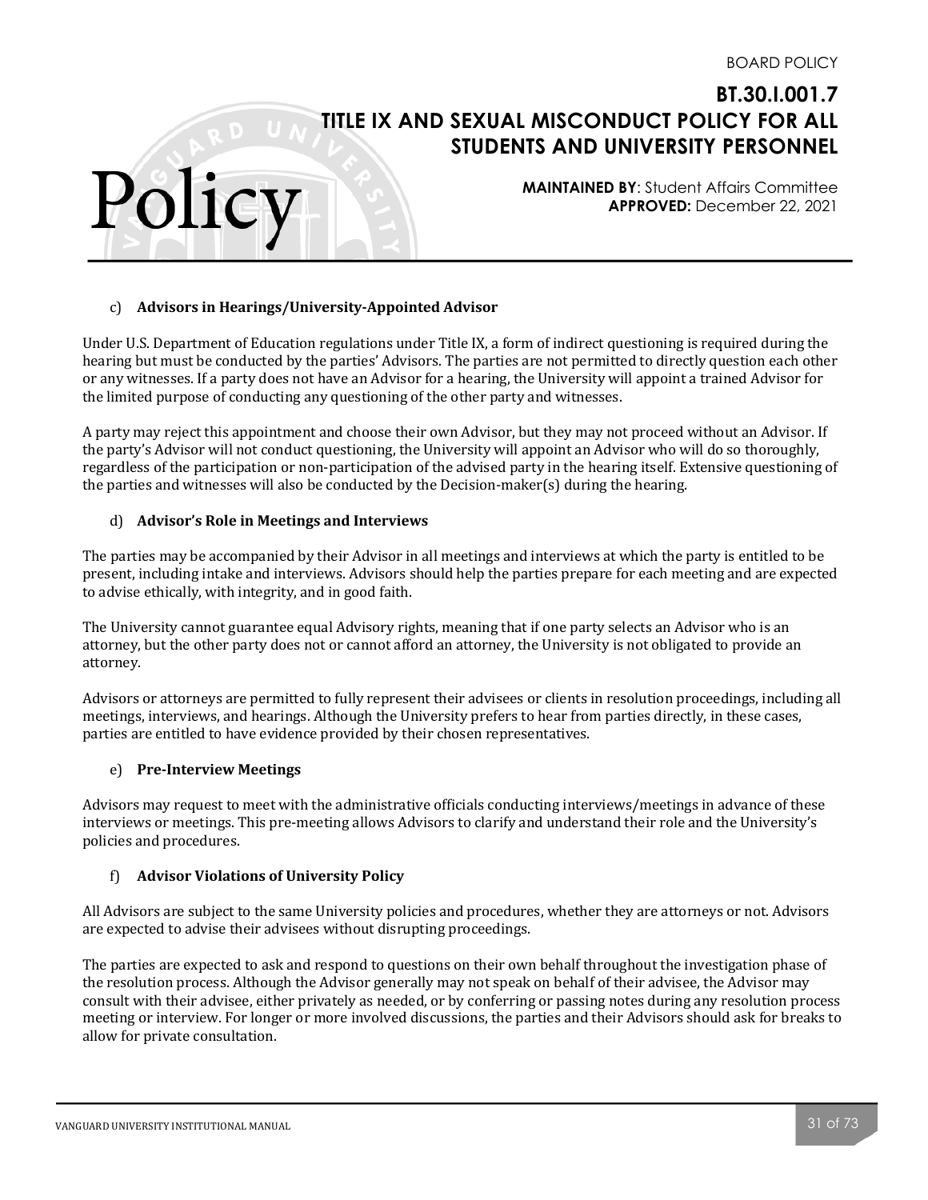c) **Advisors in Hearings/University-Appointed Advisor**

Under U.S. Department of Education regulations under Title IX, a form of indirect questioning is required during the hearing but must be conducted by the parties' Advisors. The parties are not permitted to directly question each other or any witnesses. If a party does not have an Advisor for a hearing, the University will appoint a trained Advisor for the limited purpose of conducting any questioning of the other party and witnesses.

A party may reject this appointment and choose their own Advisor, but they may not proceed without an Advisor. If the party's Advisor will not conduct questioning, the University will appoint an Advisor who will do so thoroughly, regardless of the participation or non-participation of the advised party in the hearing itself. Extensive questioning of the parties and witnesses will also be conducted by the Decision-maker(s) during the hearing.

d) **Advisor's Role in Meetings and Interviews**

The parties may be accompanied by their Advisor in all meetings and interviews at which the party is entitled to be present, including intake and interviews. Advisors should help the parties prepare for each meeting and are expected to advise ethically, with integrity, and in good faith.

The University cannot guarantee equal Advisory rights, meaning that if one party selects an Advisor who is an attorney, but the other party does not or cannot afford an attorney, the University is not obligated to provide an attorney.

Advisors or attorneys are permitted to fully represent their advisees or clients in resolution proceedings, including all meetings, interviews, and hearings. Although the University prefers to hear from parties directly, in these cases, parties are entitled to have evidence provided by their chosen representatives.

e) **Pre-Interview Meetings**

Advisors may request to meet with the administrative officials conducting interviews/meetings in advance of these interviews or meetings. This pre-meeting allows Advisors to clarify and understand their role and the University's policies and procedures.

f) **Advisor Violations of University Policy**

All Advisors are subject to the same University policies and procedures, whether they are attorneys or not. Advisors are expected to advise their advisees without disrupting proceedings.

The parties are expected to ask and respond to questions on their own behalf throughout the investigation phase of the resolution process. Although the Advisor generally may not speak on behalf of their advisee, the Advisor may consult with their advisee, either privately as needed, or by conferring or passing notes during any resolution process meeting or interview. For longer or more involved discussions, the parties and their Advisors should ask for breaks to allow for private consultation.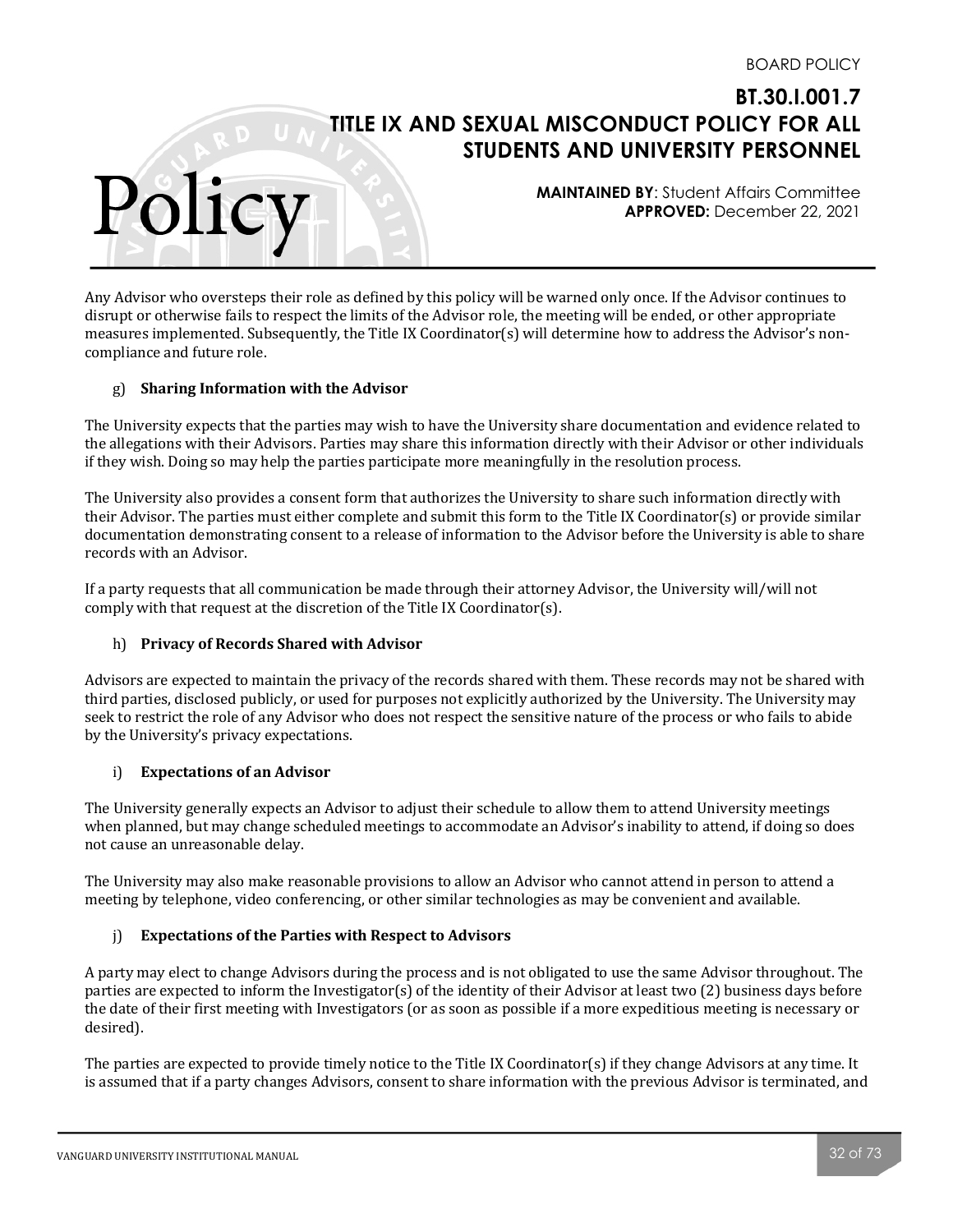Any Advisor who oversteps their role as defined by this policy will be warned only once. If the Advisor continues to disrupt or otherwise fails to respect the limits of the Advisor role, the meeting will be ended, or other appropriate measures implemented. Subsequently, the Title IX Coordinator(s) will determine how to address the Advisor's non-compliance and future role.

g) **Sharing Information with the Advisor**

The University expects that the parties may wish to have the University share documentation and evidence related to the allegations with their Advisors. Parties may share this information directly with their Advisor or other individuals if they wish. Doing so may help the parties participate more meaningfully in the resolution process.

The University also provides a consent form that authorizes the University to share such information directly with their Advisor. The parties must either complete and submit this form to the Title IX Coordinator(s) or provide similar documentation demonstrating consent to a release of information to the Advisor before the University is able to share records with an Advisor.

If a party requests that all communication be made through their attorney Advisor, the University will/will not comply with that request at the discretion of the Title IX Coordinator(s).

h) **Privacy of Records Shared with Advisor**

Advisors are expected to maintain the privacy of the records shared with them. These records may not be shared with third parties, disclosed publicly, or used for purposes not explicitly authorized by the University. The University may seek to restrict the role of any Advisor who does not respect the sensitive nature of the process or who fails to abide by the University's privacy expectations.

i) **Expectations of an Advisor**

The University generally expects an Advisor to adjust their schedule to allow them to attend University meetings when planned, but may change scheduled meetings to accommodate an Advisor's inability to attend, if doing so does not cause an unreasonable delay.

The University may also make reasonable provisions to allow an Advisor who cannot attend in person to attend a meeting by telephone, video conferencing, or other similar technologies as may be convenient and available.

j) **Expectations of the Parties with Respect to Advisors**

A party may elect to change Advisors during the process and is not obligated to use the same Advisor throughout. The parties are expected to inform the Investigator(s) of the identity of their Advisor at least two (2) business days before the date of their first meeting with Investigators (or as soon as possible if a more expeditious meeting is necessary or desired).

The parties are expected to provide timely notice to the Title IX Coordinator(s) if they change Advisors at any time. It is assumed that if a party changes Advisors, consent to share information with the previous Advisor is terminated, and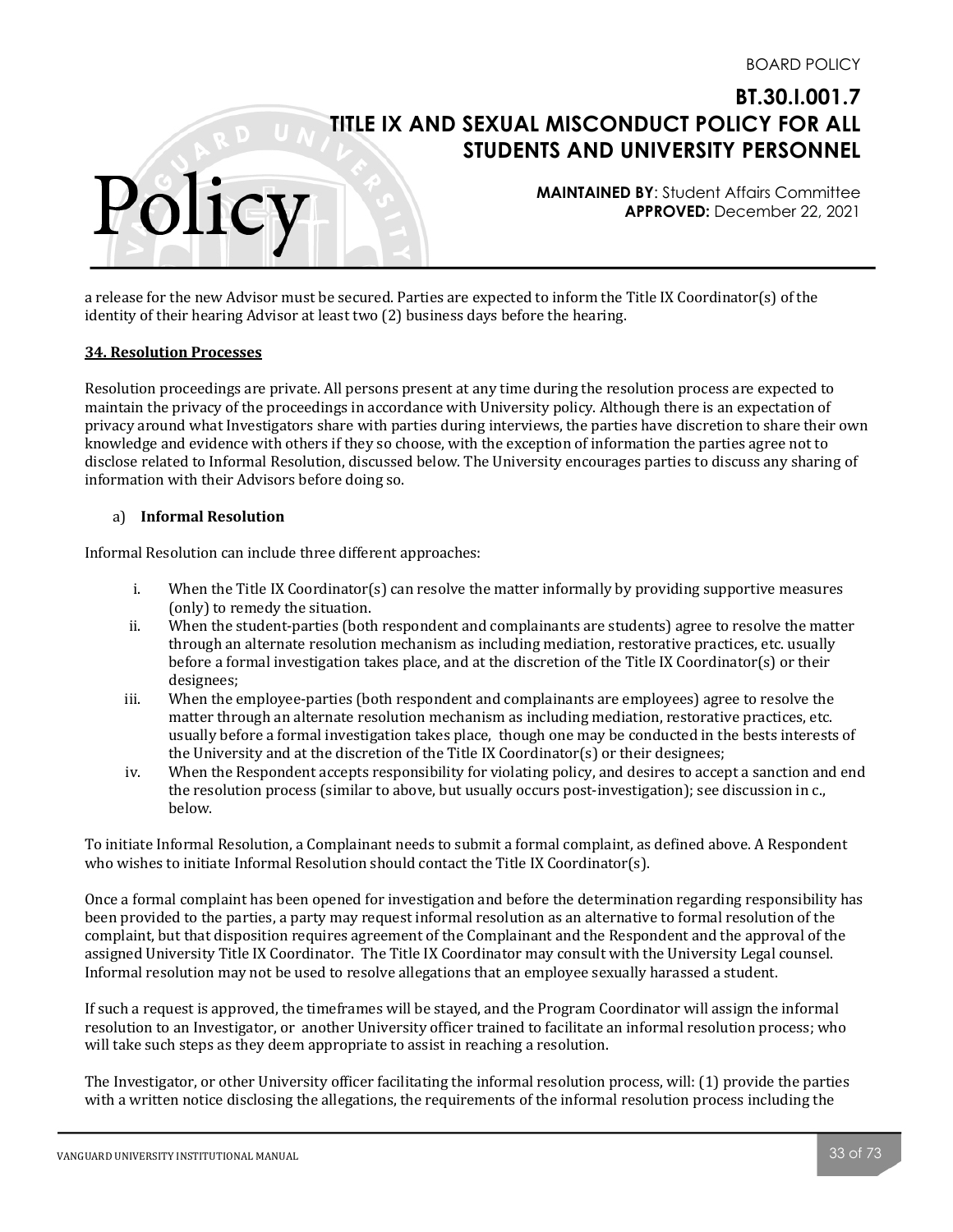a release for the new Advisor must be secured. Parties are expected to inform the Title IX Coordinator(s) of the identity of their hearing Advisor at least two (2) business days before the hearing.

**34. Resolution Processes**

Resolution proceedings are private. All persons present at any time during the resolution process are expected to maintain the privacy of the proceedings in accordance with University policy. Although there is an expectation of privacy around what Investigators share with parties during interviews, the parties have discretion to share their own knowledge and evidence with others if they so choose, with the exception of information the parties agree not to disclose related to Informal Resolution, discussed below. The University encourages parties to discuss any sharing of information with their Advisors before doing so.

a) **Informal Resolution**

Informal Resolution can include three different approaches:

i. When the Title IX Coordinator(s) can resolve the matter informally by providing supportive measures (only) to remedy the situation.
ii. When the student-parties (both respondent and complainants are students) agree to resolve the matter through an alternate resolution mechanism as including mediation, restorative practices, etc. usually before a formal investigation takes place, and at the discretion of the Title IX Coordinator(s) or their designees;
iii. When the employee-parties (both respondent and complainants are employees) agree to resolve the matter through an alternate resolution mechanism as including mediation, restorative practices, etc. usually before a formal investigation takes place, though one may be conducted in the bests interests of the University and at the discretion of the Title IX Coordinator(s) or their designees;
iv. When the Respondent accepts responsibility for violating policy, and desires to accept a sanction and end the resolution process (similar to above, but usually occurs post-investigation); see discussion in c., below.

To initiate Informal Resolution, a Complainant needs to submit a formal complaint, as defined above. A Respondent who wishes to initiate Informal Resolution should contact the Title IX Coordinator(s).

Once a formal complaint has been opened for investigation and before the determination regarding responsibility has been provided to the parties, a party may request informal resolution as an alternative to formal resolution of the complaint, but that disposition requires agreement of the Complainant and the Respondent and the approval of the assigned University Title IX Coordinator. The Title IX Coordinator may consult with the University Legal counsel. Informal resolution may not be used to resolve allegations that an employee sexually harassed a student.

If such a request is approved, the timeframes will be stayed, and the Program Coordinator will assign the informal resolution to an Investigator, or another University officer trained to facilitate an informal resolution process; who will take such steps as they deem appropriate to assist in reaching a resolution.

The Investigator, or other University officer facilitating the informal resolution process, will: (1) provide the parties with a written notice disclosing the allegations, the requirements of the informal resolution process including the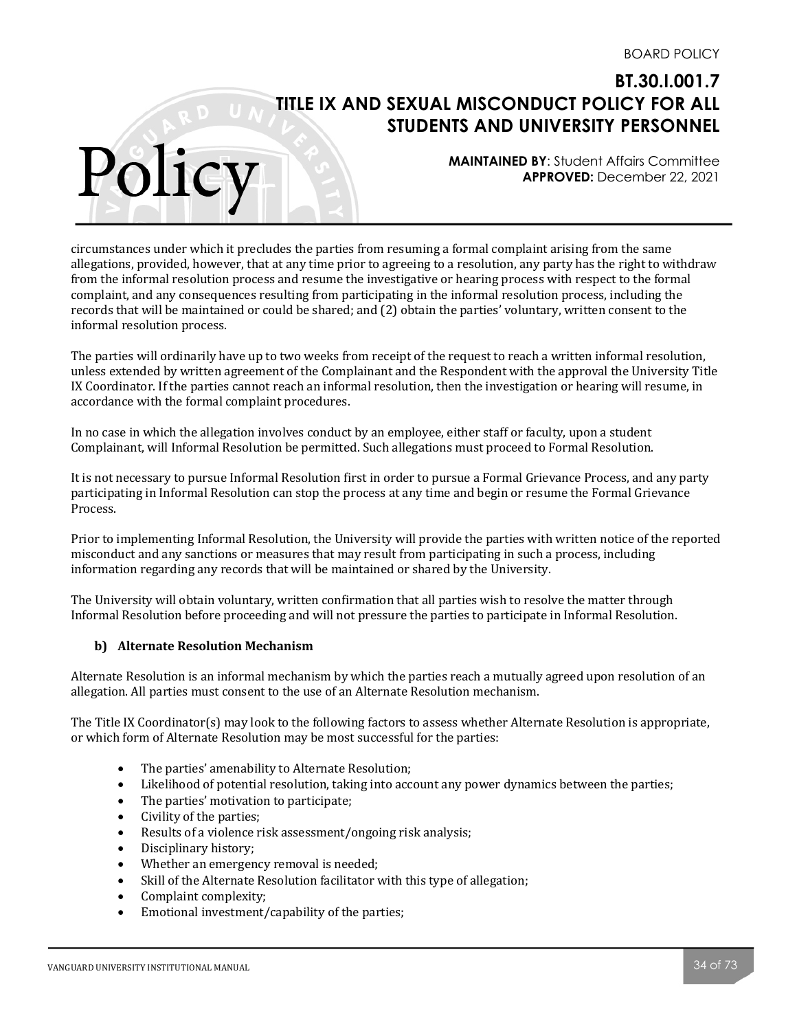circumstances under which it precludes the parties from resuming a formal complaint arising from the same allegations, provided, however, that at any time prior to agreeing to a resolution, any party has the right to withdraw from the informal resolution process and resume the investigative or hearing process with respect to the formal complaint, and any consequences resulting from participating in the informal resolution process, including the records that will be maintained or could be shared; and (2) obtain the parties' voluntary, written consent to the informal resolution process.

The parties will ordinarily have up to two weeks from receipt of the request to reach a written informal resolution, unless extended by written agreement of the Complainant and the Respondent with the approval the University Title IX Coordinator. If the parties cannot reach an informal resolution, then the investigation or hearing will resume, in accordance with the formal complaint procedures.

In no case in which the allegation involves conduct by an employee, either staff or faculty, upon a student Complainant, will Informal Resolution be permitted. Such allegations must proceed to Formal Resolution.

It is not necessary to pursue Informal Resolution first in order to pursue a Formal Grievance Process, and any party participating in Informal Resolution can stop the process at any time and begin or resume the Formal Grievance Process.

Prior to implementing Informal Resolution, the University will provide the parties with written notice of the reported misconduct and any sanctions or measures that may result from participating in such a process, including information regarding any records that will be maintained or shared by the University.

The University will obtain voluntary, written confirmation that all parties wish to resolve the matter through Informal Resolution before proceeding and will not pressure the parties to participate in Informal Resolution.

**b) Alternate Resolution Mechanism**

Alternate Resolution is an informal mechanism by which the parties reach a mutually agreed upon resolution of an allegation. All parties must consent to the use of an Alternate Resolution mechanism.

The Title IX Coordinator(s) may look to the following factors to assess whether Alternate Resolution is appropriate, or which form of Alternate Resolution may be most successful for the parties:

- The parties' amenability to Alternate Resolution;
- Likelihood of potential resolution, taking into account any power dynamics between the parties;
- The parties' motivation to participate;
- Civility of the parties;
- Results of a violence risk assessment/ongoing risk analysis;
- Disciplinary history;
- Whether an emergency removal is needed;
- Skill of the Alternate Resolution facilitator with this type of allegation;
- Complaint complexity;
- Emotional investment/capability of the parties;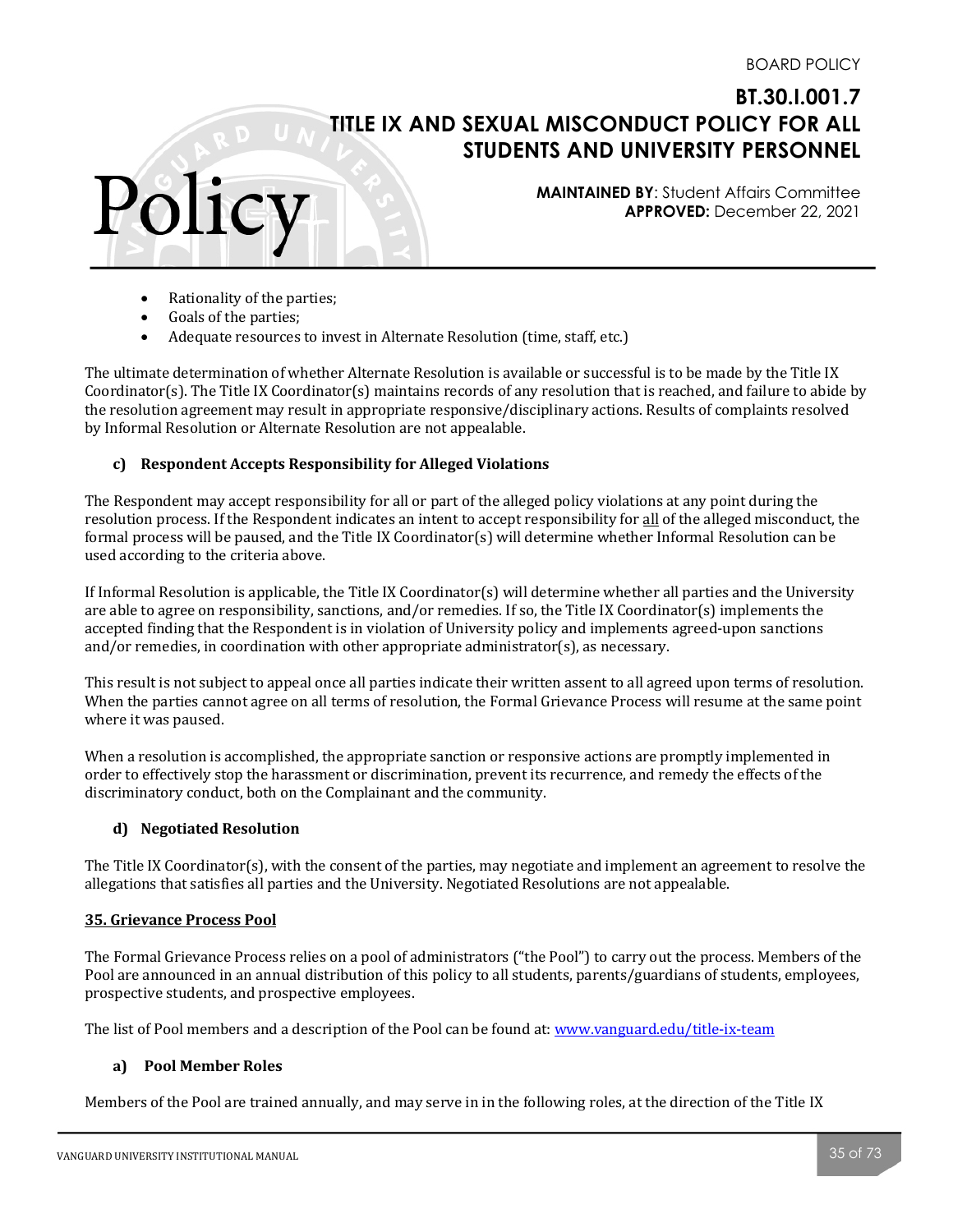- Rationality of the parties;
- Goals of the parties;
- Adequate resources to invest in Alternate Resolution (time, staff, etc.)

The ultimate determination of whether Alternate Resolution is available or successful is to be made by the Title IX Coordinator(s). The Title IX Coordinator(s) maintains records of any resolution that is reached, and failure to abide by the resolution agreement may result in appropriate responsive/disciplinary actions. Results of complaints resolved by Informal Resolution or Alternate Resolution are not appealable.

#### c) Respondent Accepts Responsibility for Alleged Violations

The Respondent may accept responsibility for all or part of the alleged policy violations at any point during the resolution process. If the Respondent indicates an intent to accept responsibility for <u>all</u> of the alleged misconduct, the formal process will be paused, and the Title IX Coordinator(s) will determine whether Informal Resolution can be used according to the criteria above.

If Informal Resolution is applicable, the Title IX Coordinator(s) will determine whether all parties and the University are able to agree on responsibility, sanctions, and/or remedies. If so, the Title IX Coordinator(s) implements the accepted finding that the Respondent is in violation of University policy and implements agreed-upon sanctions and/or remedies, in coordination with other appropriate administrator(s), as necessary.

This result is not subject to appeal once all parties indicate their written assent to all agreed upon terms of resolution. When the parties cannot agree on all terms of resolution, the Formal Grievance Process will resume at the same point where it was paused.

When a resolution is accomplished, the appropriate sanction or responsive actions are promptly implemented in order to effectively stop the harassment or discrimination, prevent its recurrence, and remedy the effects of the discriminatory conduct, both on the Complainant and the community.

#### d) Negotiated Resolution

The Title IX Coordinator(s), with the consent of the parties, may negotiate and implement an agreement to resolve the allegations that satisfies all parties and the University. Negotiated Resolutions are not appealable.

### 35. Grievance Process Pool

The Formal Grievance Process relies on a pool of administrators ("the Pool") to carry out the process. Members of the Pool are announced in an annual distribution of this policy to all students, parents/guardians of students, employees, prospective students, and prospective employees.

The list of Pool members and a description of the Pool can be found at: [www.vanguard.edu/title-ix-team](www.vanguard.edu/title-ix-team)

#### a) Pool Member Roles

Members of the Pool are trained annually, and may serve in in the following roles, at the direction of the Title IX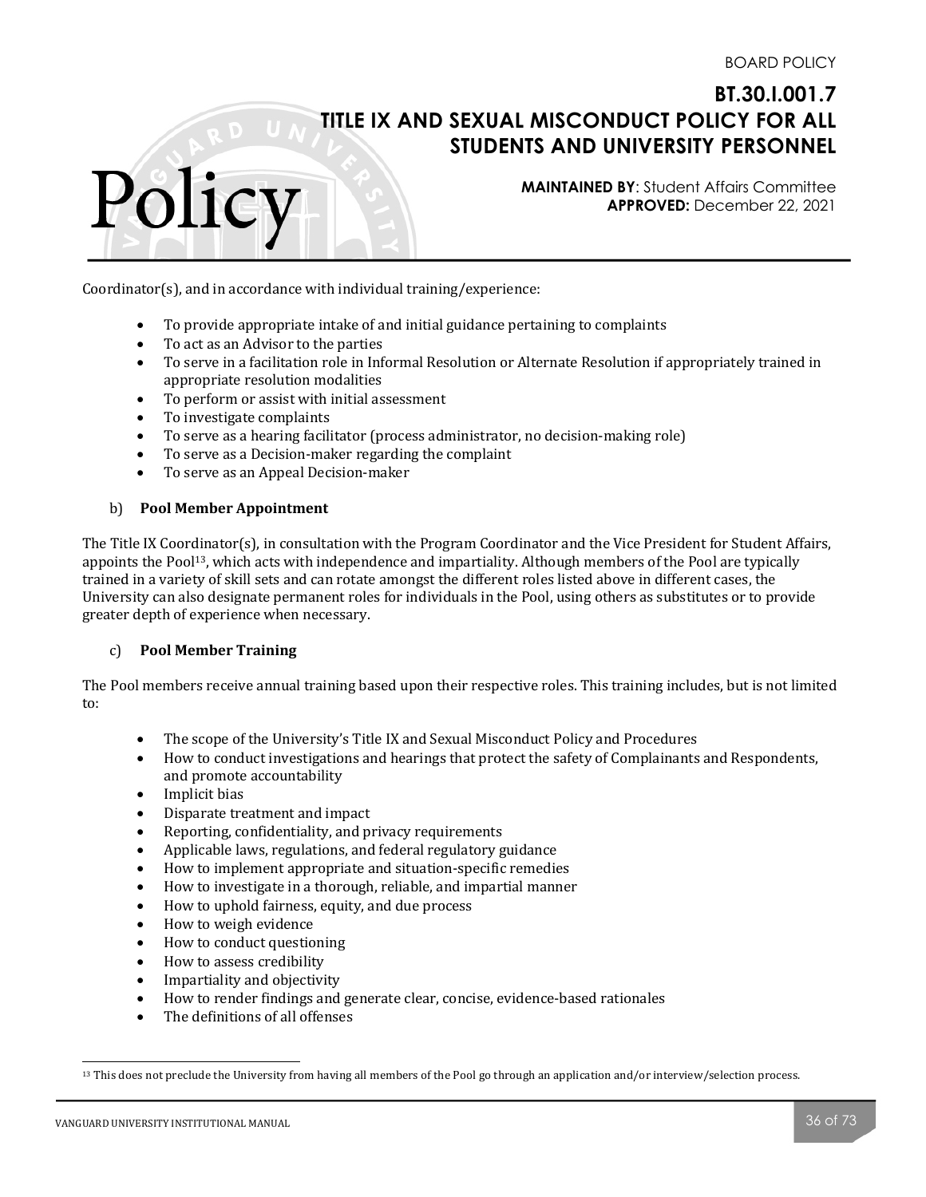Coordinator(s), and in accordance with individual training/experience:

- To provide appropriate intake of and initial guidance pertaining to complaints
- To act as an Advisor to the parties
- To serve in a facilitation role in Informal Resolution or Alternate Resolution if appropriately trained in appropriate resolution modalities
- To perform or assist with initial assessment
- To investigate complaints
- To serve as a hearing facilitator (process administrator, no decision-making role)
- To serve as a Decision-maker regarding the complaint
- To serve as an Appeal Decision-maker

b) **Pool Member Appointment**

The Title IX Coordinator(s), in consultation with the Program Coordinator and the Vice President for Student Affairs, appoints the Pool[13], which acts with independence and impartiality. Although members of the Pool are typically trained in a variety of skill sets and can rotate amongst the different roles listed above in different cases, the University can also designate permanent roles for individuals in the Pool, using others as substitutes or to provide greater depth of experience when necessary.

c) **Pool Member Training**

The Pool members receive annual training based upon their respective roles. This training includes, but is not limited to:

- The scope of the University's Title IX and Sexual Misconduct Policy and Procedures
- How to conduct investigations and hearings that protect the safety of Complainants and Respondents, and promote accountability
- Implicit bias
- Disparate treatment and impact
- Reporting, confidentiality, and privacy requirements
- Applicable laws, regulations, and federal regulatory guidance
- How to implement appropriate and situation-specific remedies
- How to investigate in a thorough, reliable, and impartial manner
- How to uphold fairness, equity, and due process
- How to weigh evidence
- How to conduct questioning
- How to assess credibility
- Impartiality and objectivity
- How to render findings and generate clear, concise, evidence-based rationales
- The definitions of all offenses

[13] This does not preclude the University from having all members of the Pool go through an application and/or interview/selection process.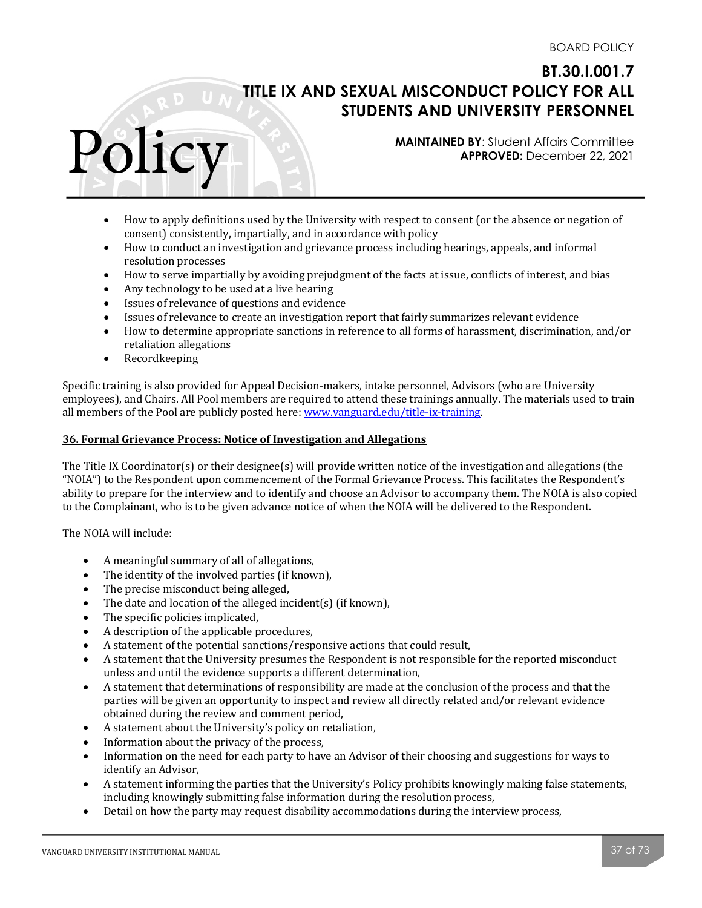- How to apply definitions used by the University with respect to consent (or the absence or negation of consent) consistently, impartially, and in accordance with policy
- How to conduct an investigation and grievance process including hearings, appeals, and informal resolution processes
- How to serve impartially by avoiding prejudgment of the facts at issue, conflicts of interest, and bias
- Any technology to be used at a live hearing
- Issues of relevance of questions and evidence
- Issues of relevance to create an investigation report that fairly summarizes relevant evidence
- How to determine appropriate sanctions in reference to all forms of harassment, discrimination, and/or retaliation allegations
- Recordkeeping

Specific training is also provided for Appeal Decision-makers, intake personnel, Advisors (who are University employees), and Chairs. All Pool members are required to attend these trainings annually. The materials used to train all members of the Pool are publicly posted here: [www.vanguard.edu/title-ix-training](www.vanguard.edu/title-ix-training).

## 36. Formal Grievance Process: Notice of Investigation and Allegations

The Title IX Coordinator(s) or their designee(s) will provide written notice of the investigation and allegations (the "NOIA") to the Respondent upon commencement of the Formal Grievance Process. This facilitates the Respondent's ability to prepare for the interview and to identify and choose an Advisor to accompany them. The NOIA is also copied to the Complainant, who is to be given advance notice of when the NOIA will be delivered to the Respondent.

The NOIA will include:

- A meaningful summary of all of allegations,
- The identity of the involved parties (if known),
- The precise misconduct being alleged,
- The date and location of the alleged incident(s) (if known),
- The specific policies implicated,
- A description of the applicable procedures,
- A statement of the potential sanctions/responsive actions that could result,
- A statement that the University presumes the Respondent is not responsible for the reported misconduct unless and until the evidence supports a different determination,
- A statement that determinations of responsibility are made at the conclusion of the process and that the parties will be given an opportunity to inspect and review all directly related and/or relevant evidence obtained during the review and comment period,
- A statement about the University's policy on retaliation,
- Information about the privacy of the process,
- Information on the need for each party to have an Advisor of their choosing and suggestions for ways to identify an Advisor,
- A statement informing the parties that the University's Policy prohibits knowingly making false statements, including knowingly submitting false information during the resolution process,
- Detail on how the party may request disability accommodations during the interview process,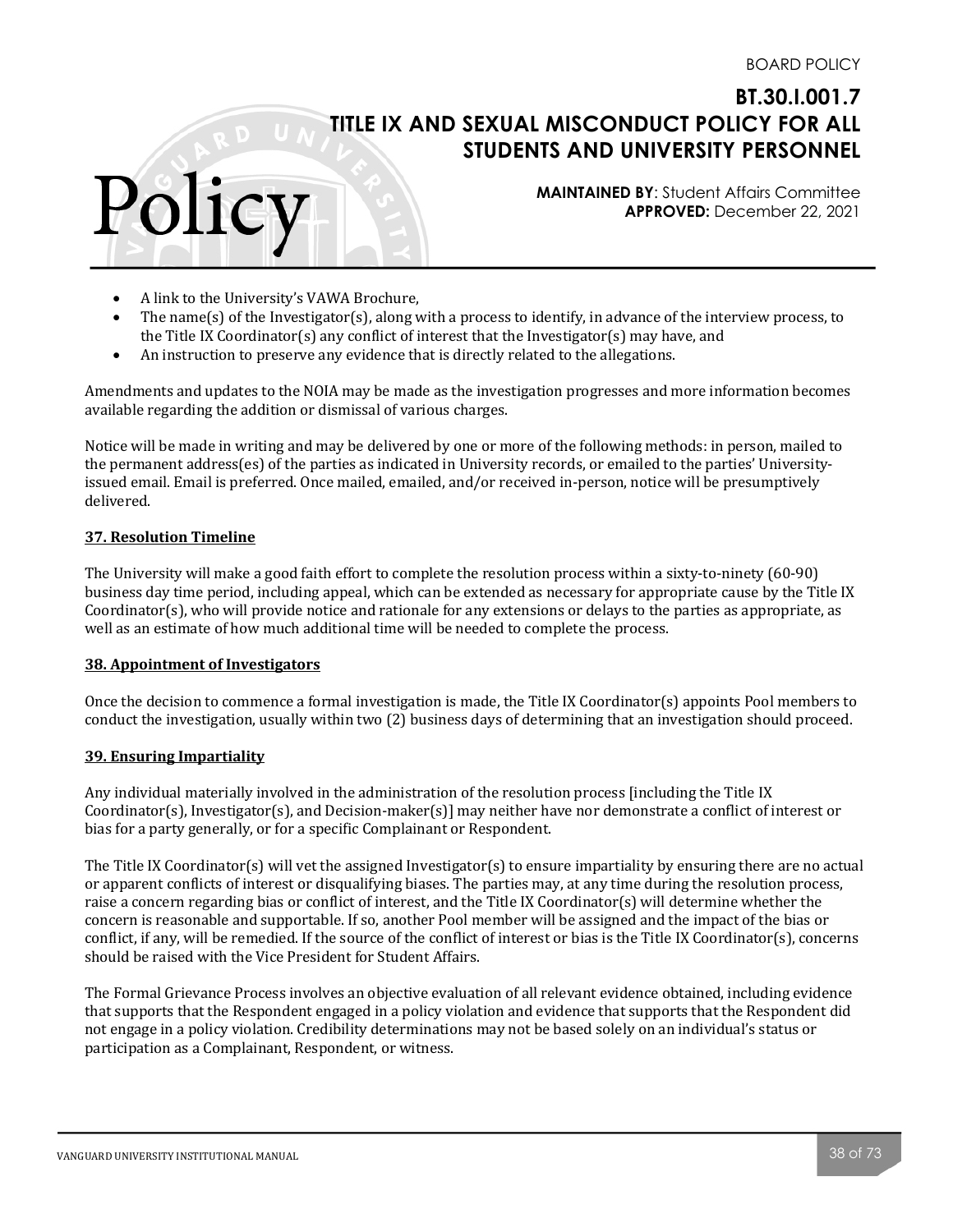- A link to the University's VAWA Brochure,
- The name(s) of the Investigator(s), along with a process to identify, in advance of the interview process, to the Title IX Coordinator(s) any conflict of interest that the Investigator(s) may have, and
- An instruction to preserve any evidence that is directly related to the allegations.

Amendments and updates to the NOIA may be made as the investigation progresses and more information becomes available regarding the addition or dismissal of various charges.

Notice will be made in writing and may be delivered by one or more of the following methods: in person, mailed to the permanent address(es) of the parties as indicated in University records, or emailed to the parties' University-issued email. Email is preferred. Once mailed, emailed, and/or received in-person, notice will be presumptively delivered.

## 37. Resolution Timeline

The University will make a good faith effort to complete the resolution process within a sixty-to-ninety (60-90) business day time period, including appeal, which can be extended as necessary for appropriate cause by the Title IX Coordinator(s), who will provide notice and rationale for any extensions or delays to the parties as appropriate, as well as an estimate of how much additional time will be needed to complete the process.

## 38. Appointment of Investigators

Once the decision to commence a formal investigation is made, the Title IX Coordinator(s) appoints Pool members to conduct the investigation, usually within two (2) business days of determining that an investigation should proceed.

## 39. Ensuring Impartiality

Any individual materially involved in the administration of the resolution process [including the Title IX Coordinator(s), Investigator(s), and Decision-maker(s)] may neither have nor demonstrate a conflict of interest or bias for a party generally, or for a specific Complainant or Respondent.

The Title IX Coordinator(s) will vet the assigned Investigator(s) to ensure impartiality by ensuring there are no actual or apparent conflicts of interest or disqualifying biases. The parties may, at any time during the resolution process, raise a concern regarding bias or conflict of interest, and the Title IX Coordinator(s) will determine whether the concern is reasonable and supportable. If so, another Pool member will be assigned and the impact of the bias or conflict, if any, will be remedied. If the source of the conflict of interest or bias is the Title IX Coordinator(s), concerns should be raised with the Vice President for Student Affairs.

The Formal Grievance Process involves an objective evaluation of all relevant evidence obtained, including evidence that supports that the Respondent engaged in a policy violation and evidence that supports that the Respondent did not engage in a policy violation. Credibility determinations may not be based solely on an individual's status or participation as a Complainant, Respondent, or witness.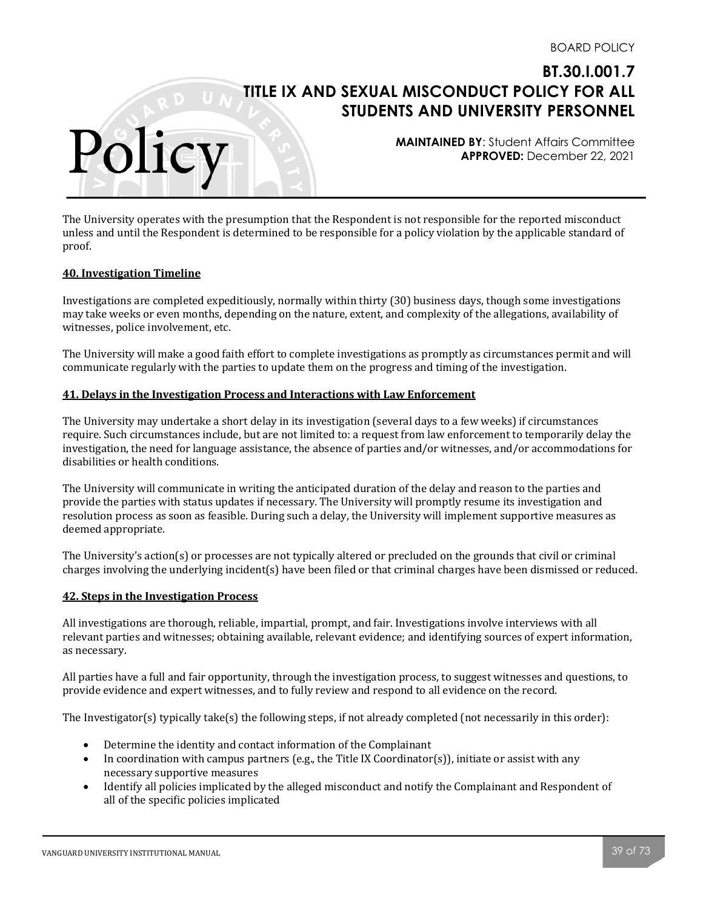The University operates with the presumption that the Respondent is not responsible for the reported misconduct unless and until the Respondent is determined to be responsible for a policy violation by the applicable standard of proof.

## 40. Investigation Timeline

Investigations are completed expeditiously, normally within thirty (30) business days, though some investigations may take weeks or even months, depending on the nature, extent, and complexity of the allegations, availability of witnesses, police involvement, etc.

The University will make a good faith effort to complete investigations as promptly as circumstances permit and will communicate regularly with the parties to update them on the progress and timing of the investigation.

## 41. Delays in the Investigation Process and Interactions with Law Enforcement

The University may undertake a short delay in its investigation (several days to a few weeks) if circumstances require. Such circumstances include, but are not limited to: a request from law enforcement to temporarily delay the investigation, the need for language assistance, the absence of parties and/or witnesses, and/or accommodations for disabilities or health conditions.

The University will communicate in writing the anticipated duration of the delay and reason to the parties and provide the parties with status updates if necessary. The University will promptly resume its investigation and resolution process as soon as feasible. During such a delay, the University will implement supportive measures as deemed appropriate.

The University's action(s) or processes are not typically altered or precluded on the grounds that civil or criminal charges involving the underlying incident(s) have been filed or that criminal charges have been dismissed or reduced.

## 42. Steps in the Investigation Process

All investigations are thorough, reliable, impartial, prompt, and fair. Investigations involve interviews with all relevant parties and witnesses; obtaining available, relevant evidence; and identifying sources of expert information, as necessary.

All parties have a full and fair opportunity, through the investigation process, to suggest witnesses and questions, to provide evidence and expert witnesses, and to fully review and respond to all evidence on the record.

The Investigator(s) typically take(s) the following steps, if not already completed (not necessarily in this order):

- Determine the identity and contact information of the Complainant
- In coordination with campus partners (e.g., the Title IX Coordinator(s)), initiate or assist with any necessary supportive measures
- Identify all policies implicated by the alleged misconduct and notify the Complainant and Respondent of all of the specific policies implicated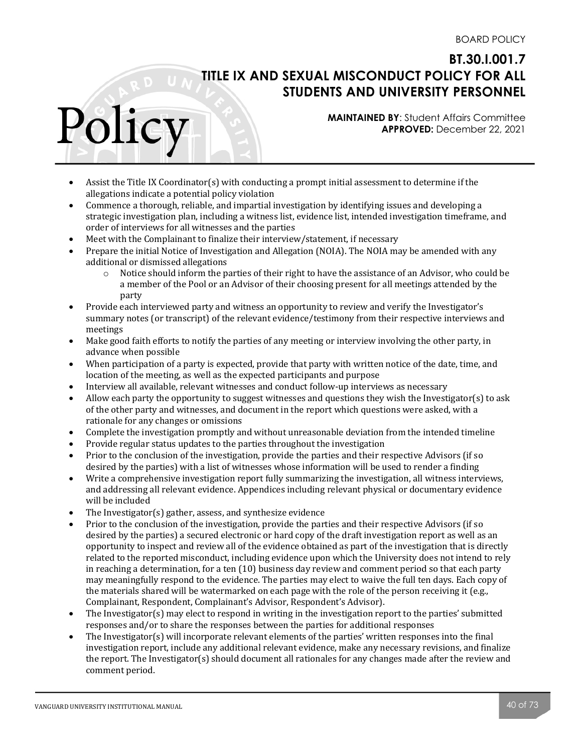- Assist the Title IX Coordinator(s) with conducting a prompt initial assessment to determine if the allegations indicate a potential policy violation
- Commence a thorough, reliable, and impartial investigation by identifying issues and developing a strategic investigation plan, including a witness list, evidence list, intended investigation timeframe, and order of interviews for all witnesses and the parties
- Meet with the Complainant to finalize their interview/statement, if necessary
- Prepare the initial Notice of Investigation and Allegation (NOIA). The NOIA may be amended with any additional or dismissed allegations
    - Notice should inform the parties of their right to have the assistance of an Advisor, who could be a member of the Pool or an Advisor of their choosing present for all meetings attended by the party
- Provide each interviewed party and witness an opportunity to review and verify the Investigator's summary notes (or transcript) of the relevant evidence/testimony from their respective interviews and meetings
- Make good faith efforts to notify the parties of any meeting or interview involving the other party, in advance when possible
- When participation of a party is expected, provide that party with written notice of the date, time, and location of the meeting, as well as the expected participants and purpose
- Interview all available, relevant witnesses and conduct follow-up interviews as necessary
- Allow each party the opportunity to suggest witnesses and questions they wish the Investigator(s) to ask of the other party and witnesses, and document in the report which questions were asked, with a rationale for any changes or omissions
- Complete the investigation promptly and without unreasonable deviation from the intended timeline
- Provide regular status updates to the parties throughout the investigation
- Prior to the conclusion of the investigation, provide the parties and their respective Advisors (if so desired by the parties) with a list of witnesses whose information will be used to render a finding
- Write a comprehensive investigation report fully summarizing the investigation, all witness interviews, and addressing all relevant evidence. Appendices including relevant physical or documentary evidence will be included
- The Investigator(s) gather, assess, and synthesize evidence
- Prior to the conclusion of the investigation, provide the parties and their respective Advisors (if so desired by the parties) a secured electronic or hard copy of the draft investigation report as well as an opportunity to inspect and review all of the evidence obtained as part of the investigation that is directly related to the reported misconduct, including evidence upon which the University does not intend to rely in reaching a determination, for a ten (10) business day review and comment period so that each party may meaningfully respond to the evidence. The parties may elect to waive the full ten days. Each copy of the materials shared will be watermarked on each page with the role of the person receiving it (e.g., Complainant, Respondent, Complainant's Advisor, Respondent's Advisor).
- The Investigator(s) may elect to respond in writing in the investigation report to the parties' submitted responses and/or to share the responses between the parties for additional responses
- The Investigator(s) will incorporate relevant elements of the parties' written responses into the final investigation report, include any additional relevant evidence, make any necessary revisions, and finalize the report. The Investigator(s) should document all rationales for any changes made after the review and comment period.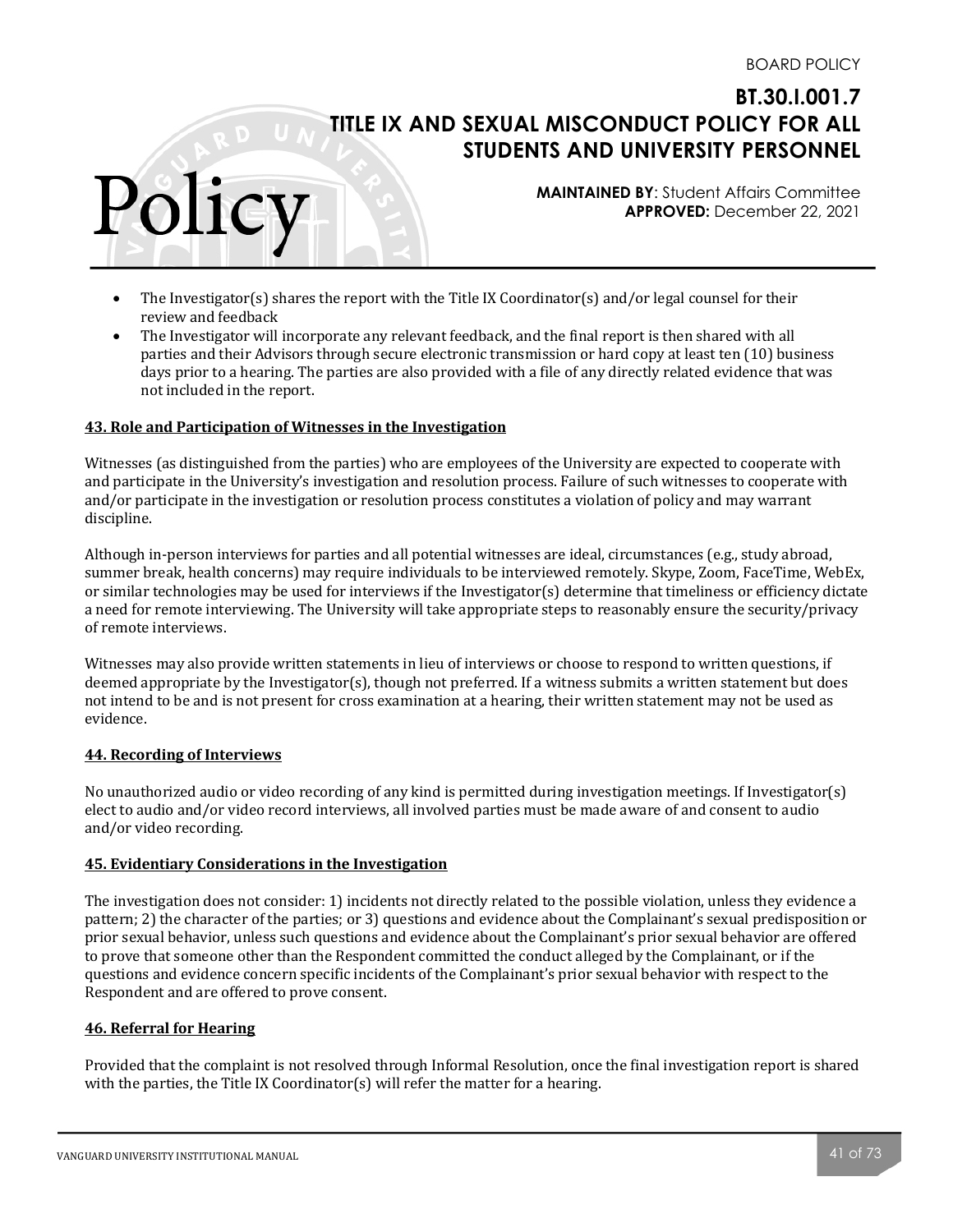- The Investigator(s) shares the report with the Title IX Coordinator(s) and/or legal counsel for their review and feedback
- The Investigator will incorporate any relevant feedback, and the final report is then shared with all parties and their Advisors through secure electronic transmission or hard copy at least ten (10) business days prior to a hearing. The parties are also provided with a file of any directly related evidence that was not included in the report.

### 43. Role and Participation of Witnesses in the Investigation

Witnesses (as distinguished from the parties) who are employees of the University are expected to cooperate with and participate in the University's investigation and resolution process. Failure of such witnesses to cooperate with and/or participate in the investigation or resolution process constitutes a violation of policy and may warrant discipline.

Although in-person interviews for parties and all potential witnesses are ideal, circumstances (e.g., study abroad, summer break, health concerns) may require individuals to be interviewed remotely. Skype, Zoom, FaceTime, WebEx, or similar technologies may be used for interviews if the Investigator(s) determine that timeliness or efficiency dictate a need for remote interviewing. The University will take appropriate steps to reasonably ensure the security/privacy of remote interviews.

Witnesses may also provide written statements in lieu of interviews or choose to respond to written questions, if deemed appropriate by the Investigator(s), though not preferred. If a witness submits a written statement but does not intend to be and is not present for cross examination at a hearing, their written statement may not be used as evidence.

### 44. Recording of Interviews

No unauthorized audio or video recording of any kind is permitted during investigation meetings. If Investigator(s) elect to audio and/or video record interviews, all involved parties must be made aware of and consent to audio and/or video recording.

### 45. Evidentiary Considerations in the Investigation

The investigation does not consider: 1) incidents not directly related to the possible violation, unless they evidence a pattern; 2) the character of the parties; or 3) questions and evidence about the Complainant's sexual predisposition or prior sexual behavior, unless such questions and evidence about the Complainant's prior sexual behavior are offered to prove that someone other than the Respondent committed the conduct alleged by the Complainant, or if the questions and evidence concern specific incidents of the Complainant's prior sexual behavior with respect to the Respondent and are offered to prove consent.

### 46. Referral for Hearing

Provided that the complaint is not resolved through Informal Resolution, once the final investigation report is shared with the parties, the Title IX Coordinator(s) will refer the matter for a hearing.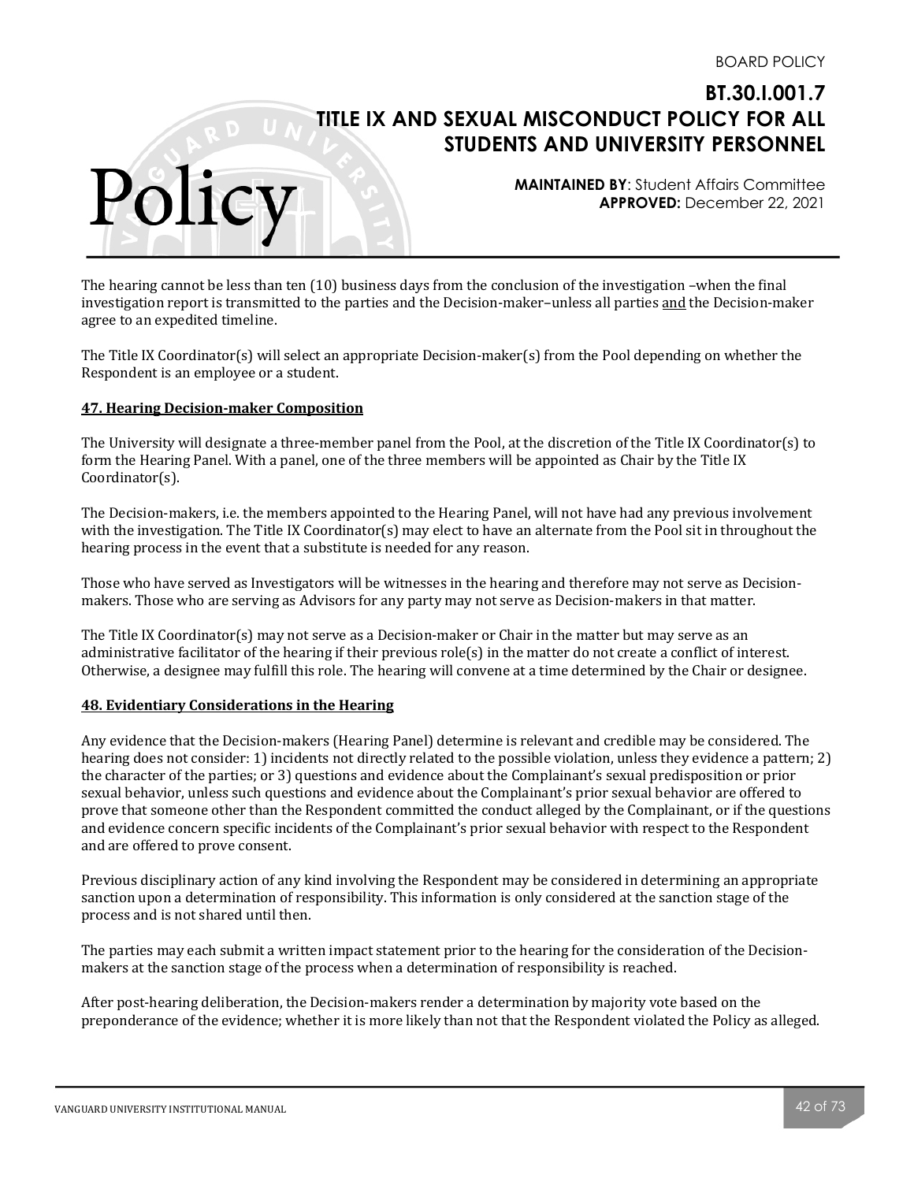The hearing cannot be less than ten (10) business days from the conclusion of the investigation –when the final investigation report is transmitted to the parties and the Decision-maker– unless all parties and the Decision-maker agree to an expedited timeline.

The Title IX Coordinator(s) will select an appropriate Decision-maker(s) from the Pool depending on whether the Respondent is an employee or a student.

**47. Hearing Decision-maker Composition**

The University will designate a three-member panel from the Pool, at the discretion of the Title IX Coordinator(s) to form the Hearing Panel. With a panel, one of the three members will be appointed as Chair by the Title IX Coordinator(s).

The Decision-makers, i.e. the members appointed to the Hearing Panel, will not have had any previous involvement with the investigation. The Title IX Coordinator(s) may elect to have an alternate from the Pool sit in throughout the hearing process in the event that a substitute is needed for any reason.

Those who have served as Investigators will be witnesses in the hearing and therefore may not serve as Decision-makers. Those who are serving as Advisors for any party may not serve as Decision-makers in that matter.

The Title IX Coordinator(s) may not serve as a Decision-maker or Chair in the matter but may serve as an administrative facilitator of the hearing if their previous role(s) in the matter do not create a conflict of interest. Otherwise, a designee may fulfill this role. The hearing will convene at a time determined by the Chair or designee.

**48. Evidentiary Considerations in the Hearing**

Any evidence that the Decision-makers (Hearing Panel) determine is relevant and credible may be considered. The hearing does not consider: 1) incidents not directly related to the possible violation, unless they evidence a pattern; 2) the character of the parties; or 3) questions and evidence about the Complainant's sexual predisposition or prior sexual behavior, unless such questions and evidence about the Complainant's prior sexual behavior are offered to prove that someone other than the Respondent committed the conduct alleged by the Complainant, or if the questions and evidence concern specific incidents of the Complainant's prior sexual behavior with respect to the Respondent and are offered to prove consent.

Previous disciplinary action of any kind involving the Respondent may be considered in determining an appropriate sanction upon a determination of responsibility. This information is only considered at the sanction stage of the process and is not shared until then.

The parties may each submit a written impact statement prior to the hearing for the consideration of the Decision-makers at the sanction stage of the process when a determination of responsibility is reached.

After post-hearing deliberation, the Decision-makers render a determination by majority vote based on the preponderance of the evidence; whether it is more likely than not that the Respondent violated the Policy as alleged.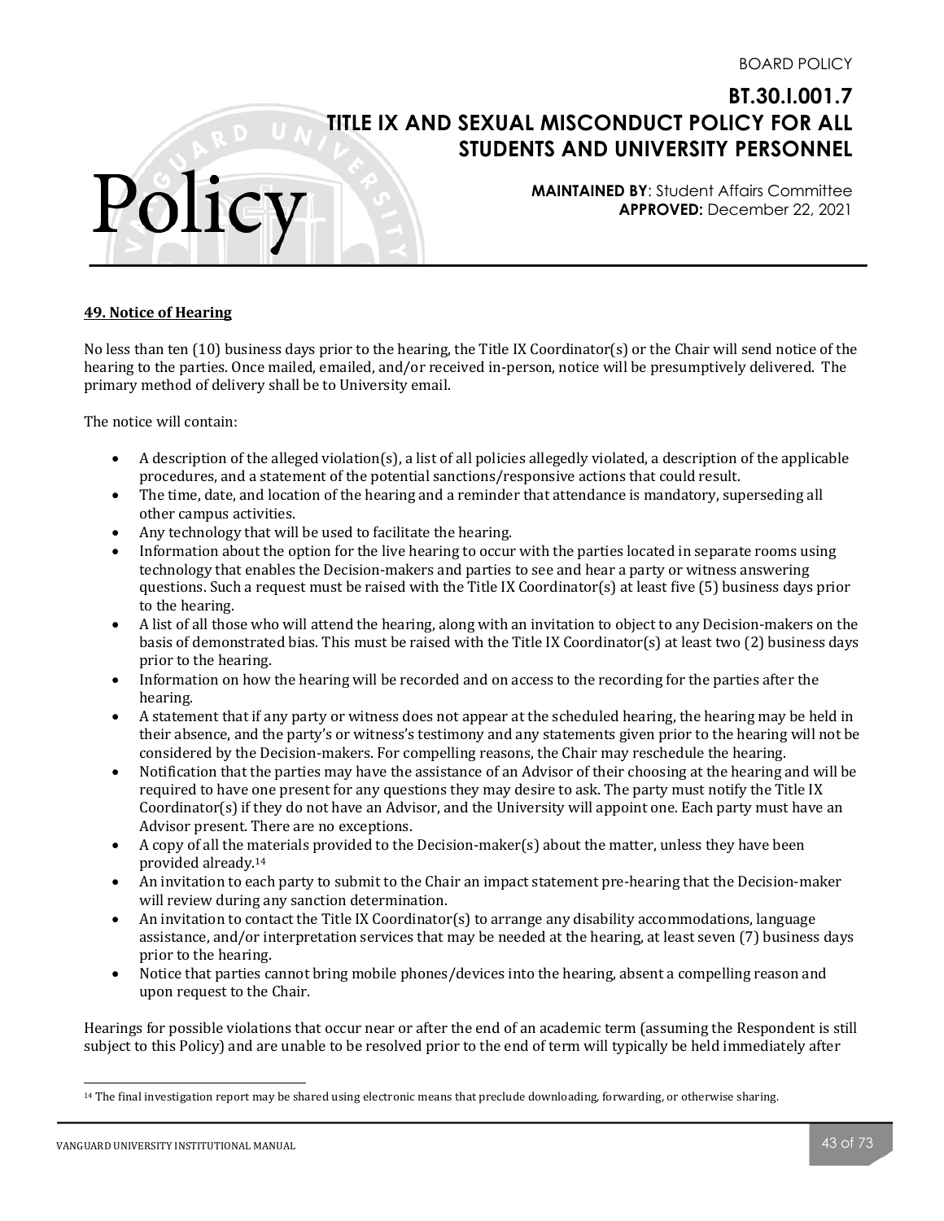## 49. Notice of Hearing

No less than ten (10) business days prior to the hearing, the Title IX Coordinator(s) or the Chair will send notice of the hearing to the parties. Once mailed, emailed, and/or received in-person, notice will be presumptively delivered. The primary method of delivery shall be to University email.

The notice will contain:

- A description of the alleged violation(s), a list of all policies allegedly violated, a description of the applicable procedures, and a statement of the potential sanctions/responsive actions that could result.
- The time, date, and location of the hearing and a reminder that attendance is mandatory, superseding all other campus activities.
- Any technology that will be used to facilitate the hearing.
- Information about the option for the live hearing to occur with the parties located in separate rooms using technology that enables the Decision-makers and parties to see and hear a party or witness answering questions. Such a request must be raised with the Title IX Coordinator(s) at least five (5) business days prior to the hearing.
- A list of all those who will attend the hearing, along with an invitation to object to any Decision-makers on the basis of demonstrated bias. This must be raised with the Title IX Coordinator(s) at least two (2) business days prior to the hearing.
- Information on how the hearing will be recorded and on access to the recording for the parties after the hearing.
- A statement that if any party or witness does not appear at the scheduled hearing, the hearing may be held in their absence, and the party's or witness's testimony and any statements given prior to the hearing will not be considered by the Decision-makers. For compelling reasons, the Chair may reschedule the hearing.
- Notification that the parties may have the assistance of an Advisor of their choosing at the hearing and will be required to have one present for any questions they may desire to ask. The party must notify the Title IX Coordinator(s) if they do not have an Advisor, and the University will appoint one. Each party must have an Advisor present. There are no exceptions.
- A copy of all the materials provided to the Decision-maker(s) about the matter, unless they have been provided already.[14]
- An invitation to each party to submit to the Chair an impact statement pre-hearing that the Decision-maker will review during any sanction determination.
- An invitation to contact the Title IX Coordinator(s) to arrange any disability accommodations, language assistance, and/or interpretation services that may be needed at the hearing, at least seven (7) business days prior to the hearing.
- Notice that parties cannot bring mobile phones/devices into the hearing, absent a compelling reason and upon request to the Chair.

Hearings for possible violations that occur near or after the end of an academic term (assuming the Respondent is still subject to this Policy) and are unable to be resolved prior to the end of term will typically be held immediately after

[14] The final investigation report may be shared using electronic means that preclude downloading, forwarding, or otherwise sharing.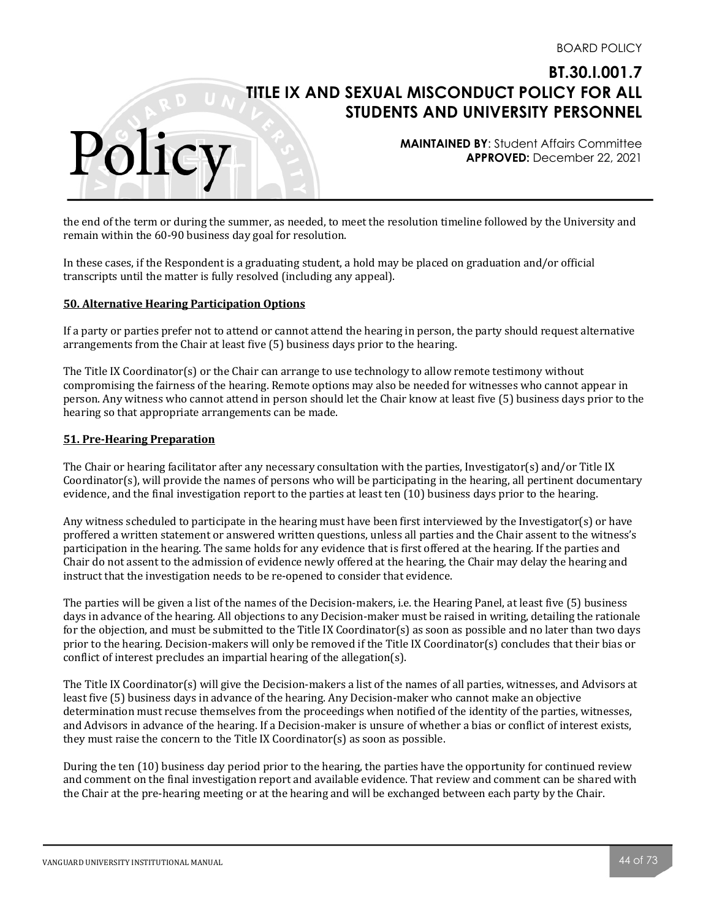the end of the term or during the summer, as needed, to meet the resolution timeline followed by the University and remain within the 60-90 business day goal for resolution.

In these cases, if the Respondent is a graduating student, a hold may be placed on graduation and/or official transcripts until the matter is fully resolved (including any appeal).

## 50. Alternative Hearing Participation Options

If a party or parties prefer not to attend or cannot attend the hearing in person, the party should request alternative arrangements from the Chair at least five (5) business days prior to the hearing.

The Title IX Coordinator(s) or the Chair can arrange to use technology to allow remote testimony without compromising the fairness of the hearing. Remote options may also be needed for witnesses who cannot appear in person. Any witness who cannot attend in person should let the Chair know at least five (5) business days prior to the hearing so that appropriate arrangements can be made.

## 51. Pre-Hearing Preparation

The Chair or hearing facilitator after any necessary consultation with the parties, Investigator(s) and/or Title IX Coordinator(s), will provide the names of persons who will be participating in the hearing, all pertinent documentary evidence, and the final investigation report to the parties at least ten (10) business days prior to the hearing.

Any witness scheduled to participate in the hearing must have been first interviewed by the Investigator(s) or have proffered a written statement or answered written questions, unless all parties and the Chair assent to the witness's participation in the hearing. The same holds for any evidence that is first offered at the hearing. If the parties and Chair do not assent to the admission of evidence newly offered at the hearing, the Chair may delay the hearing and instruct that the investigation needs to be re-opened to consider that evidence.

The parties will be given a list of the names of the Decision-makers, i.e. the Hearing Panel, at least five (5) business days in advance of the hearing. All objections to any Decision-maker must be raised in writing, detailing the rationale for the objection, and must be submitted to the Title IX Coordinator(s) as soon as possible and no later than two days prior to the hearing. Decision-makers will only be removed if the Title IX Coordinator(s) concludes that their bias or conflict of interest precludes an impartial hearing of the allegation(s).

The Title IX Coordinator(s) will give the Decision-makers a list of the names of all parties, witnesses, and Advisors at least five (5) business days in advance of the hearing. Any Decision-maker who cannot make an objective determination must recuse themselves from the proceedings when notified of the identity of the parties, witnesses, and Advisors in advance of the hearing. If a Decision-maker is unsure of whether a bias or conflict of interest exists, they must raise the concern to the Title IX Coordinator(s) as soon as possible.

During the ten (10) business day period prior to the hearing, the parties have the opportunity for continued review and comment on the final investigation report and available evidence. That review and comment can be shared with the Chair at the pre-hearing meeting or at the hearing and will be exchanged between each party by the Chair.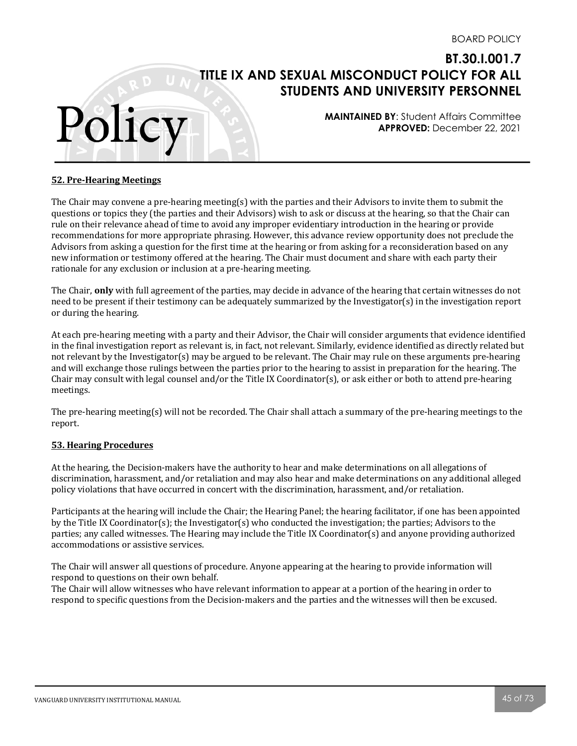## 52. Pre-Hearing Meetings

The Chair may convene a pre-hearing meeting(s) with the parties and their Advisors to invite them to submit the questions or topics they (the parties and their Advisors) wish to ask or discuss at the hearing, so that the Chair can rule on their relevance ahead of time to avoid any improper evidentiary introduction in the hearing or provide recommendations for more appropriate phrasing. However, this advance review opportunity does not preclude the Advisors from asking a question for the first time at the hearing or from asking for a reconsideration based on any new information or testimony offered at the hearing. The Chair must document and share with each party their rationale for any exclusion or inclusion at a pre-hearing meeting.

The Chair, **only** with full agreement of the parties, may decide in advance of the hearing that certain witnesses do not need to be present if their testimony can be adequately summarized by the Investigator(s) in the investigation report or during the hearing.

At each pre-hearing meeting with a party and their Advisor, the Chair will consider arguments that evidence identified in the final investigation report as relevant is, in fact, not relevant. Similarly, evidence identified as directly related but not relevant by the Investigator(s) may be argued to be relevant. The Chair may rule on these arguments pre-hearing and will exchange those rulings between the parties prior to the hearing to assist in preparation for the hearing. The Chair may consult with legal counsel and/or the Title IX Coordinator(s), or ask either or both to attend pre-hearing meetings.

The pre-hearing meeting(s) will not be recorded. The Chair shall attach a summary of the pre-hearing meetings to the report.

## 53. Hearing Procedures

At the hearing, the Decision-makers have the authority to hear and make determinations on all allegations of discrimination, harassment, and/or retaliation and may also hear and make determinations on any additional alleged policy violations that have occurred in concert with the discrimination, harassment, and/or retaliation.

Participants at the hearing will include the Chair; the Hearing Panel; the hearing facilitator, if one has been appointed by the Title IX Coordinator(s); the Investigator(s) who conducted the investigation; the parties; Advisors to the parties; any called witnesses. The Hearing may include the Title IX Coordinator(s) and anyone providing authorized accommodations or assistive services.

The Chair will answer all questions of procedure. Anyone appearing at the hearing to provide information will respond to questions on their own behalf.
The Chair will allow witnesses who have relevant information to appear at a portion of the hearing in order to respond to specific questions from the Decision-makers and the parties and the witnesses will then be excused.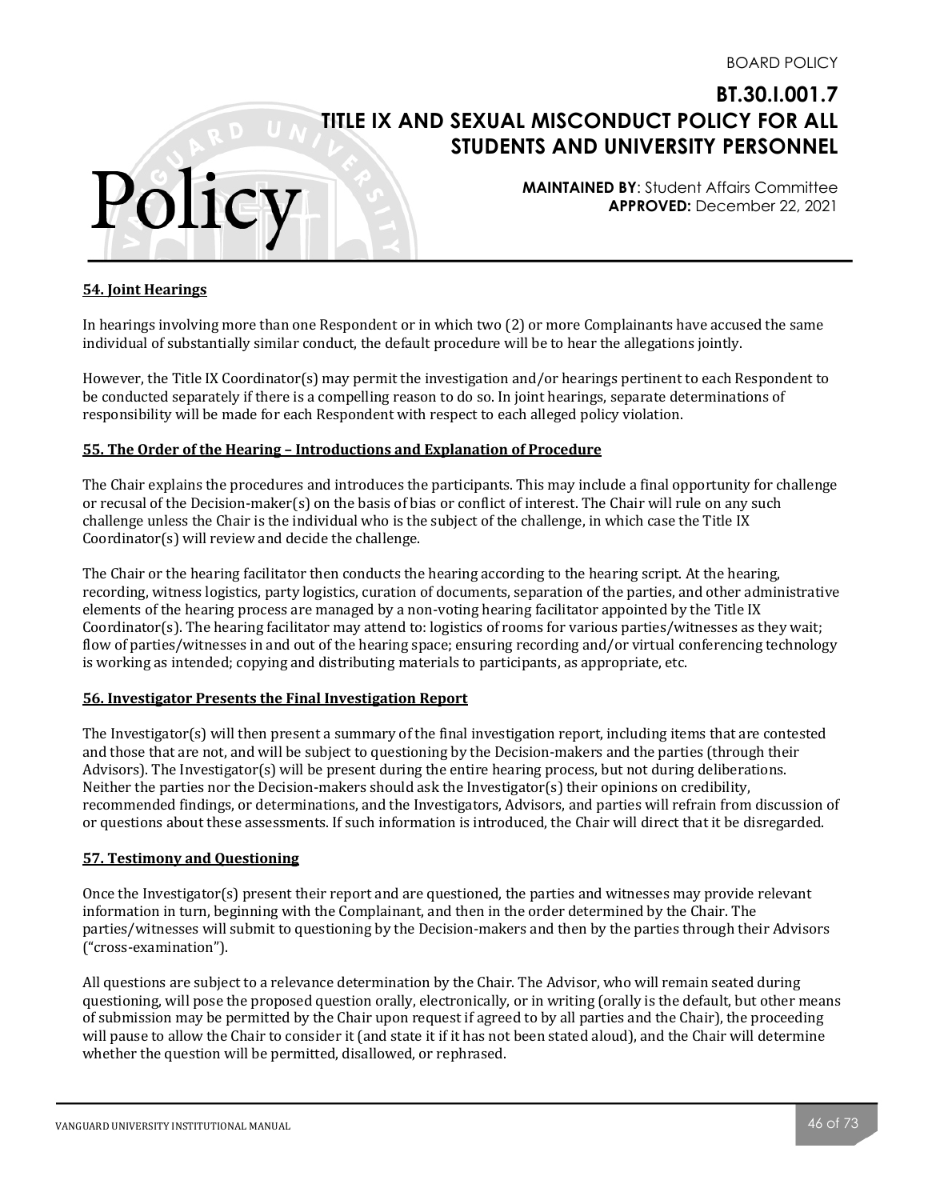### 54. Joint Hearings

In hearings involving more than one Respondent or in which two (2) or more Complainants have accused the same individual of substantially similar conduct, the default procedure will be to hear the allegations jointly.

However, the Title IX Coordinator(s) may permit the investigation and/or hearings pertinent to each Respondent to be conducted separately if there is a compelling reason to do so. In joint hearings, separate determinations of responsibility will be made for each Respondent with respect to each alleged policy violation.

### 55. The Order of the Hearing – Introductions and Explanation of Procedure

The Chair explains the procedures and introduces the participants. This may include a final opportunity for challenge or recusal of the Decision-maker(s) on the basis of bias or conflict of interest. The Chair will rule on any such challenge unless the Chair is the individual who is the subject of the challenge, in which case the Title IX Coordinator(s) will review and decide the challenge.

The Chair or the hearing facilitator then conducts the hearing according to the hearing script. At the hearing, recording, witness logistics, party logistics, curation of documents, separation of the parties, and other administrative elements of the hearing process are managed by a non-voting hearing facilitator appointed by the Title IX Coordinator(s). The hearing facilitator may attend to: logistics of rooms for various parties/witnesses as they wait; flow of parties/witnesses in and out of the hearing space; ensuring recording and/or virtual conferencing technology is working as intended; copying and distributing materials to participants, as appropriate, etc.

### 56. Investigator Presents the Final Investigation Report

The Investigator(s) will then present a summary of the final investigation report, including items that are contested and those that are not, and will be subject to questioning by the Decision-makers and the parties (through their Advisors). The Investigator(s) will be present during the entire hearing process, but not during deliberations. Neither the parties nor the Decision-makers should ask the Investigator(s) their opinions on credibility, recommended findings, or determinations, and the Investigators, Advisors, and parties will refrain from discussion of or questions about these assessments. If such information is introduced, the Chair will direct that it be disregarded.

### 57. Testimony and Questioning

Once the Investigator(s) present their report and are questioned, the parties and witnesses may provide relevant information in turn, beginning with the Complainant, and then in the order determined by the Chair. The parties/witnesses will submit to questioning by the Decision-makers and then by the parties through their Advisors ("cross-examination").

All questions are subject to a relevance determination by the Chair. The Advisor, who will remain seated during questioning, will pose the proposed question orally, electronically, or in writing (orally is the default, but other means of submission may be permitted by the Chair upon request if agreed to by all parties and the Chair), the proceeding will pause to allow the Chair to consider it (and state it if it has not been stated aloud), and the Chair will determine whether the question will be permitted, disallowed, or rephrased.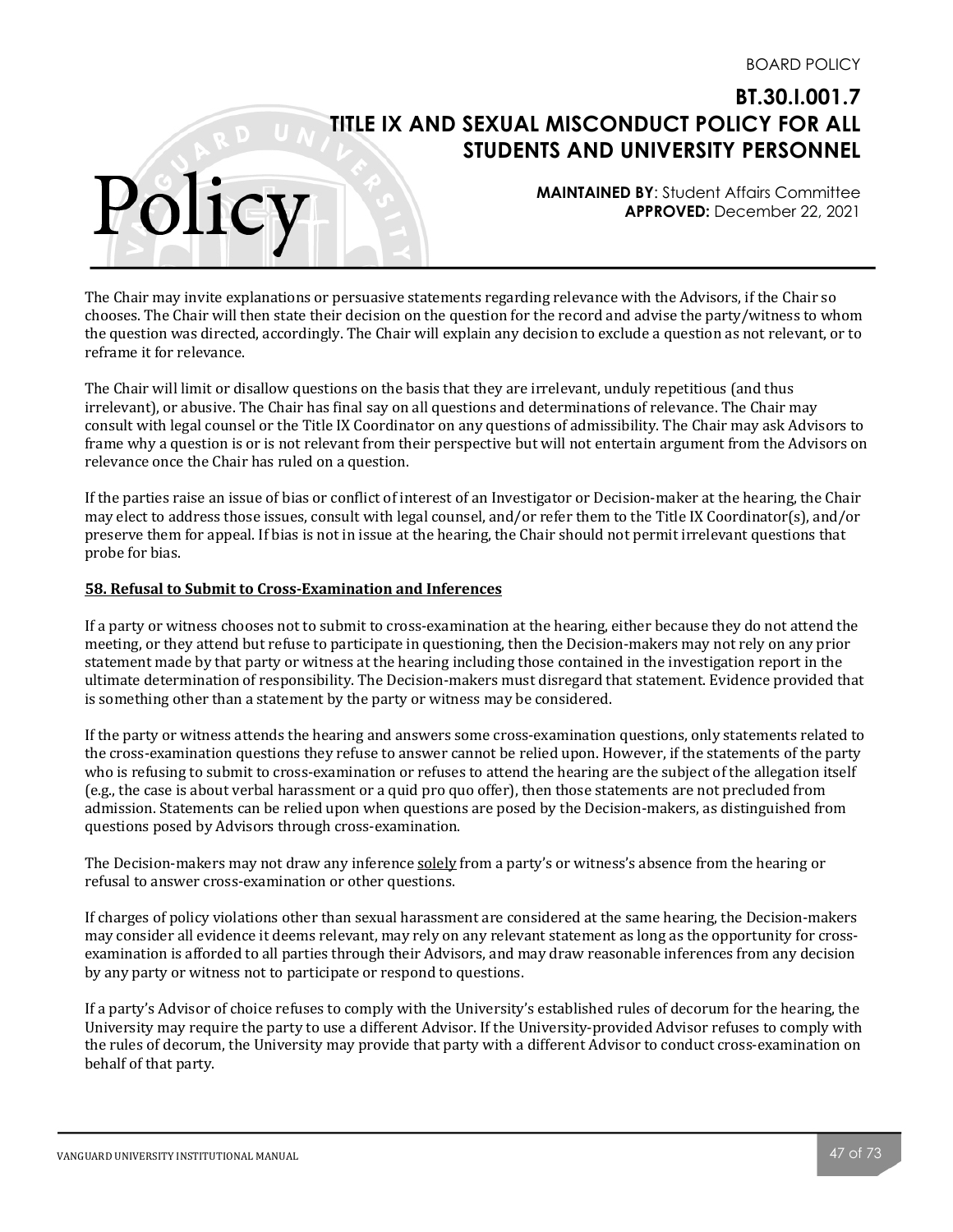The Chair may invite explanations or persuasive statements regarding relevance with the Advisors, if the Chair so chooses. The Chair will then state their decision on the question for the record and advise the party/witness to whom the question was directed, accordingly. The Chair will explain any decision to exclude a question as not relevant, or to reframe it for relevance.

The Chair will limit or disallow questions on the basis that they are irrelevant, unduly repetitious (and thus irrelevant), or abusive. The Chair has final say on all questions and determinations of relevance. The Chair may consult with legal counsel or the Title IX Coordinator on any questions of admissibility. The Chair may ask Advisors to frame why a question is or is not relevant from their perspective but will not entertain argument from the Advisors on relevance once the Chair has ruled on a question.

If the parties raise an issue of bias or conflict of interest of an Investigator or Decision-maker at the hearing, the Chair may elect to address those issues, consult with legal counsel, and/or refer them to the Title IX Coordinator(s), and/or preserve them for appeal. If bias is not in issue at the hearing, the Chair should not permit irrelevant questions that probe for bias.

### 58. Refusal to Submit to Cross-Examination and Inferences

If a party or witness chooses not to submit to cross-examination at the hearing, either because they do not attend the meeting, or they attend but refuse to participate in questioning, then the Decision-makers may not rely on any prior statement made by that party or witness at the hearing including those contained in the investigation report in the ultimate determination of responsibility. The Decision-makers must disregard that statement. Evidence provided that is something other than a statement by the party or witness may be considered.

If the party or witness attends the hearing and answers some cross-examination questions, only statements related to the cross-examination questions they refuse to answer cannot be relied upon. However, if the statements of the party who is refusing to submit to cross-examination or refuses to attend the hearing are the subject of the allegation itself (e.g., the case is about verbal harassment or a quid pro quo offer), then those statements are not precluded from admission. Statements can be relied upon when questions are posed by the Decision-makers, as distinguished from questions posed by Advisors through cross-examination.

The Decision-makers may not draw any inference solely from a party's or witness's absence from the hearing or refusal to answer cross-examination or other questions.

If charges of policy violations other than sexual harassment are considered at the same hearing, the Decision-makers may consider all evidence it deems relevant, may rely on any relevant statement as long as the opportunity for cross-examination is afforded to all parties through their Advisors, and may draw reasonable inferences from any decision by any party or witness not to participate or respond to questions.

If a party's Advisor of choice refuses to comply with the University's established rules of decorum for the hearing, the University may require the party to use a different Advisor. If the University-provided Advisor refuses to comply with the rules of decorum, the University may provide that party with a different Advisor to conduct cross-examination on behalf of that party.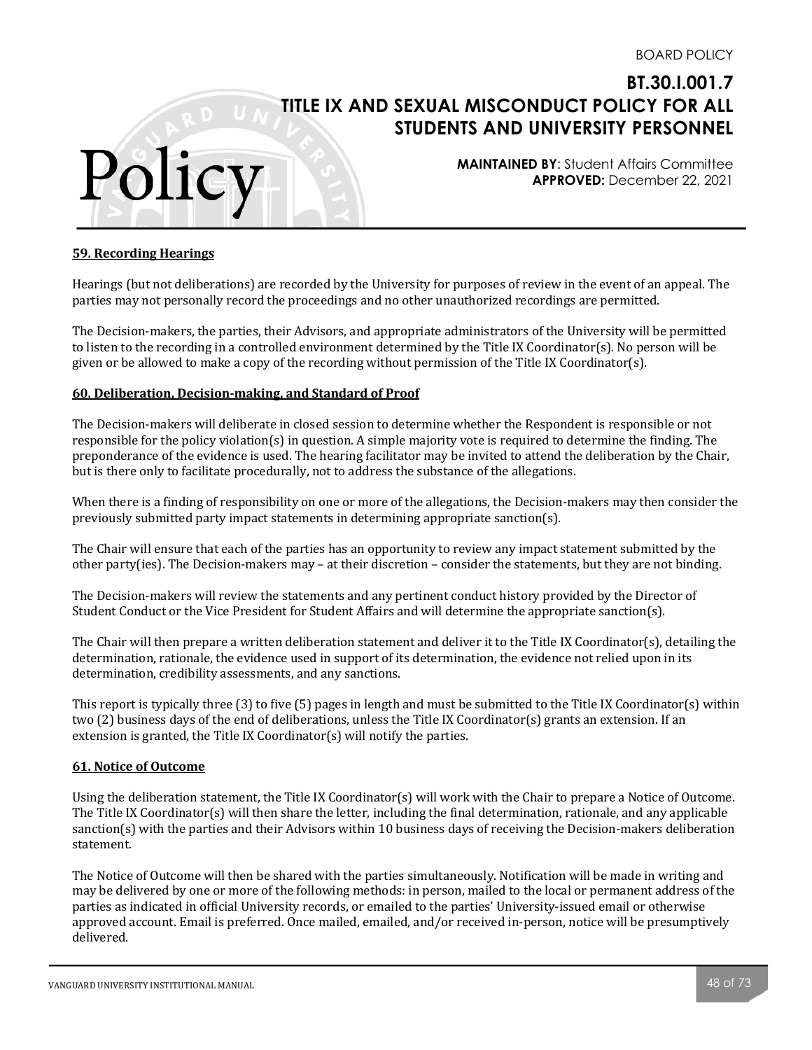### 59. Recording Hearings

Hearings (but not deliberations) are recorded by the University for purposes of review in the event of an appeal. The parties may not personally record the proceedings and no other unauthorized recordings are permitted.

The Decision-makers, the parties, their Advisors, and appropriate administrators of the University will be permitted to listen to the recording in a controlled environment determined by the Title IX Coordinator(s). No person will be given or be allowed to make a copy of the recording without permission of the Title IX Coordinator(s).

### 60. Deliberation, Decision-making, and Standard of Proof

The Decision-makers will deliberate in closed session to determine whether the Respondent is responsible or not responsible for the policy violation(s) in question. A simple majority vote is required to determine the finding. The preponderance of the evidence is used. The hearing facilitator may be invited to attend the deliberation by the Chair, but is there only to facilitate procedurally, not to address the substance of the allegations.

When there is a finding of responsibility on one or more of the allegations, the Decision-makers may then consider the previously submitted party impact statements in determining appropriate sanction(s).

The Chair will ensure that each of the parties has an opportunity to review any impact statement submitted by the other party(ies). The Decision-makers may – at their discretion – consider the statements, but they are not binding.

The Decision-makers will review the statements and any pertinent conduct history provided by the Director of Student Conduct or the Vice President for Student Affairs and will determine the appropriate sanction(s).

The Chair will then prepare a written deliberation statement and deliver it to the Title IX Coordinator(s), detailing the determination, rationale, the evidence used in support of its determination, the evidence not relied upon in its determination, credibility assessments, and any sanctions.

This report is typically three (3) to five (5) pages in length and must be submitted to the Title IX Coordinator(s) within two (2) business days of the end of deliberations, unless the Title IX Coordinator(s) grants an extension. If an extension is granted, the Title IX Coordinator(s) will notify the parties.

### 61. Notice of Outcome

Using the deliberation statement, the Title IX Coordinator(s) will work with the Chair to prepare a Notice of Outcome. The Title IX Coordinator(s) will then share the letter, including the final determination, rationale, and any applicable sanction(s) with the parties and their Advisors within 10 business days of receiving the Decision-makers deliberation statement.

The Notice of Outcome will then be shared with the parties simultaneously. Notification will be made in writing and may be delivered by one or more of the following methods: in person, mailed to the local or permanent address of the parties as indicated in official University records, or emailed to the parties' University-issued email or otherwise approved account. Email is preferred. Once mailed, emailed, and/or received in-person, notice will be presumptively delivered.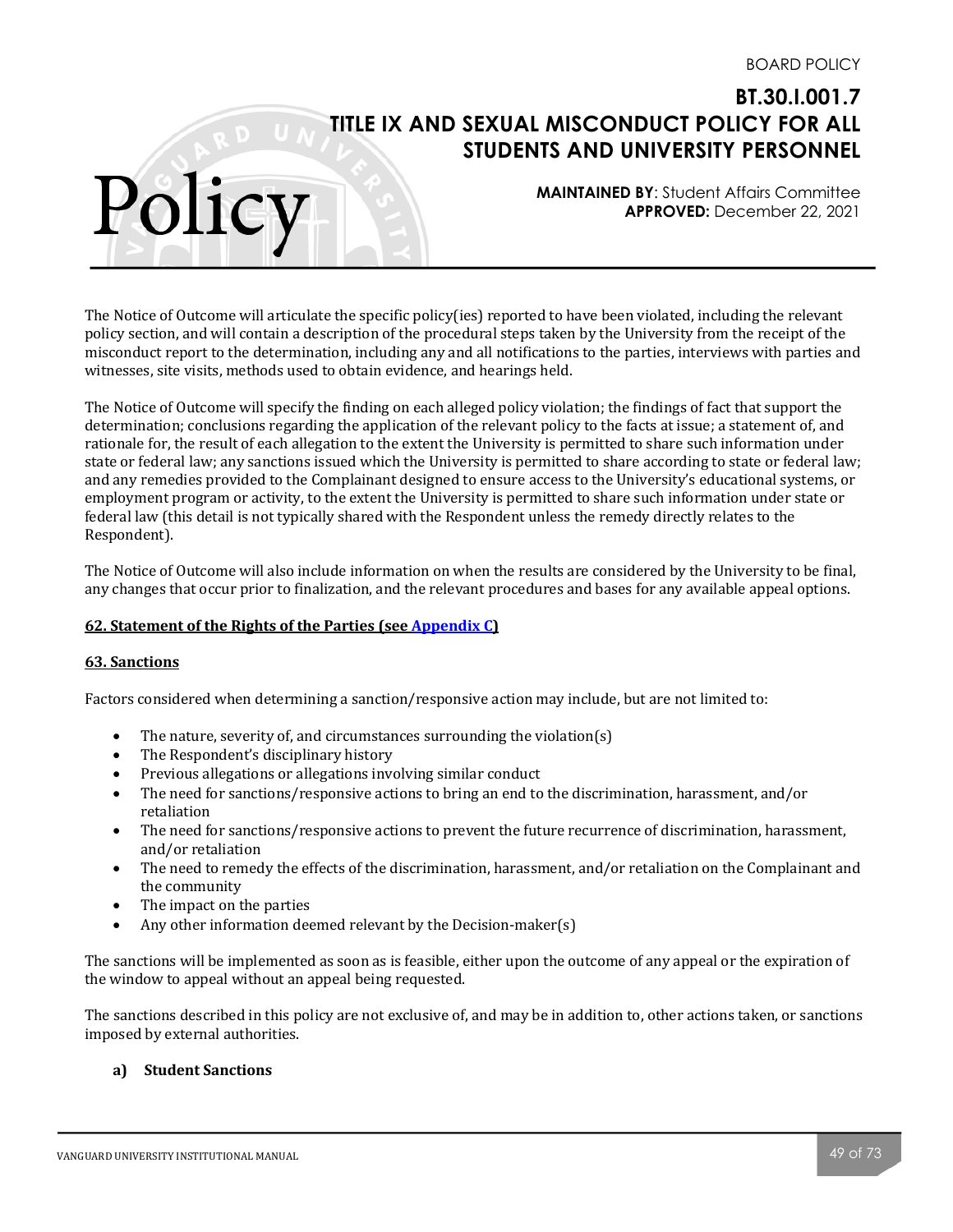The Notice of Outcome will articulate the specific policy(ies) reported to have been violated, including the relevant policy section, and will contain a description of the procedural steps taken by the University from the receipt of the misconduct report to the determination, including any and all notifications to the parties, interviews with parties and witnesses, site visits, methods used to obtain evidence, and hearings held.

The Notice of Outcome will specify the finding on each alleged policy violation; the findings of fact that support the determination; conclusions regarding the application of the relevant policy to the facts at issue; a statement of, and rationale for, the result of each allegation to the extent the University is permitted to share such information under state or federal law; any sanctions issued which the University is permitted to share according to state or federal law; and any remedies provided to the Complainant designed to ensure access to the University's educational systems, or employment program or activity, to the extent the University is permitted to share such information under state or federal law (this detail is not typically shared with the Respondent unless the remedy directly relates to the Respondent).

The Notice of Outcome will also include information on when the results are considered by the University to be final, any changes that occur prior to finalization, and the relevant procedures and bases for any available appeal options.

## 62. Statement of the Rights of the Parties (see Appendix C)

## 63. Sanctions

Factors considered when determining a sanction/responsive action may include, but are not limited to:

- The nature, severity of, and circumstances surrounding the violation(s)
- The Respondent's disciplinary history
- Previous allegations or allegations involving similar conduct
- The need for sanctions/responsive actions to bring an end to the discrimination, harassment, and/or retaliation
- The need for sanctions/responsive actions to prevent the future recurrence of discrimination, harassment, and/or retaliation
- The need to remedy the effects of the discrimination, harassment, and/or retaliation on the Complainant and the community
- The impact on the parties
- Any other information deemed relevant by the Decision-maker(s)

The sanctions will be implemented as soon as is feasible, either upon the outcome of any appeal or the expiration of the window to appeal without an appeal being requested.

The sanctions described in this policy are not exclusive of, and may be in addition to, other actions taken, or sanctions imposed by external authorities.

### a) Student Sanctions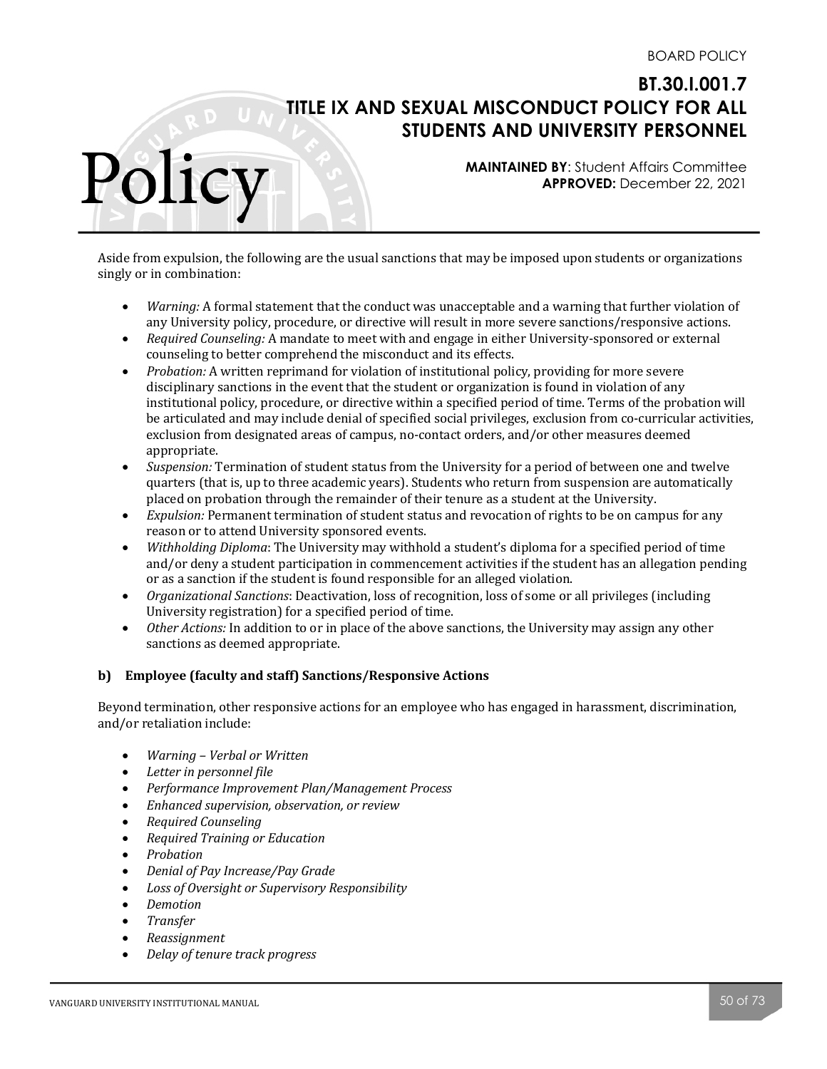Aside from expulsion, the following are the usual sanctions that may be imposed upon students or organizations singly or in combination:

- *Warning:* A formal statement that the conduct was unacceptable and a warning that further violation of any University policy, procedure, or directive will result in more severe sanctions/responsive actions.
- *Required Counseling:* A mandate to meet with and engage in either University-sponsored or external counseling to better comprehend the misconduct and its effects.
- *Probation:* A written reprimand for violation of institutional policy, providing for more severe disciplinary sanctions in the event that the student or organization is found in violation of any institutional policy, procedure, or directive within a specified period of time. Terms of the probation will be articulated and may include denial of specified social privileges, exclusion from co-curricular activities, exclusion from designated areas of campus, no-contact orders, and/or other measures deemed appropriate.
- *Suspension:* Termination of student status from the University for a period of between one and twelve quarters (that is, up to three academic years). Students who return from suspension are automatically placed on probation through the remainder of their tenure as a student at the University.
- *Expulsion:* Permanent termination of student status and revocation of rights to be on campus for any reason or to attend University sponsored events.
- *Withholding Diploma*: The University may withhold a student's diploma for a specified period of time and/or deny a student participation in commencement activities if the student has an allegation pending or as a sanction if the student is found responsible for an alleged violation.
- *Organizational Sanctions*: Deactivation, loss of recognition, loss of some or all privileges (including University registration) for a specified period of time.
- *Other Actions:* In addition to or in place of the above sanctions, the University may assign any other sanctions as deemed appropriate.

**b) Employee (faculty and staff) Sanctions/Responsive Actions**

Beyond termination, other responsive actions for an employee who has engaged in harassment, discrimination, and/or retaliation include:

- *Warning – Verbal or Written*
- *Letter in personnel file*
- *Performance Improvement Plan/Management Process*
- *Enhanced supervision, observation, or review*
- *Required Counseling*
- *Required Training or Education*
- *Probation*
- *Denial of Pay Increase/Pay Grade*
- *Loss of Oversight or Supervisory Responsibility*
- *Demotion*
- *Transfer*
- *Reassignment*
- *Delay of tenure track progress*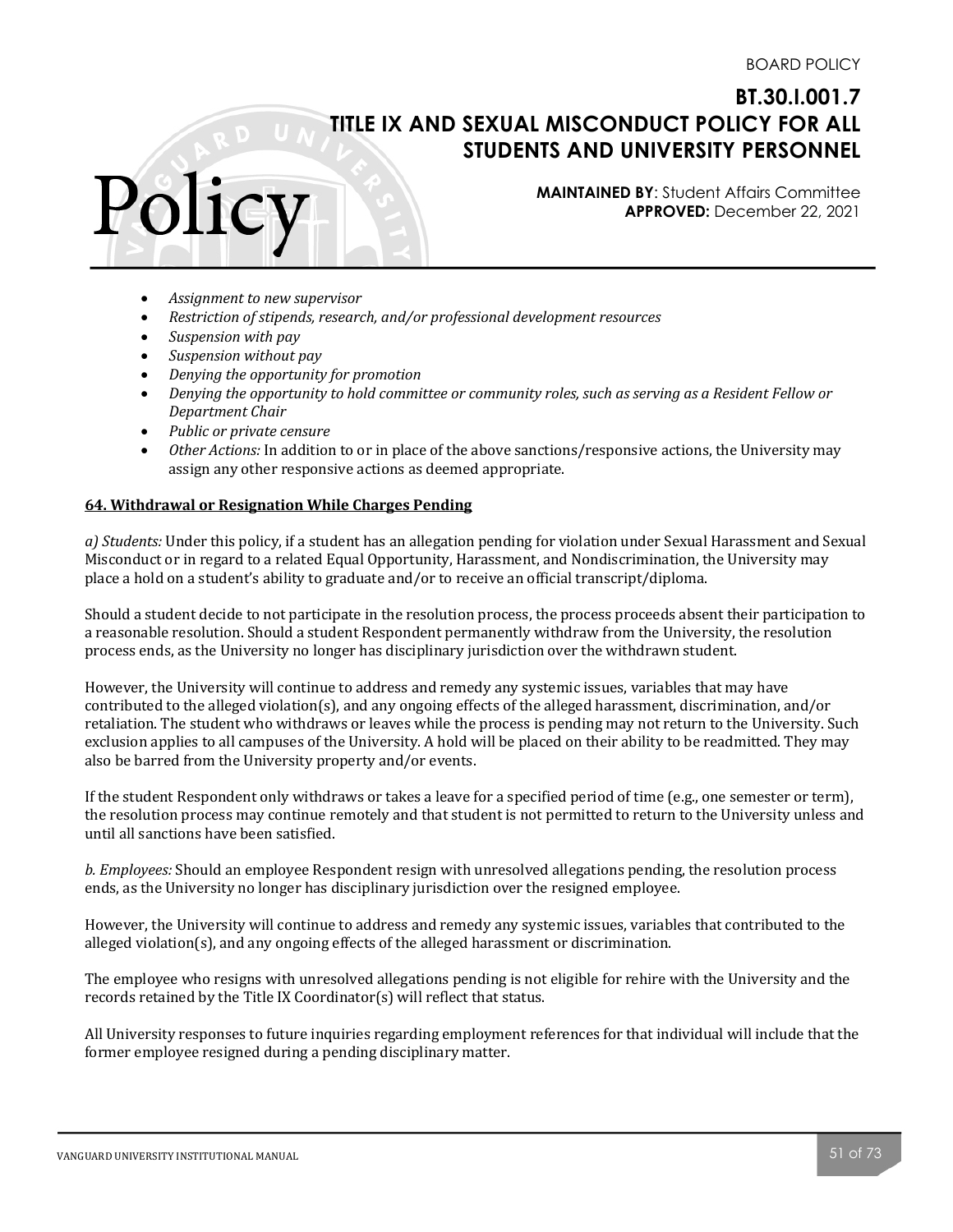- *Assignment to new supervisor*
- *Restriction of stipends, research, and/or professional development resources*
- *Suspension with pay*
- *Suspension without pay*
- *Denying the opportunity for promotion*
- *Denying the opportunity to hold committee or community roles, such as serving as a Resident Fellow or Department Chair*
- *Public or private censure*
- *Other Actions:* In addition to or in place of the above sanctions/responsive actions, the University may assign any other responsive actions as deemed appropriate.

**64. Withdrawal or Resignation While Charges Pending**

*a) Students:* Under this policy, if a student has an allegation pending for violation under Sexual Harassment and Sexual Misconduct or in regard to a related Equal Opportunity, Harassment, and Nondiscrimination, the University may place a hold on a student's ability to graduate and/or to receive an official transcript/diploma.

Should a student decide to not participate in the resolution process, the process proceeds absent their participation to a reasonable resolution. Should a student Respondent permanently withdraw from the University, the resolution process ends, as the University no longer has disciplinary jurisdiction over the withdrawn student.

However, the University will continue to address and remedy any systemic issues, variables that may have contributed to the alleged violation(s), and any ongoing effects of the alleged harassment, discrimination, and/or retaliation. The student who withdraws or leaves while the process is pending may not return to the University. Such exclusion applies to all campuses of the University. A hold will be placed on their ability to be readmitted. They may also be barred from the University property and/or events.

If the student Respondent only withdraws or takes a leave for a specified period of time (e.g., one semester or term), the resolution process may continue remotely and that student is not permitted to return to the University unless and until all sanctions have been satisfied.

*b. Employees:* Should an employee Respondent resign with unresolved allegations pending, the resolution process ends, as the University no longer has disciplinary jurisdiction over the resigned employee.

However, the University will continue to address and remedy any systemic issues, variables that contributed to the alleged violation(s), and any ongoing effects of the alleged harassment or discrimination.

The employee who resigns with unresolved allegations pending is not eligible for rehire with the University and the records retained by the Title IX Coordinator(s) will reflect that status.

All University responses to future inquiries regarding employment references for that individual will include that the former employee resigned during a pending disciplinary matter.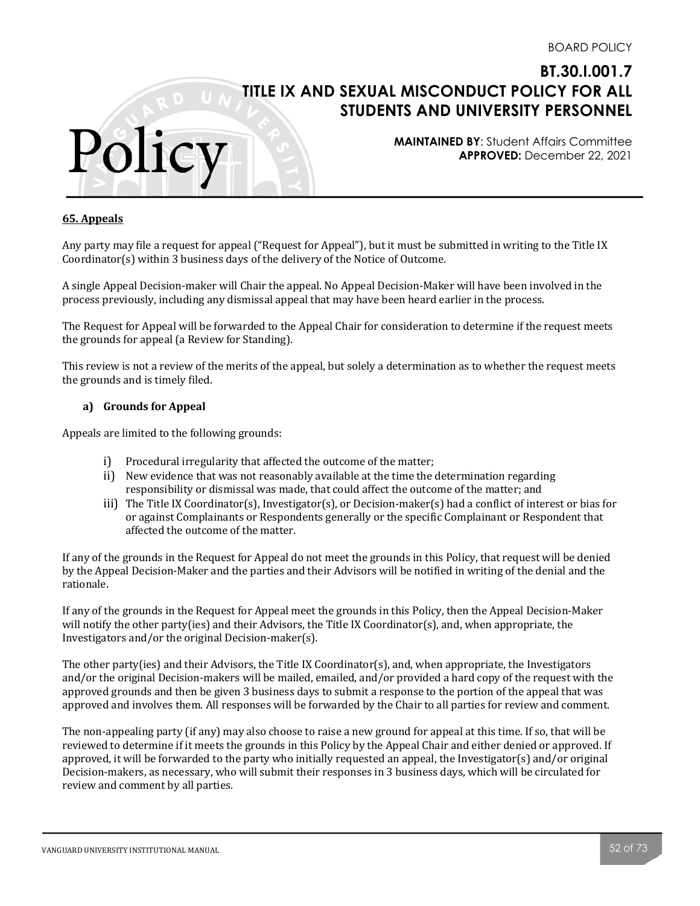## 65. Appeals

Any party may file a request for appeal ("Request for Appeal"), but it must be submitted in writing to the Title IX Coordinator(s) within 3 business days of the delivery of the Notice of Outcome.

A single Appeal Decision-maker will Chair the appeal. No Appeal Decision-Maker will have been involved in the process previously, including any dismissal appeal that may have been heard earlier in the process.

The Request for Appeal will be forwarded to the Appeal Chair for consideration to determine if the request meets the grounds for appeal (a Review for Standing).

This review is not a review of the merits of the appeal, but solely a determination as to whether the request meets the grounds and is timely filed.

### a) Grounds for Appeal

Appeals are limited to the following grounds:

- i) Procedural irregularity that affected the outcome of the matter;
- ii) New evidence that was not reasonably available at the time the determination regarding responsibility or dismissal was made, that could affect the outcome of the matter; and
- iii) The Title IX Coordinator(s), Investigator(s), or Decision-maker(s) had a conflict of interest or bias for or against Complainants or Respondents generally or the specific Complainant or Respondent that affected the outcome of the matter.

If any of the grounds in the Request for Appeal do not meet the grounds in this Policy, that request will be denied by the Appeal Decision-Maker and the parties and their Advisors will be notified in writing of the denial and the rationale.

If any of the grounds in the Request for Appeal meet the grounds in this Policy, then the Appeal Decision-Maker will notify the other party(ies) and their Advisors, the Title IX Coordinator(s), and, when appropriate, the Investigators and/or the original Decision-maker(s).

The other party(ies) and their Advisors, the Title IX Coordinator(s), and, when appropriate, the Investigators and/or the original Decision-makers will be mailed, emailed, and/or provided a hard copy of the request with the approved grounds and then be given 3 business days to submit a response to the portion of the appeal that was approved and involves them. All responses will be forwarded by the Chair to all parties for review and comment.

The non-appealing party (if any) may also choose to raise a new ground for appeal at this time. If so, that will be reviewed to determine if it meets the grounds in this Policy by the Appeal Chair and either denied or approved. If approved, it will be forwarded to the party who initially requested an appeal, the Investigator(s) and/or original Decision-makers, as necessary, who will submit their responses in 3 business days, which will be circulated for review and comment by all parties.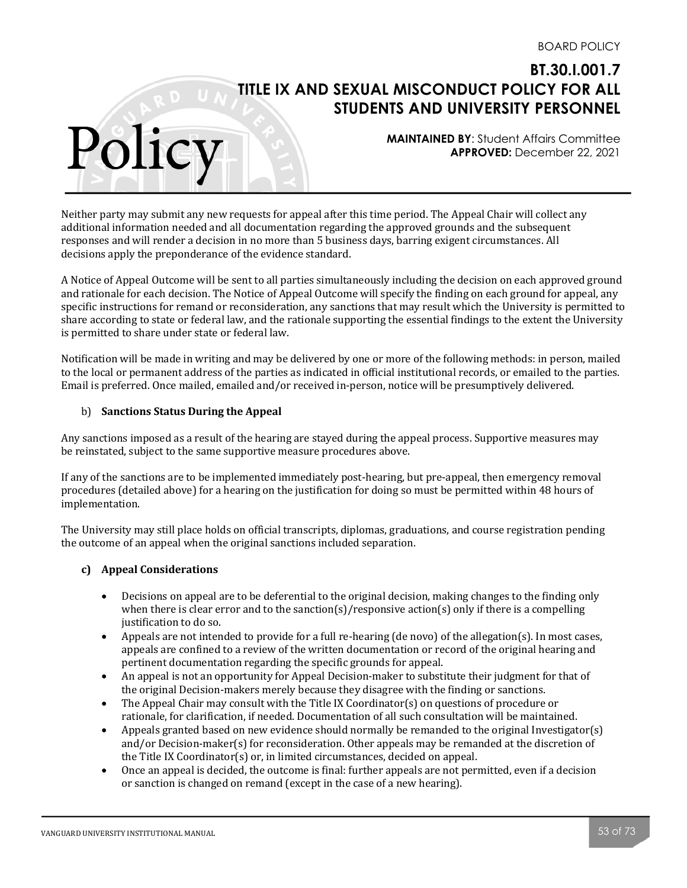Neither party may submit any new requests for appeal after this time period. The Appeal Chair will collect any additional information needed and all documentation regarding the approved grounds and the subsequent responses and will render a decision in no more than 5 business days, barring exigent circumstances. All decisions apply the preponderance of the evidence standard.

A Notice of Appeal Outcome will be sent to all parties simultaneously including the decision on each approved ground and rationale for each decision. The Notice of Appeal Outcome will specify the finding on each ground for appeal, any specific instructions for remand or reconsideration, any sanctions that may result which the University is permitted to share according to state or federal law, and the rationale supporting the essential findings to the extent the University is permitted to share under state or federal law.

Notification will be made in writing and may be delivered by one or more of the following methods: in person, mailed to the local or permanent address of the parties as indicated in official institutional records, or emailed to the parties. Email is preferred. Once mailed, emailed and/or received in-person, notice will be presumptively delivered.

b) **Sanctions Status During the Appeal**

Any sanctions imposed as a result of the hearing are stayed during the appeal process. Supportive measures may be reinstated, subject to the same supportive measure procedures above.

If any of the sanctions are to be implemented immediately post-hearing, but pre-appeal, then emergency removal procedures (detailed above) for a hearing on the justification for doing so must be permitted within 48 hours of implementation.

The University may still place holds on official transcripts, diplomas, graduations, and course registration pending the outcome of an appeal when the original sanctions included separation.

**c) Appeal Considerations**

- Decisions on appeal are to be deferential to the original decision, making changes to the finding only when there is clear error and to the sanction(s)/responsive action(s) only if there is a compelling justification to do so.
- Appeals are not intended to provide for a full re-hearing (de novo) of the allegation(s). In most cases, appeals are confined to a review of the written documentation or record of the original hearing and pertinent documentation regarding the specific grounds for appeal.
- An appeal is not an opportunity for Appeal Decision-maker to substitute their judgment for that of the original Decision-makers merely because they disagree with the finding or sanctions.
- The Appeal Chair may consult with the Title IX Coordinator(s) on questions of procedure or rationale, for clarification, if needed. Documentation of all such consultation will be maintained.
- Appeals granted based on new evidence should normally be remanded to the original Investigator(s) and/or Decision-maker(s) for reconsideration. Other appeals may be remanded at the discretion of the Title IX Coordinator(s) or, in limited circumstances, decided on appeal.
- Once an appeal is decided, the outcome is final: further appeals are not permitted, even if a decision or sanction is changed on remand (except in the case of a new hearing).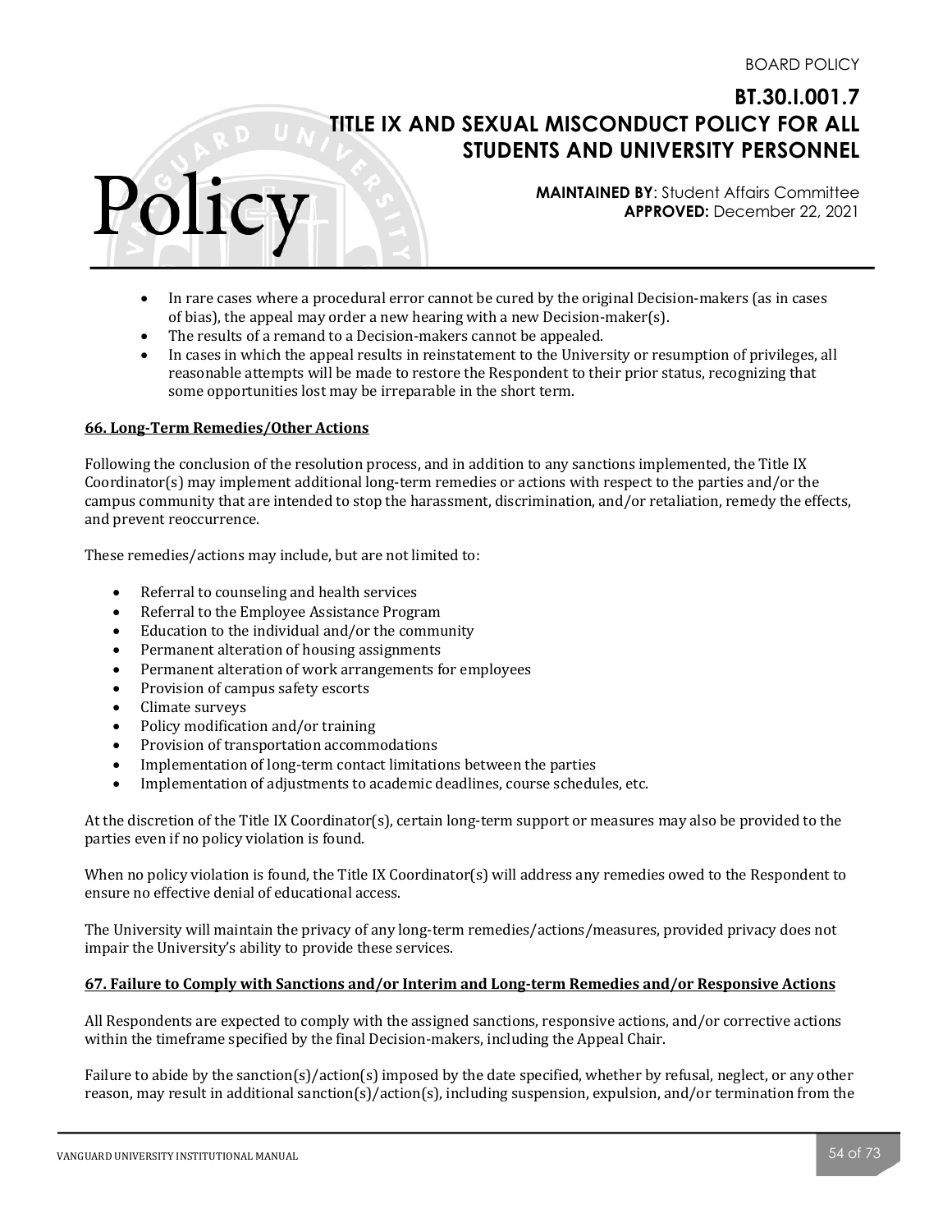- In rare cases where a procedural error cannot be cured by the original Decision-makers (as in cases of bias), the appeal may order a new hearing with a new Decision-maker(s).
- The results of a remand to a Decision-makers cannot be appealed.
- In cases in which the appeal results in reinstatement to the University or resumption of privileges, all reasonable attempts will be made to restore the Respondent to their prior status, recognizing that some opportunities lost may be irreparable in the short term.

**66. Long-Term Remedies/Other Actions**

Following the conclusion of the resolution process, and in addition to any sanctions implemented, the Title IX Coordinator(s) may implement additional long-term remedies or actions with respect to the parties and/or the campus community that are intended to stop the harassment, discrimination, and/or retaliation, remedy the effects, and prevent reoccurrence.

These remedies/actions may include, but are not limited to:

- Referral to counseling and health services
- Referral to the Employee Assistance Program
- Education to the individual and/or the community
- Permanent alteration of housing assignments
- Permanent alteration of work arrangements for employees
- Provision of campus safety escorts
- Climate surveys
- Policy modification and/or training
- Provision of transportation accommodations
- Implementation of long-term contact limitations between the parties
- Implementation of adjustments to academic deadlines, course schedules, etc.

At the discretion of the Title IX Coordinator(s), certain long-term support or measures may also be provided to the parties even if no policy violation is found.

When no policy violation is found, the Title IX Coordinator(s) will address any remedies owed to the Respondent to ensure no effective denial of educational access.

The University will maintain the privacy of any long-term remedies/actions/measures, provided privacy does not impair the University's ability to provide these services.

**67. Failure to Comply with Sanctions and/or Interim and Long-term Remedies and/or Responsive Actions**

All Respondents are expected to comply with the assigned sanctions, responsive actions, and/or corrective actions within the timeframe specified by the final Decision-makers, including the Appeal Chair.

Failure to abide by the sanction(s)/action(s) imposed by the date specified, whether by refusal, neglect, or any other reason, may result in additional sanction(s)/action(s), including suspension, expulsion, and/or termination from the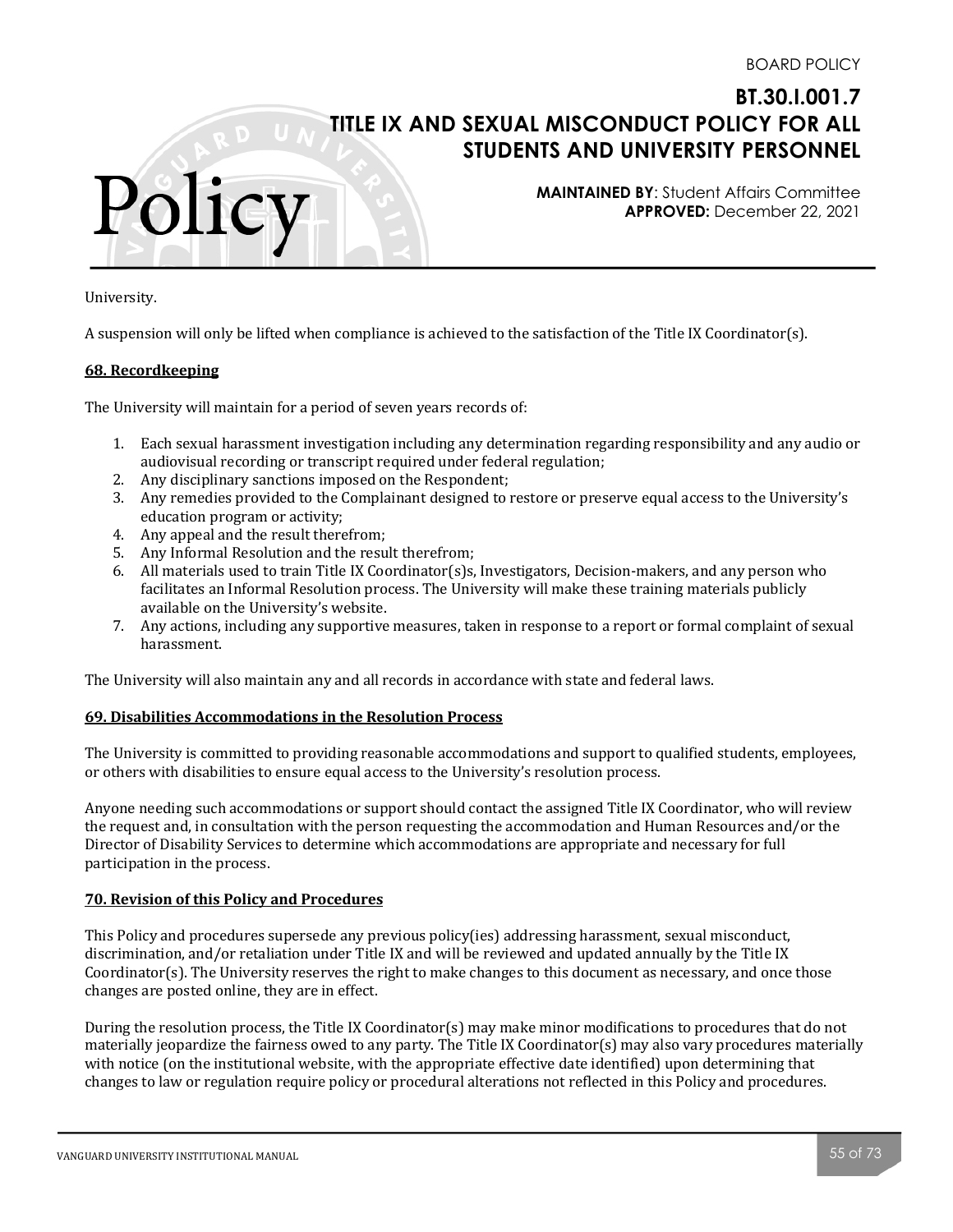University.

A suspension will only be lifted when compliance is achieved to the satisfaction of the Title IX Coordinator(s).

### 68. Recordkeeping

The University will maintain for a period of seven years records of:

1. Each sexual harassment investigation including any determination regarding responsibility and any audio or audiovisual recording or transcript required under federal regulation;
2. Any disciplinary sanctions imposed on the Respondent;
3. Any remedies provided to the Complainant designed to restore or preserve equal access to the University's education program or activity;
4. Any appeal and the result therefrom;
5. Any Informal Resolution and the result therefrom;
6. All materials used to train Title IX Coordinator(s)s, Investigators, Decision-makers, and any person who facilitates an Informal Resolution process. The University will make these training materials publicly available on the University's website.
7. Any actions, including any supportive measures, taken in response to a report or formal complaint of sexual harassment.

The University will also maintain any and all records in accordance with state and federal laws.

### 69. Disabilities Accommodations in the Resolution Process

The University is committed to providing reasonable accommodations and support to qualified students, employees, or others with disabilities to ensure equal access to the University's resolution process.

Anyone needing such accommodations or support should contact the assigned Title IX Coordinator, who will review the request and, in consultation with the person requesting the accommodation and Human Resources and/or the Director of Disability Services to determine which accommodations are appropriate and necessary for full participation in the process.

### 70. Revision of this Policy and Procedures

This Policy and procedures supersede any previous policy(ies) addressing harassment, sexual misconduct, discrimination, and/or retaliation under Title IX and will be reviewed and updated annually by the Title IX Coordinator(s). The University reserves the right to make changes to this document as necessary, and once those changes are posted online, they are in effect.

During the resolution process, the Title IX Coordinator(s) may make minor modifications to procedures that do not materially jeopardize the fairness owed to any party. The Title IX Coordinator(s) may also vary procedures materially with notice (on the institutional website, with the appropriate effective date identified) upon determining that changes to law or regulation require policy or procedural alterations not reflected in this Policy and procedures.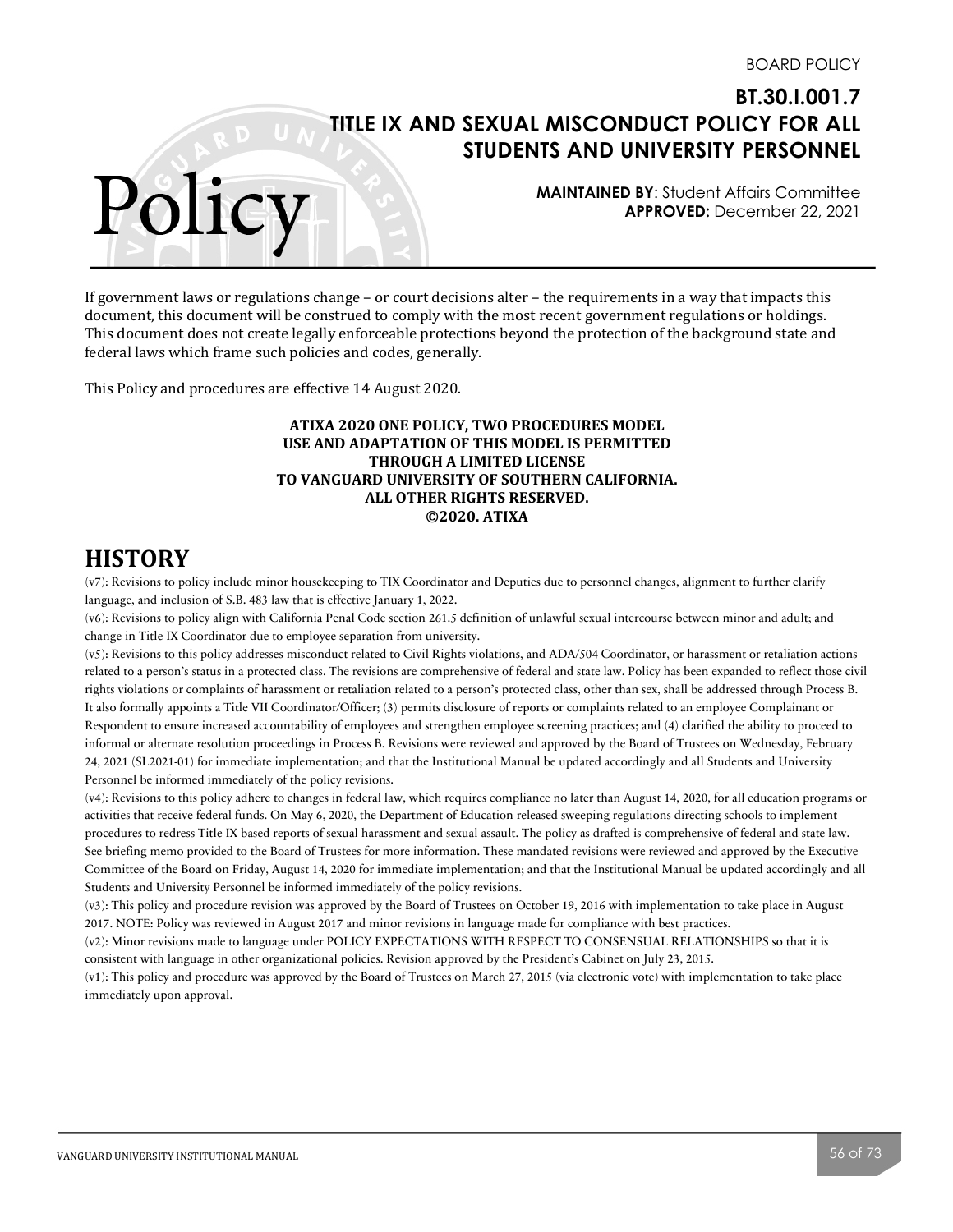BOARD POLICY

# BT.30.I.001.7 TITLE IX AND SEXUAL MISCONDUCT POLICY FOR ALL STUDENTS AND UNIVERSITY PERSONNEL

Policy

**MAINTAINED BY**: Student Affairs Committee
**APPROVED:** December 22, 2021

If government laws or regulations change – or court decisions alter – the requirements in a way that impacts this document, this document will be construed to comply with the most recent government regulations or holdings. This document does not create legally enforceable protections beyond the protection of the background state and federal laws which frame such policies and codes, generally.

This Policy and procedures are effective 14 August 2020.

**ATIXA 2020 ONE POLICY, TWO PROCEDURES MODEL**
**USE AND ADAPTATION OF THIS MODEL IS PERMITTED**
**THROUGH A LIMITED LICENSE**
**TO VANGUARD UNIVERSITY OF SOUTHERN CALIFORNIA.**
**ALL OTHER RIGHTS RESERVED.**
**©2020. ATIXA**

## HISTORY

(v7): Revisions to policy include minor housekeeping to TIX Coordinator and Deputies due to personnel changes, alignment to further clarify language, and inclusion of S.B. 483 law that is effective January 1, 2022.

(v6): Revisions to policy align with California Penal Code section 261.5 definition of unlawful sexual intercourse between minor and adult; and change in Title IX Coordinator due to employee separation from university.

(v5): Revisions to this policy addresses misconduct related to Civil Rights violations, and ADA/504 Coordinator, or harassment or retaliation actions related to a person's status in a protected class. The revisions are comprehensive of federal and state law. Policy has been expanded to reflect those civil rights violations or complaints of harassment or retaliation related to a person's protected class, other than sex, shall be addressed through Process B. It also formally appoints a Title VII Coordinator/Officer; (3) permits disclosure of reports or complaints related to an employee Complainant or Respondent to ensure increased accountability of employees and strengthen employee screening practices; and (4) clarified the ability to proceed to informal or alternate resolution proceedings in Process B. Revisions were reviewed and approved by the Board of Trustees on Wednesday, February 24, 2021 (SL2021-01) for immediate implementation; and that the Institutional Manual be updated accordingly and all Students and University Personnel be informed immediately of the policy revisions.

(v4): Revisions to this policy adhere to changes in federal law, which requires compliance no later than August 14, 2020, for all education programs or activities that receive federal funds. On May 6, 2020, the Department of Education released sweeping regulations directing schools to implement procedures to redress Title IX based reports of sexual harassment and sexual assault. The policy as drafted is comprehensive of federal and state law. See briefing memo provided to the Board of Trustees for more information. These mandated revisions were reviewed and approved by the Executive Committee of the Board on Friday, August 14, 2020 for immediate implementation; and that the Institutional Manual be updated accordingly and all Students and University Personnel be informed immediately of the policy revisions.

(v3): This policy and procedure revision was approved by the Board of Trustees on October 19, 2016 with implementation to take place in August 2017. NOTE: Policy was reviewed in August 2017 and minor revisions in language made for compliance with best practices.

(v2): Minor revisions made to language under POLICY EXPECTATIONS WITH RESPECT TO CONSENSUAL RELATIONSHIPS so that it is consistent with language in other organizational policies. Revision approved by the President's Cabinet on July 23, 2015.

(v1): This policy and procedure was approved by the Board of Trustees on March 27, 2015 (via electronic vote) with implementation to take place immediately upon approval.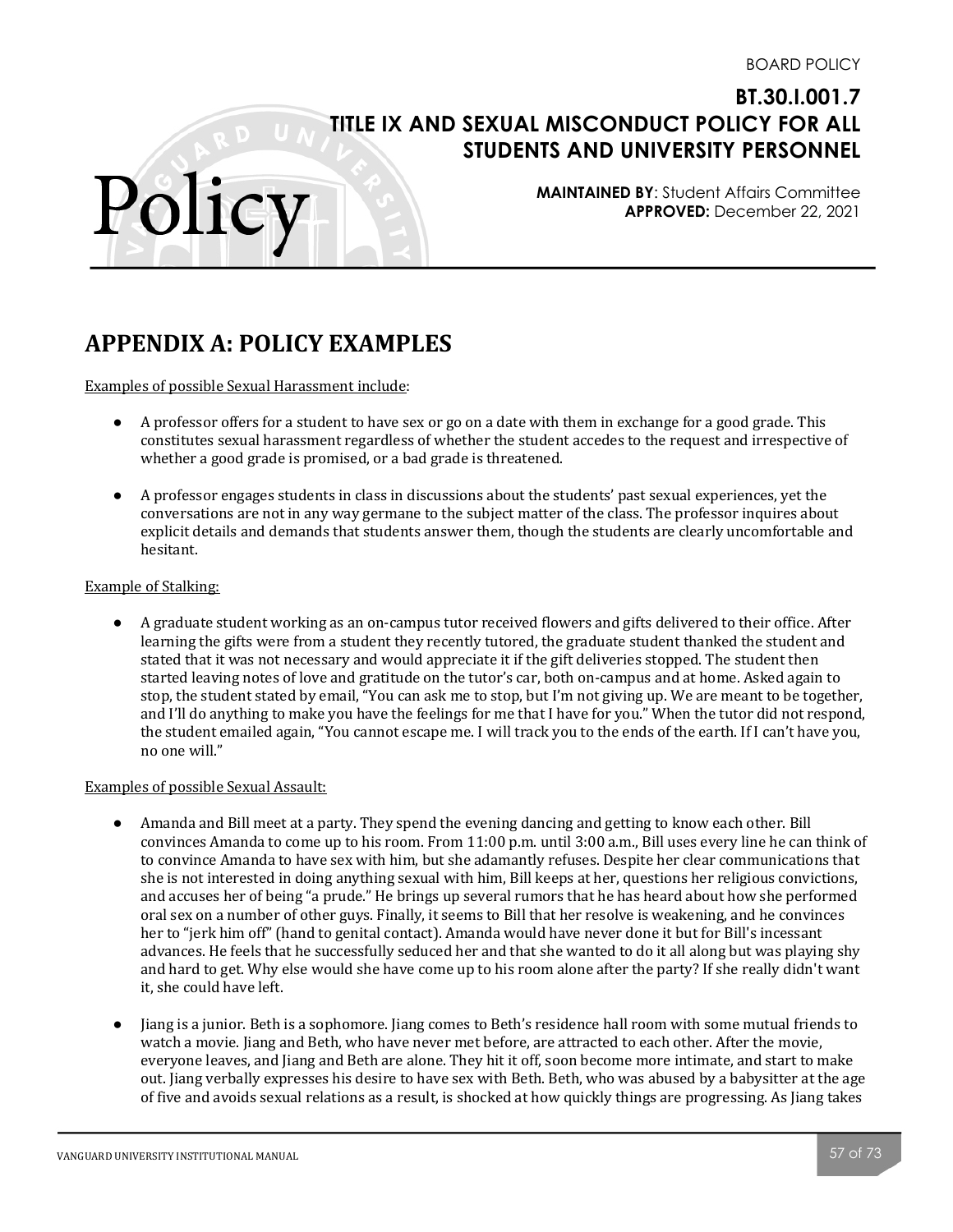BOARD POLICY

# BT.30.I.001.7 TITLE IX AND SEXUAL MISCONDUCT POLICY FOR ALL STUDENTS AND UNIVERSITY PERSONNEL

**MAINTAINED BY**: Student Affairs Committee
**APPROVED:** December 22, 2021

## APPENDIX A: POLICY EXAMPLES

Examples of possible Sexual Harassment include:

- A professor offers for a student to have sex or go on a date with them in exchange for a good grade. This constitutes sexual harassment regardless of whether the student accedes to the request and irrespective of whether a good grade is promised, or a bad grade is threatened.
- A professor engages students in class in discussions about the students' past sexual experiences, yet the conversations are not in any way germane to the subject matter of the class. The professor inquires about explicit details and demands that students answer them, though the students are clearly uncomfortable and hesitant.

Example of Stalking:

- A graduate student working as an on-campus tutor received flowers and gifts delivered to their office. After learning the gifts were from a student they recently tutored, the graduate student thanked the student and stated that it was not necessary and would appreciate it if the gift deliveries stopped. The student then started leaving notes of love and gratitude on the tutor's car, both on-campus and at home. Asked again to stop, the student stated by email, "You can ask me to stop, but I'm not giving up. We are meant to be together, and I'll do anything to make you have the feelings for me that I have for you." When the tutor did not respond, the student emailed again, "You cannot escape me. I will track you to the ends of the earth. If I can't have you, no one will."

Examples of possible Sexual Assault:

- Amanda and Bill meet at a party. They spend the evening dancing and getting to know each other. Bill convinces Amanda to come up to his room. From 11:00 p.m. until 3:00 a.m., Bill uses every line he can think of to convince Amanda to have sex with him, but she adamantly refuses. Despite her clear communications that she is not interested in doing anything sexual with him, Bill keeps at her, questions her religious convictions, and accuses her of being "a prude." He brings up several rumors that he has heard about how she performed oral sex on a number of other guys. Finally, it seems to Bill that her resolve is weakening, and he convinces her to "jerk him off" (hand to genital contact). Amanda would have never done it but for Bill's incessant advances. He feels that he successfully seduced her and that she wanted to do it all along but was playing shy and hard to get. Why else would she have come up to his room alone after the party? If she really didn't want it, she could have left.
- Jiang is a junior. Beth is a sophomore. Jiang comes to Beth's residence hall room with some mutual friends to watch a movie. Jiang and Beth, who have never met before, are attracted to each other. After the movie, everyone leaves, and Jiang and Beth are alone. They hit it off, soon become more intimate, and start to make out. Jiang verbally expresses his desire to have sex with Beth. Beth, who was abused by a babysitter at the age of five and avoids sexual relations as a result, is shocked at how quickly things are progressing. As Jiang takes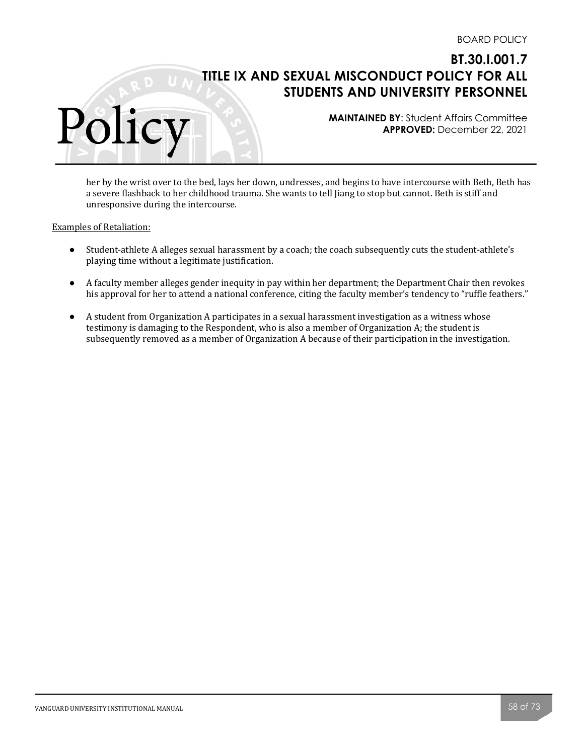her by the wrist over to the bed, lays her down, undresses, and begins to have intercourse with Beth, Beth has a severe flashback to her childhood trauma. She wants to tell Jiang to stop but cannot. Beth is stiff and unresponsive during the intercourse.

Examples of Retaliation:

- Student-athlete A alleges sexual harassment by a coach; the coach subsequently cuts the student-athlete's playing time without a legitimate justification.
- A faculty member alleges gender inequity in pay within her department; the Department Chair then revokes his approval for her to attend a national conference, citing the faculty member's tendency to "ruffle feathers."
- A student from Organization A participates in a sexual harassment investigation as a witness whose testimony is damaging to the Respondent, who is also a member of Organization A; the student is subsequently removed as a member of Organization A because of their participation in the investigation.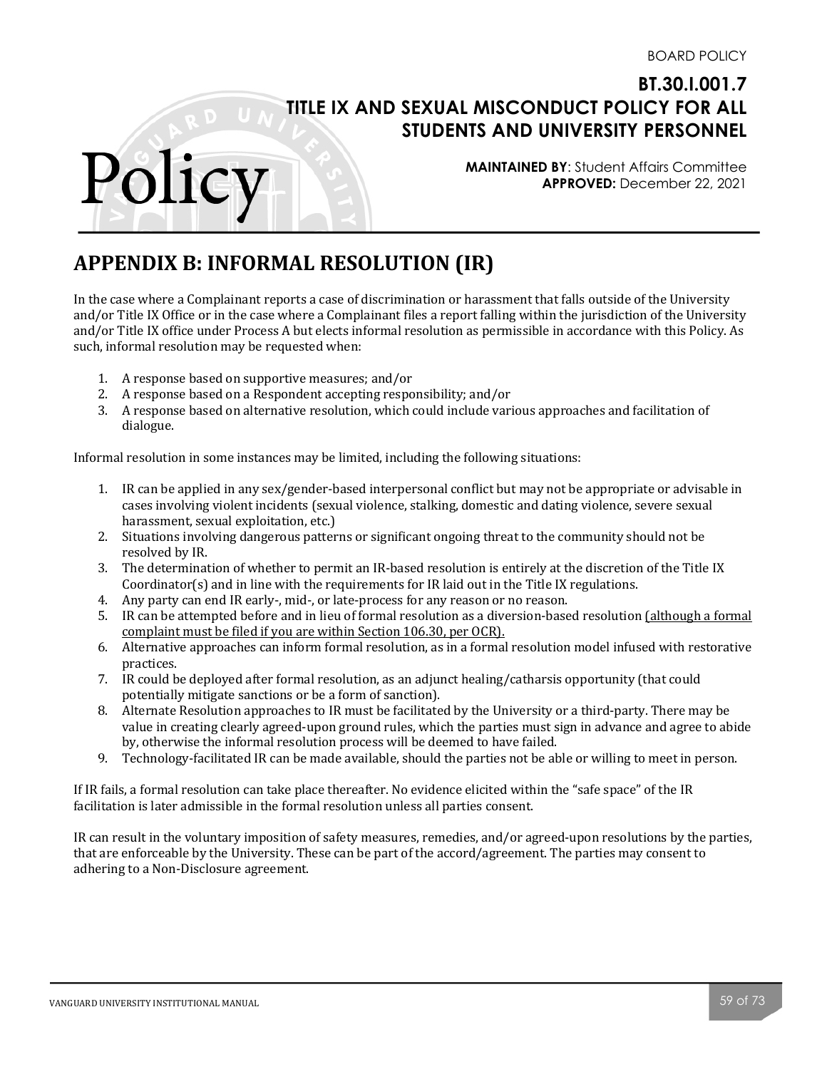## APPENDIX B: INFORMAL RESOLUTION (IR)

In the case where a Complainant reports a case of discrimination or harassment that falls outside of the University and/or Title IX Office or in the case where a Complainant files a report falling within the jurisdiction of the University and/or Title IX office under Process A but elects informal resolution as permissible in accordance with this Policy. As such, informal resolution may be requested when:

1. A response based on supportive measures; and/or
2. A response based on a Respondent accepting responsibility; and/or
3. A response based on alternative resolution, which could include various approaches and facilitation of dialogue.

Informal resolution in some instances may be limited, including the following situations:

1. IR can be applied in any sex/gender-based interpersonal conflict but may not be appropriate or advisable in cases involving violent incidents (sexual violence, stalking, domestic and dating violence, severe sexual harassment, sexual exploitation, etc.)
2. Situations involving dangerous patterns or significant ongoing threat to the community should not be resolved by IR.
3. The determination of whether to permit an IR-based resolution is entirely at the discretion of the Title IX Coordinator(s) and in line with the requirements for IR laid out in the Title IX regulations.
4. Any party can end IR early-, mid-, or late-process for any reason or no reason.
5. IR can be attempted before and in lieu of formal resolution as a diversion-based resolution <u>(although a formal complaint must be filed if you are within Section 106.30, per OCR).</u>
6. Alternative approaches can inform formal resolution, as in a formal resolution model infused with restorative practices.
7. IR could be deployed after formal resolution, as an adjunct healing/catharsis opportunity (that could potentially mitigate sanctions or be a form of sanction).
8. Alternate Resolution approaches to IR must be facilitated by the University or a third-party. There may be value in creating clearly agreed-upon ground rules, which the parties must sign in advance and agree to abide by, otherwise the informal resolution process will be deemed to have failed.
9. Technology-facilitated IR can be made available, should the parties not be able or willing to meet in person.

If IR fails, a formal resolution can take place thereafter. No evidence elicited within the "safe space" of the IR facilitation is later admissible in the formal resolution unless all parties consent.

IR can result in the voluntary imposition of safety measures, remedies, and/or agreed-upon resolutions by the parties, that are enforceable by the University. These can be part of the accord/agreement. The parties may consent to adhering to a Non-Disclosure agreement.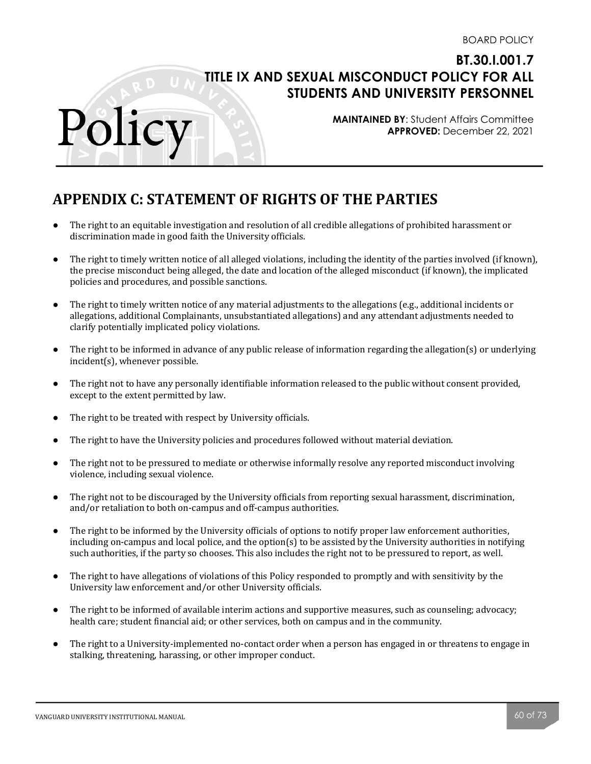BOARD POLICY

# BT.30.I.001.7 TITLE IX AND SEXUAL MISCONDUCT POLICY FOR ALL STUDENTS AND UNIVERSITY PERSONNEL

**MAINTAINED BY**: Student Affairs Committee
**APPROVED:** December 22, 2021

## APPENDIX C: STATEMENT OF RIGHTS OF THE PARTIES

- The right to an equitable investigation and resolution of all credible allegations of prohibited harassment or discrimination made in good faith the University officials.
- The right to timely written notice of all alleged violations, including the identity of the parties involved (if known), the precise misconduct being alleged, the date and location of the alleged misconduct (if known), the implicated policies and procedures, and possible sanctions.
- The right to timely written notice of any material adjustments to the allegations (e.g., additional incidents or allegations, additional Complainants, unsubstantiated allegations) and any attendant adjustments needed to clarify potentially implicated policy violations.
- The right to be informed in advance of any public release of information regarding the allegation(s) or underlying incident(s), whenever possible.
- The right not to have any personally identifiable information released to the public without consent provided, except to the extent permitted by law.
- The right to be treated with respect by University officials.
- The right to have the University policies and procedures followed without material deviation.
- The right not to be pressured to mediate or otherwise informally resolve any reported misconduct involving violence, including sexual violence.
- The right not to be discouraged by the University officials from reporting sexual harassment, discrimination, and/or retaliation to both on-campus and off-campus authorities.
- The right to be informed by the University officials of options to notify proper law enforcement authorities, including on-campus and local police, and the option(s) to be assisted by the University authorities in notifying such authorities, if the party so chooses. This also includes the right not to be pressured to report, as well.
- The right to have allegations of violations of this Policy responded to promptly and with sensitivity by the University law enforcement and/or other University officials.
- The right to be informed of available interim actions and supportive measures, such as counseling; advocacy; health care; student financial aid; or other services, both on campus and in the community.
- The right to a University-implemented no-contact order when a person has engaged in or threatens to engage in stalking, threatening, harassing, or other improper conduct.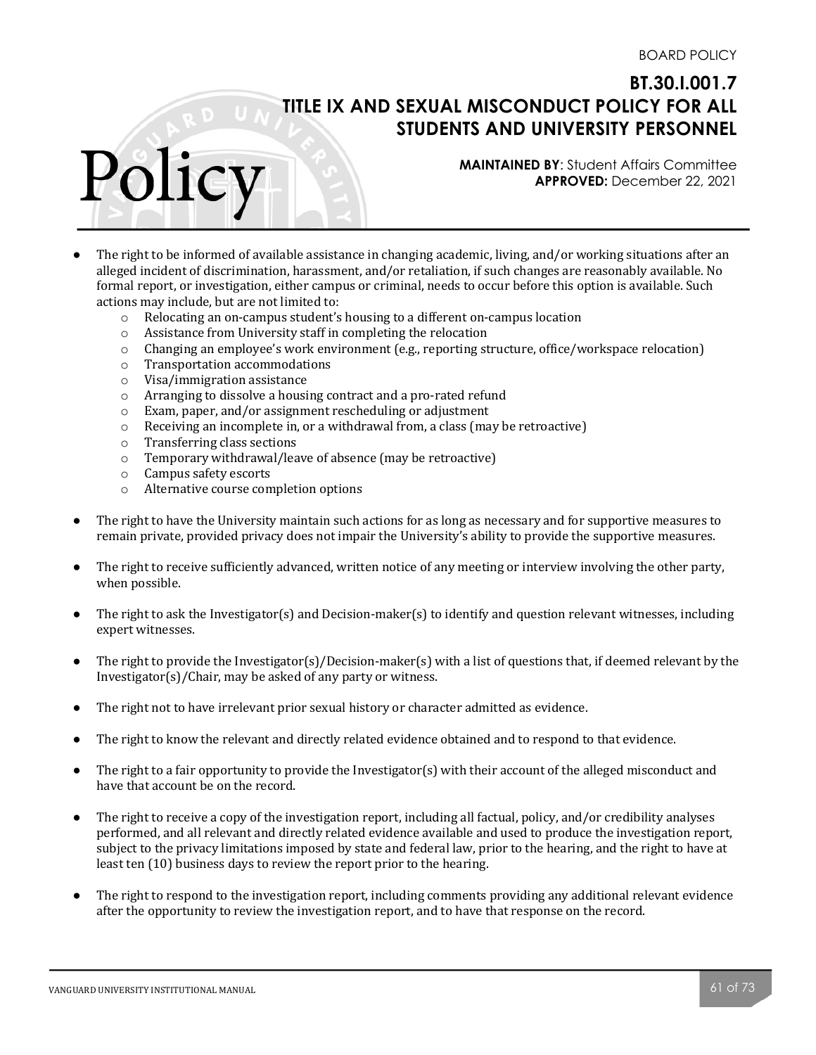- The right to be informed of available assistance in changing academic, living, and/or working situations after an alleged incident of discrimination, harassment, and/or retaliation, if such changes are reasonably available. No formal report, or investigation, either campus or criminal, needs to occur before this option is available. Such actions may include, but are not limited to:
  - Relocating an on-campus student's housing to a different on-campus location
  - Assistance from University staff in completing the relocation
  - Changing an employee's work environment (e.g., reporting structure, office/workspace relocation)
  - Transportation accommodations
  - Visa/immigration assistance
  - Arranging to dissolve a housing contract and a pro-rated refund
  - Exam, paper, and/or assignment rescheduling or adjustment
  - Receiving an incomplete in, or a withdrawal from, a class (may be retroactive)
  - Transferring class sections
  - Temporary withdrawal/leave of absence (may be retroactive)
  - Campus safety escorts
  - Alternative course completion options

- The right to have the University maintain such actions for as long as necessary and for supportive measures to remain private, provided privacy does not impair the University's ability to provide the supportive measures.

- The right to receive sufficiently advanced, written notice of any meeting or interview involving the other party, when possible.

- The right to ask the Investigator(s) and Decision-maker(s) to identify and question relevant witnesses, including expert witnesses.

- The right to provide the Investigator(s)/Decision-maker(s) with a list of questions that, if deemed relevant by the Investigator(s)/Chair, may be asked of any party or witness.

- The right not to have irrelevant prior sexual history or character admitted as evidence.

- The right to know the relevant and directly related evidence obtained and to respond to that evidence.

- The right to a fair opportunity to provide the Investigator(s) with their account of the alleged misconduct and have that account be on the record.

- The right to receive a copy of the investigation report, including all factual, policy, and/or credibility analyses performed, and all relevant and directly related evidence available and used to produce the investigation report, subject to the privacy limitations imposed by state and federal law, prior to the hearing, and the right to have at least ten (10) business days to review the report prior to the hearing.

- The right to respond to the investigation report, including comments providing any additional relevant evidence after the opportunity to review the investigation report, and to have that response on the record.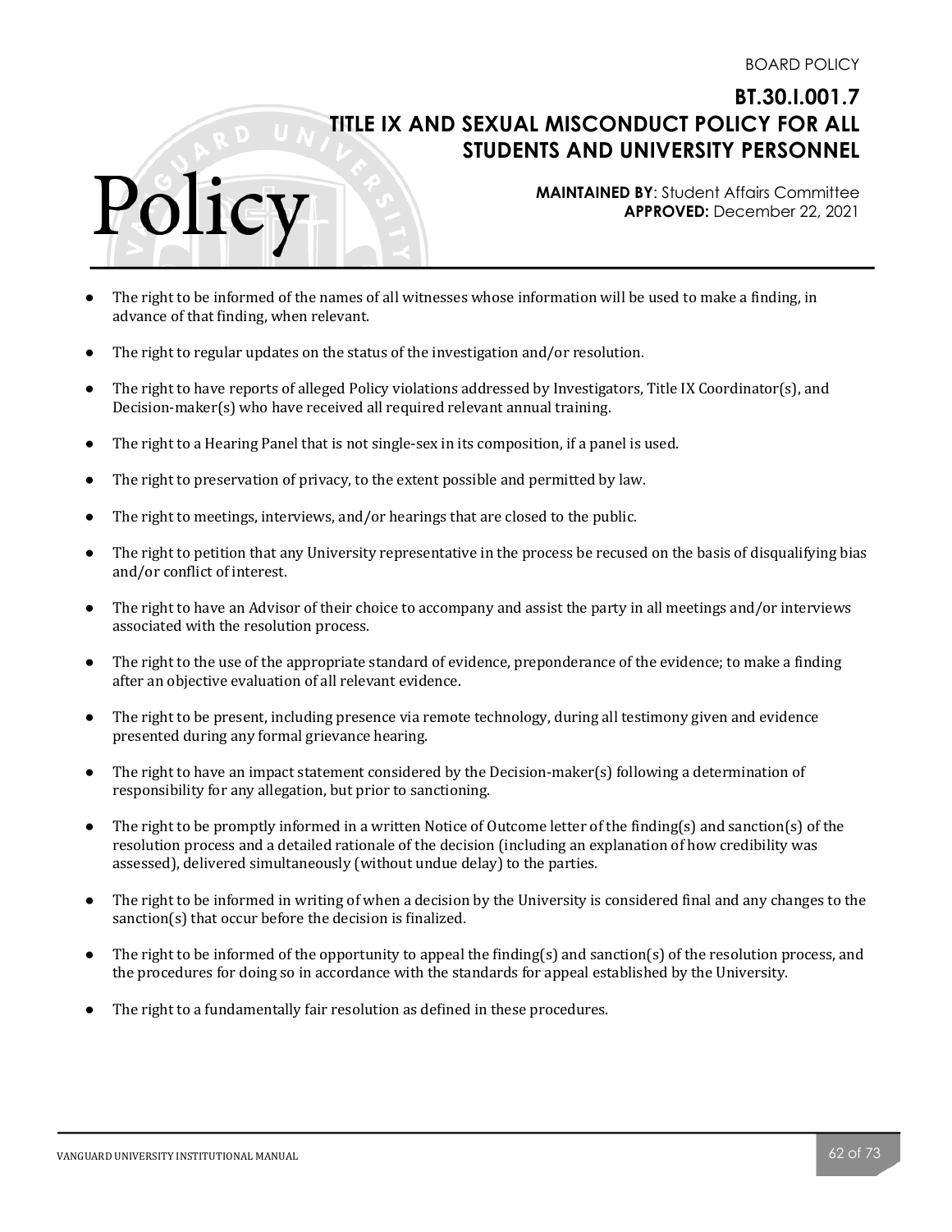- The right to be informed of the names of all witnesses whose information will be used to make a finding, in advance of that finding, when relevant.
- The right to regular updates on the status of the investigation and/or resolution.
- The right to have reports of alleged Policy violations addressed by Investigators, Title IX Coordinator(s), and Decision-maker(s) who have received all required relevant annual training.
- The right to a Hearing Panel that is not single-sex in its composition, if a panel is used.
- The right to preservation of privacy, to the extent possible and permitted by law.
- The right to meetings, interviews, and/or hearings that are closed to the public.
- The right to petition that any University representative in the process be recused on the basis of disqualifying bias and/or conflict of interest.
- The right to have an Advisor of their choice to accompany and assist the party in all meetings and/or interviews associated with the resolution process.
- The right to the use of the appropriate standard of evidence, preponderance of the evidence; to make a finding after an objective evaluation of all relevant evidence.
- The right to be present, including presence via remote technology, during all testimony given and evidence presented during any formal grievance hearing.
- The right to have an impact statement considered by the Decision-maker(s) following a determination of responsibility for any allegation, but prior to sanctioning.
- The right to be promptly informed in a written Notice of Outcome letter of the finding(s) and sanction(s) of the resolution process and a detailed rationale of the decision (including an explanation of how credibility was assessed), delivered simultaneously (without undue delay) to the parties.
- The right to be informed in writing of when a decision by the University is considered final and any changes to the sanction(s) that occur before the decision is finalized.
- The right to be informed of the opportunity to appeal the finding(s) and sanction(s) of the resolution process, and the procedures for doing so in accordance with the standards for appeal established by the University.
- The right to a fundamentally fair resolution as defined in these procedures.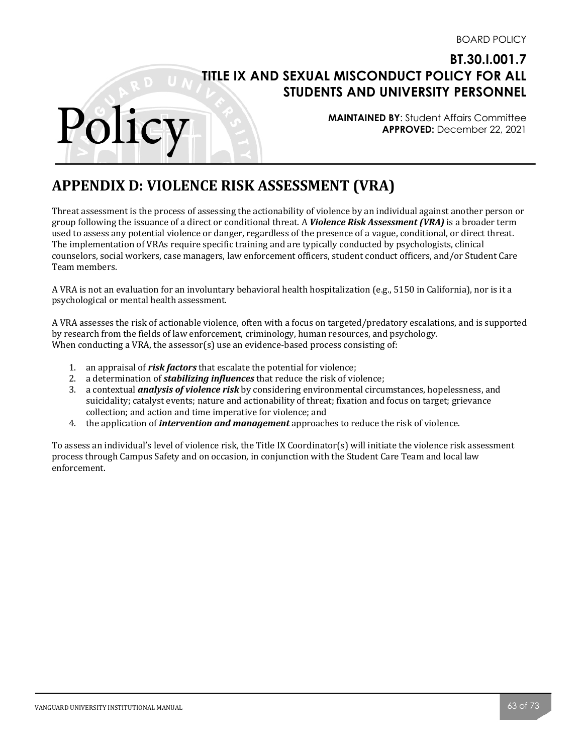# APPENDIX D: VIOLENCE RISK ASSESSMENT (VRA)

Threat assessment is the process of assessing the actionability of violence by an individual against another person or group following the issuance of a direct or conditional threat. A ***Violence Risk Assessment (VRA)*** is a broader term used to assess any potential violence or danger, regardless of the presence of a vague, conditional, or direct threat. The implementation of VRAs require specific training and are typically conducted by psychologists, clinical counselors, social workers, case managers, law enforcement officers, student conduct officers, and/or Student Care Team members.

A VRA is not an evaluation for an involuntary behavioral health hospitalization (e.g., 5150 in California), nor is it a psychological or mental health assessment.

A VRA assesses the risk of actionable violence, often with a focus on targeted/predatory escalations, and is supported by research from the fields of law enforcement, criminology, human resources, and psychology.
When conducting a VRA, the assessor(s) use an evidence-based process consisting of:

1. an appraisal of ***risk factors*** that escalate the potential for violence;
2. a determination of ***stabilizing influences*** that reduce the risk of violence;
3. a contextual ***analysis of violence risk*** by considering environmental circumstances, hopelessness, and suicidality; catalyst events; nature and actionability of threat; fixation and focus on target; grievance collection; and action and time imperative for violence; and
4. the application of ***intervention and management*** approaches to reduce the risk of violence.

To assess an individual's level of violence risk, the Title IX Coordinator(s) will initiate the violence risk assessment process through Campus Safety and on occasion, in conjunction with the Student Care Team and local law enforcement.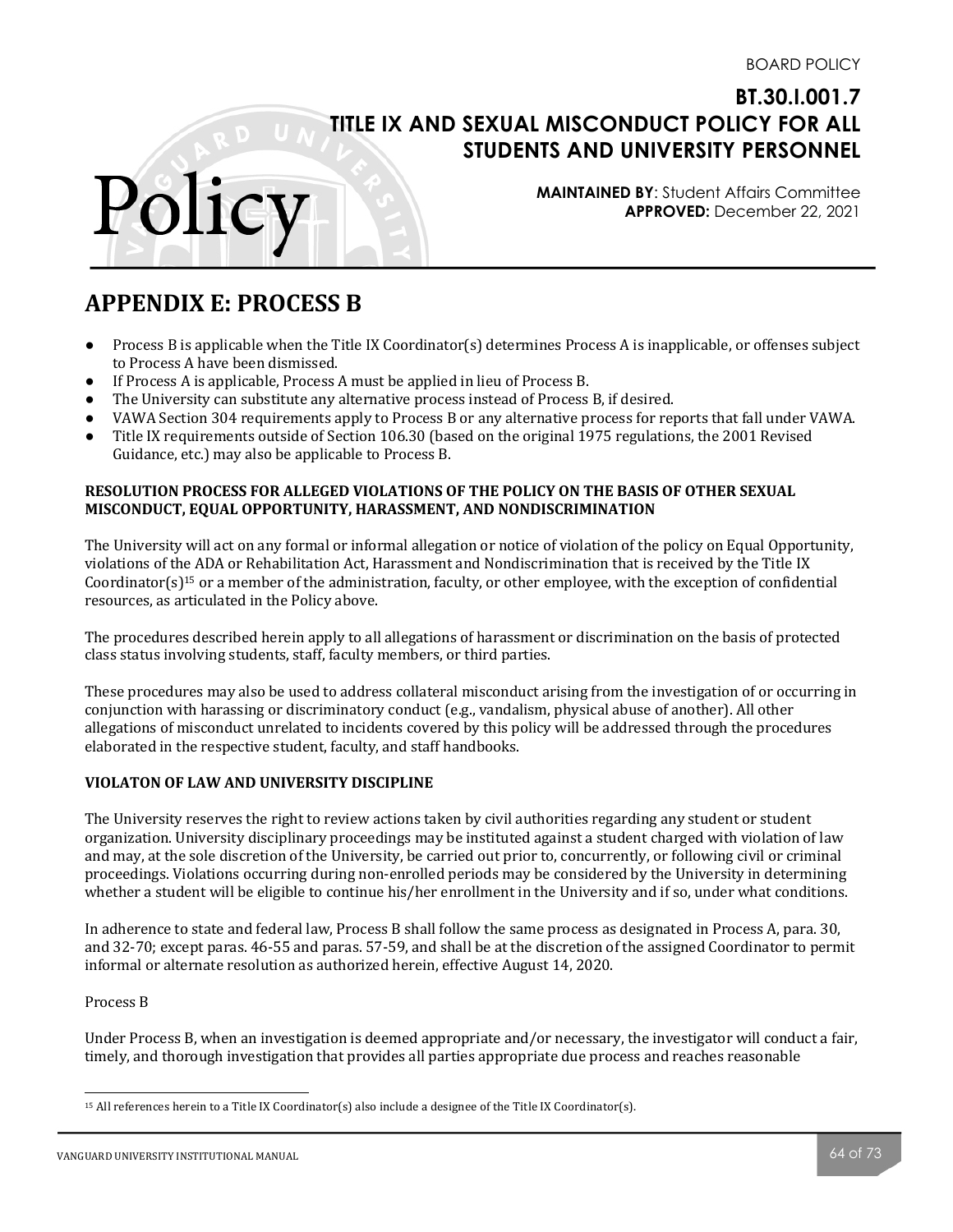# APPENDIX E: PROCESS B

- Process B is applicable when the Title IX Coordinator(s) determines Process A is inapplicable, or offenses subject to Process A have been dismissed.
- If Process A is applicable, Process A must be applied in lieu of Process B.
- The University can substitute any alternative process instead of Process B, if desired.
- VAWA Section 304 requirements apply to Process B or any alternative process for reports that fall under VAWA.
- Title IX requirements outside of Section 106.30 (based on the original 1975 regulations, the 2001 Revised Guidance, etc.) may also be applicable to Process B.

**RESOLUTION PROCESS FOR ALLEGED VIOLATIONS OF THE POLICY ON THE BASIS OF OTHER SEXUAL MISCONDUCT, EQUAL OPPORTUNITY, HARASSMENT, AND NONDISCRIMINATION**

The University will act on any formal or informal allegation or notice of violation of the policy on Equal Opportunity, violations of the ADA or Rehabilitation Act, Harassment and Nondiscrimination that is received by the Title IX Coordinator(s)[15] or a member of the administration, faculty, or other employee, with the exception of confidential resources, as articulated in the Policy above.

The procedures described herein apply to all allegations of harassment or discrimination on the basis of protected class status involving students, staff, faculty members, or third parties.

These procedures may also be used to address collateral misconduct arising from the investigation of or occurring in conjunction with harassing or discriminatory conduct (e.g., vandalism, physical abuse of another). All other allegations of misconduct unrelated to incidents covered by this policy will be addressed through the procedures elaborated in the respective student, faculty, and staff handbooks.

**VIOLATON OF LAW AND UNIVERSITY DISCIPLINE**

The University reserves the right to review actions taken by civil authorities regarding any student or student organization. University disciplinary proceedings may be instituted against a student charged with violation of law and may, at the sole discretion of the University, be carried out prior to, concurrently, or following civil or criminal proceedings. Violations occurring during non-enrolled periods may be considered by the University in determining whether a student will be eligible to continue his/her enrollment in the University and if so, under what conditions.

In adherence to state and federal law, Process B shall follow the same process as designated in Process A, para. 30, and 32-70; except paras. 46-55 and paras. 57-59, and shall be at the discretion of the assigned Coordinator to permit informal or alternate resolution as authorized herein, effective August 14, 2020.

Process B

Under Process B, when an investigation is deemed appropriate and/or necessary, the investigator will conduct a fair, timely, and thorough investigation that provides all parties appropriate due process and reaches reasonable

[15] All references herein to a Title IX Coordinator(s) also include a designee of the Title IX Coordinator(s).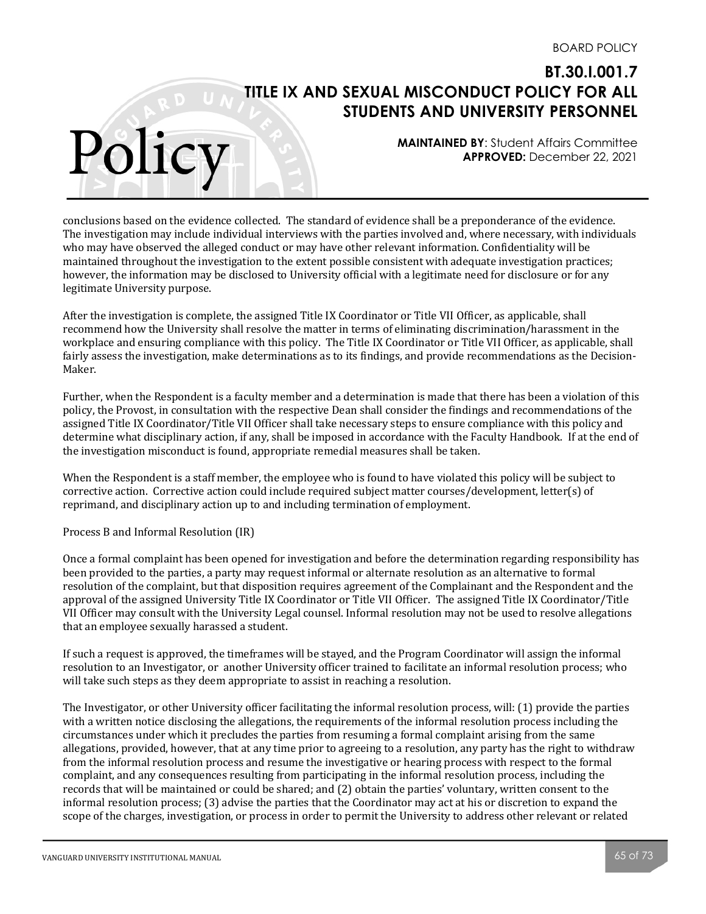conclusions based on the evidence collected. The standard of evidence shall be a preponderance of the evidence. The investigation may include individual interviews with the parties involved and, where necessary, with individuals who may have observed the alleged conduct or may have other relevant information. Confidentiality will be maintained throughout the investigation to the extent possible consistent with adequate investigation practices; however, the information may be disclosed to University official with a legitimate need for disclosure or for any legitimate University purpose.

After the investigation is complete, the assigned Title IX Coordinator or Title VII Officer, as applicable, shall recommend how the University shall resolve the matter in terms of eliminating discrimination/harassment in the workplace and ensuring compliance with this policy. The Title IX Coordinator or Title VII Officer, as applicable, shall fairly assess the investigation, make determinations as to its findings, and provide recommendations as the Decision-Maker.

Further, when the Respondent is a faculty member and a determination is made that there has been a violation of this policy, the Provost, in consultation with the respective Dean shall consider the findings and recommendations of the assigned Title IX Coordinator/Title VII Officer shall take necessary steps to ensure compliance with this policy and determine what disciplinary action, if any, shall be imposed in accordance with the Faculty Handbook. If at the end of the investigation misconduct is found, appropriate remedial measures shall be taken.

When the Respondent is a staff member, the employee who is found to have violated this policy will be subject to corrective action. Corrective action could include required subject matter courses/development, letter(s) of reprimand, and disciplinary action up to and including termination of employment.

Process B and Informal Resolution (IR)

Once a formal complaint has been opened for investigation and before the determination regarding responsibility has been provided to the parties, a party may request informal or alternate resolution as an alternative to formal resolution of the complaint, but that disposition requires agreement of the Complainant and the Respondent and the approval of the assigned University Title IX Coordinator or Title VII Officer. The assigned Title IX Coordinator/Title VII Officer may consult with the University Legal counsel. Informal resolution may not be used to resolve allegations that an employee sexually harassed a student.

If such a request is approved, the timeframes will be stayed, and the Program Coordinator will assign the informal resolution to an Investigator, or another University officer trained to facilitate an informal resolution process; who will take such steps as they deem appropriate to assist in reaching a resolution.

The Investigator, or other University officer facilitating the informal resolution process, will: (1) provide the parties with a written notice disclosing the allegations, the requirements of the informal resolution process including the circumstances under which it precludes the parties from resuming a formal complaint arising from the same allegations, provided, however, that at any time prior to agreeing to a resolution, any party has the right to withdraw from the informal resolution process and resume the investigative or hearing process with respect to the formal complaint, and any consequences resulting from participating in the informal resolution process, including the records that will be maintained or could be shared; and (2) obtain the parties' voluntary, written consent to the informal resolution process; (3) advise the parties that the Coordinator may act at his or discretion to expand the scope of the charges, investigation, or process in order to permit the University to address other relevant or related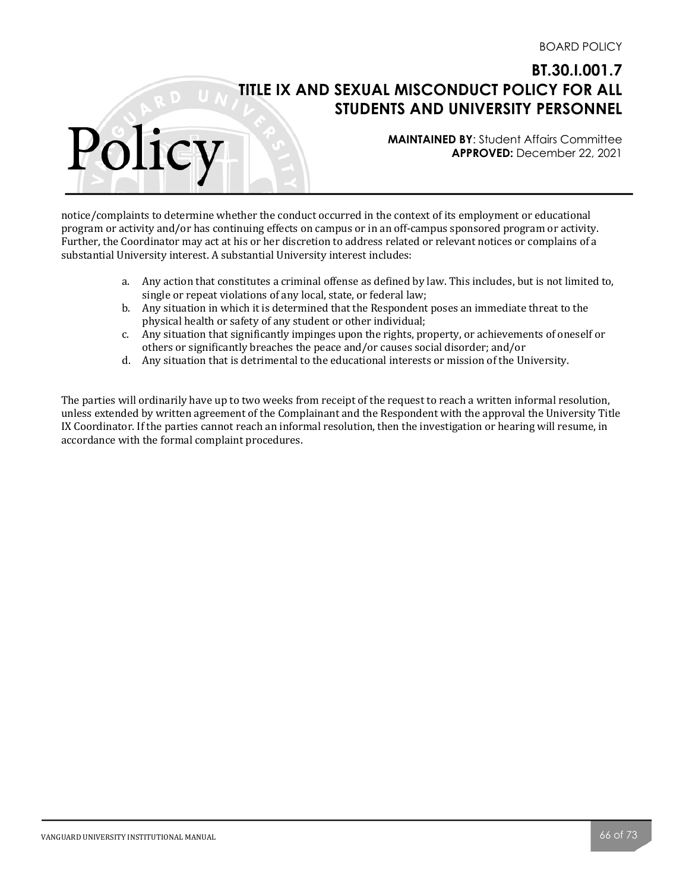notice/complaints to determine whether the conduct occurred in the context of its employment or educational program or activity and/or has continuing effects on campus or in an off-campus sponsored program or activity. Further, the Coordinator may act at his or her discretion to address related or relevant notices or complains of a substantial University interest. A substantial University interest includes:

a. Any action that constitutes a criminal offense as defined by law. This includes, but is not limited to, single or repeat violations of any local, state, or federal law;
b. Any situation in which it is determined that the Respondent poses an immediate threat to the physical health or safety of any student or other individual;
c. Any situation that significantly impinges upon the rights, property, or achievements of oneself or others or significantly breaches the peace and/or causes social disorder; and/or
d. Any situation that is detrimental to the educational interests or mission of the University.

The parties will ordinarily have up to two weeks from receipt of the request to reach a written informal resolution, unless extended by written agreement of the Complainant and the Respondent with the approval the University Title IX Coordinator. If the parties cannot reach an informal resolution, then the investigation or hearing will resume, in accordance with the formal complaint procedures.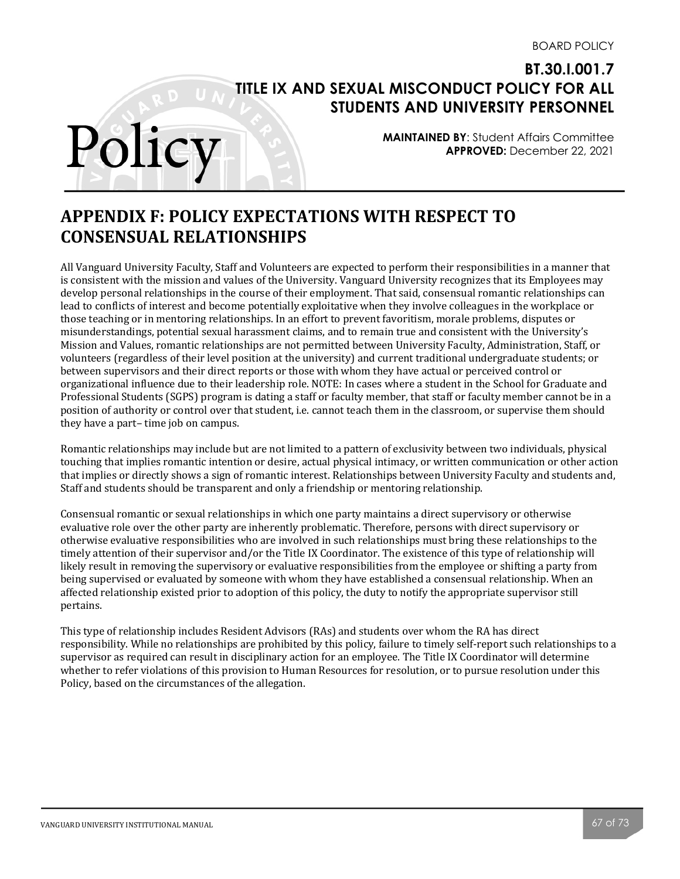BOARD POLICY

# BT.30.I.001.7 TITLE IX AND SEXUAL MISCONDUCT POLICY FOR ALL STUDENTS AND UNIVERSITY PERSONNEL

Policy

**MAINTAINED BY**: Student Affairs Committee
**APPROVED:** December 22, 2021

## APPENDIX F: POLICY EXPECTATIONS WITH RESPECT TO CONSENSUAL RELATIONSHIPS

All Vanguard University Faculty, Staff and Volunteers are expected to perform their responsibilities in a manner that is consistent with the mission and values of the University. Vanguard University recognizes that its Employees may develop personal relationships in the course of their employment. That said, consensual romantic relationships can lead to conflicts of interest and become potentially exploitative when they involve colleagues in the workplace or those teaching or in mentoring relationships. In an effort to prevent favoritism, morale problems, disputes or misunderstandings, potential sexual harassment claims, and to remain true and consistent with the University's Mission and Values, romantic relationships are not permitted between University Faculty, Administration, Staff, or volunteers (regardless of their level position at the university) and current traditional undergraduate students; or between supervisors and their direct reports or those with whom they have actual or perceived control or organizational influence due to their leadership role. NOTE: In cases where a student in the School for Graduate and Professional Students (SGPS) program is dating a staff or faculty member, that staff or faculty member cannot be in a position of authority or control over that student, i.e. cannot teach them in the classroom, or supervise them should they have a part– time job on campus.

Romantic relationships may include but are not limited to a pattern of exclusivity between two individuals, physical touching that implies romantic intention or desire, actual physical intimacy, or written communication or other action that implies or directly shows a sign of romantic interest. Relationships between University Faculty and students and, Staff and students should be transparent and only a friendship or mentoring relationship.

Consensual romantic or sexual relationships in which one party maintains a direct supervisory or otherwise evaluative role over the other party are inherently problematic. Therefore, persons with direct supervisory or otherwise evaluative responsibilities who are involved in such relationships must bring these relationships to the timely attention of their supervisor and/or the Title IX Coordinator. The existence of this type of relationship will likely result in removing the supervisory or evaluative responsibilities from the employee or shifting a party from being supervised or evaluated by someone with whom they have established a consensual relationship. When an affected relationship existed prior to adoption of this policy, the duty to notify the appropriate supervisor still pertains.

This type of relationship includes Resident Advisors (RAs) and students over whom the RA has direct responsibility. While no relationships are prohibited by this policy, failure to timely self-report such relationships to a supervisor as required can result in disciplinary action for an employee. The Title IX Coordinator will determine whether to refer violations of this provision to Human Resources for resolution, or to pursue resolution under this Policy, based on the circumstances of the allegation.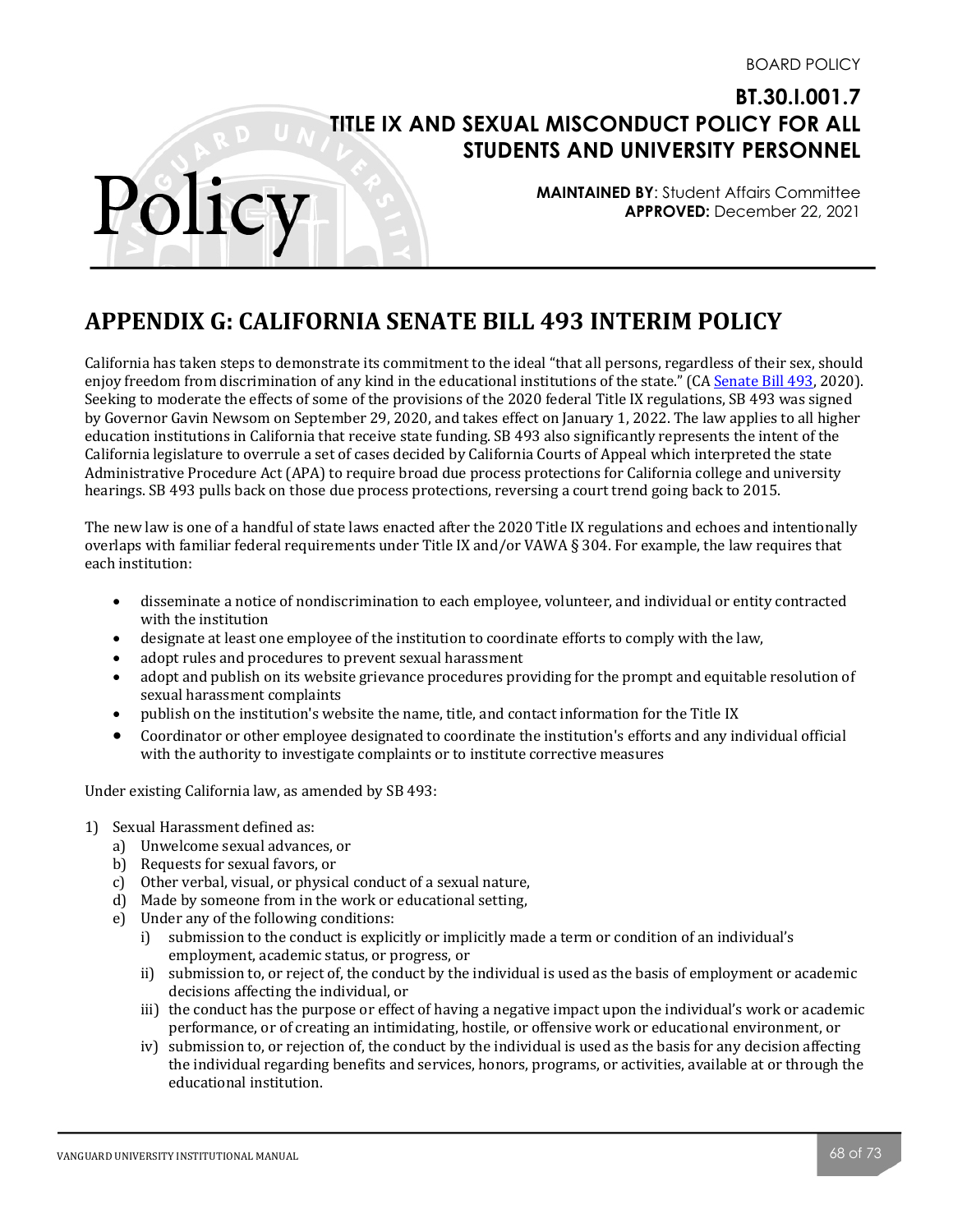BOARD POLICY

# BT.30.I.001.7 TITLE IX AND SEXUAL MISCONDUCT POLICY FOR ALL STUDENTS AND UNIVERSITY PERSONNEL

**MAINTAINED BY**: Student Affairs Committee
**APPROVED:** December 22, 2021

## APPENDIX G: CALIFORNIA SENATE BILL 493 INTERIM POLICY

California has taken steps to demonstrate its commitment to the ideal "that all persons, regardless of their sex, should enjoy freedom from discrimination of any kind in the educational institutions of the state." (CA Senate Bill 493, 2020). Seeking to moderate the effects of some of the provisions of the 2020 federal Title IX regulations, SB 493 was signed by Governor Gavin Newsom on September 29, 2020, and takes effect on January 1, 2022. The law applies to all higher education institutions in California that receive state funding. SB 493 also significantly represents the intent of the California legislature to overrule a set of cases decided by California Courts of Appeal which interpreted the state Administrative Procedure Act (APA) to require broad due process protections for California college and university hearings. SB 493 pulls back on those due process protections, reversing a court trend going back to 2015.

The new law is one of a handful of state laws enacted after the 2020 Title IX regulations and echoes and intentionally overlaps with familiar federal requirements under Title IX and/or VAWA § 304. For example, the law requires that each institution:

- disseminate a notice of nondiscrimination to each employee, volunteer, and individual or entity contracted with the institution
- designate at least one employee of the institution to coordinate efforts to comply with the law,
- adopt rules and procedures to prevent sexual harassment
- adopt and publish on its website grievance procedures providing for the prompt and equitable resolution of sexual harassment complaints
- publish on the institution's website the name, title, and contact information for the Title IX
- Coordinator or other employee designated to coordinate the institution's efforts and any individual official with the authority to investigate complaints or to institute corrective measures

Under existing California law, as amended by SB 493:

1) Sexual Harassment defined as:
   a) Unwelcome sexual advances, or
   b) Requests for sexual favors, or
   c) Other verbal, visual, or physical conduct of a sexual nature,
   d) Made by someone from in the work or educational setting,
   e) Under any of the following conditions:
      i) submission to the conduct is explicitly or implicitly made a term or condition of an individual's employment, academic status, or progress, or
      ii) submission to, or reject of, the conduct by the individual is used as the basis of employment or academic decisions affecting the individual, or
      iii) the conduct has the purpose or effect of having a negative impact upon the individual's work or academic performance, or of creating an intimidating, hostile, or offensive work or educational environment, or
      iv) submission to, or rejection of, the conduct by the individual is used as the basis for any decision affecting the individual regarding benefits and services, honors, programs, or activities, available at or through the educational institution.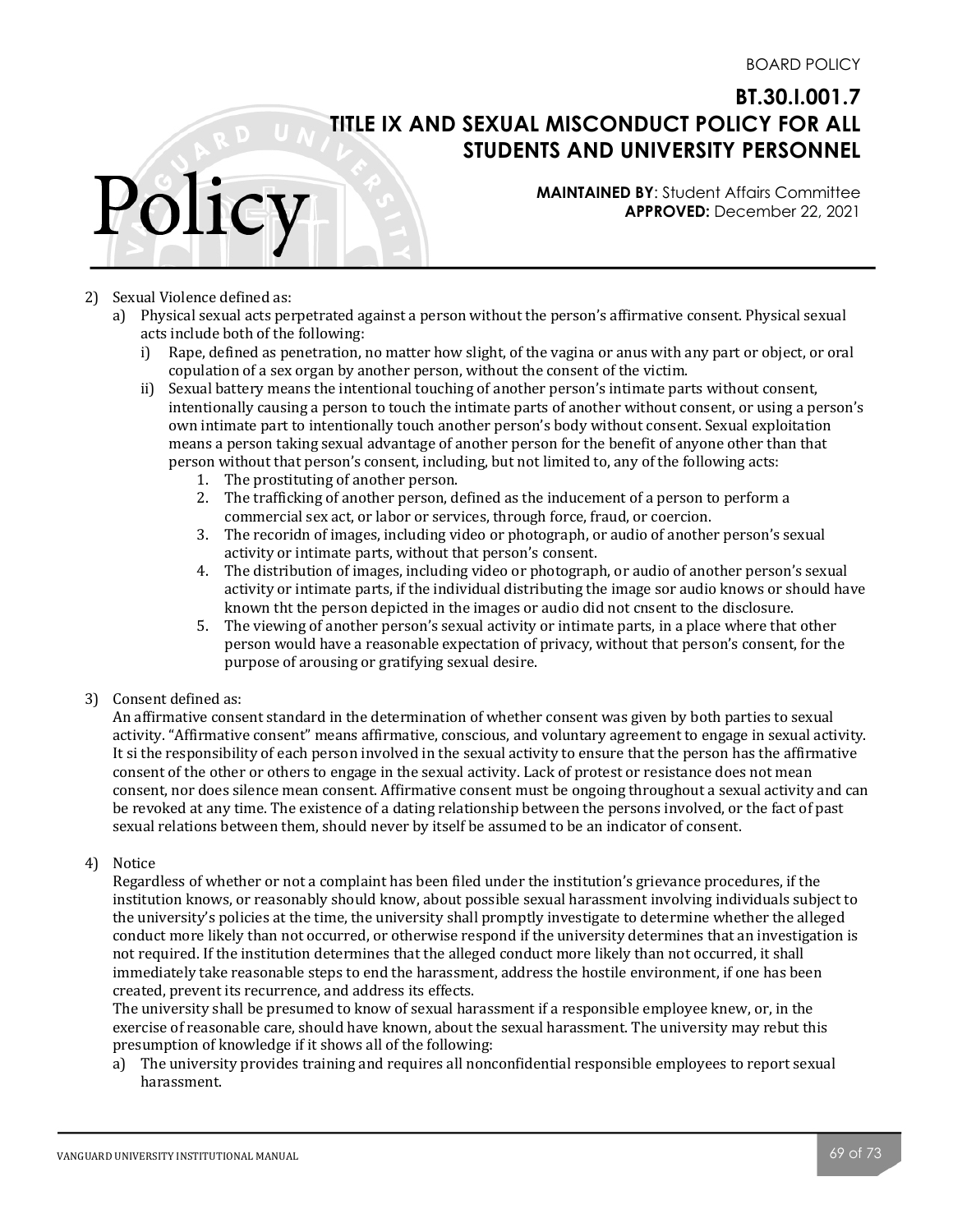2) Sexual Violence defined as:
   a) Physical sexual acts perpetrated against a person without the person's affirmative consent. Physical sexual acts include both of the following:
      i) Rape, defined as penetration, no matter how slight, of the vagina or anus with any part or object, or oral copulation of a sex organ by another person, without the consent of the victim.
      ii) Sexual battery means the intentional touching of another person's intimate parts without consent, intentionally causing a person to touch the intimate parts of another without consent, or using a person's own intimate part to intentionally touch another person's body without consent. Sexual exploitation means a person taking sexual advantage of another person for the benefit of anyone other than that person without that person's consent, including, but not limited to, any of the following acts:
         1. The prostituting of another person.
         2. The trafficking of another person, defined as the inducement of a person to perform a commercial sex act, or labor or services, through force, fraud, or coercion.
         3. The recoridn of images, including video or photograph, or audio of another person's sexual activity or intimate parts, without that person's consent.
         4. The distribution of images, including video or photograph, or audio of another person's sexual activity or intimate parts, if the individual distributing the image sor audio knows or should have known tht the person depicted in the images or audio did not cnsent to the disclosure.
         5. The viewing of another person's sexual activity or intimate parts, in a place where that other person would have a reasonable expectation of privacy, without that person's consent, for the purpose of arousing or gratifying sexual desire.

3) Consent defined as:
   An affirmative consent standard in the determination of whether consent was given by both parties to sexual activity. "Affirmative consent" means affirmative, conscious, and voluntary agreement to engage in sexual activity. It si the responsibility of each person involved in the sexual activity to ensure that the person has the affirmative consent of the other or others to engage in the sexual activity. Lack of protest or resistance does not mean consent, nor does silence mean consent. Affirmative consent must be ongoing throughout a sexual activity and can be revoked at any time. The existence of a dating relationship between the persons involved, or the fact of past sexual relations between them, should never by itself be assumed to be an indicator of consent.

4) Notice
   Regardless of whether or not a complaint has been filed under the institution's grievance procedures, if the institution knows, or reasonably should know, about possible sexual harassment involving individuals subject to the university's policies at the time, the university shall promptly investigate to determine whether the alleged conduct more likely than not occurred, or otherwise respond if the university determines that an investigation is not required. If the institution determines that the alleged conduct more likely than not occurred, it shall immediately take reasonable steps to end the harassment, address the hostile environment, if one has been created, prevent its recurrence, and address its effects.
   The university shall be presumed to know of sexual harassment if a responsible employee knew, or, in the exercise of reasonable care, should have known, about the sexual harassment. The university may rebut this presumption of knowledge if it shows all of the following:
   a) The university provides training and requires all nonconfidential responsible employees to report sexual harassment.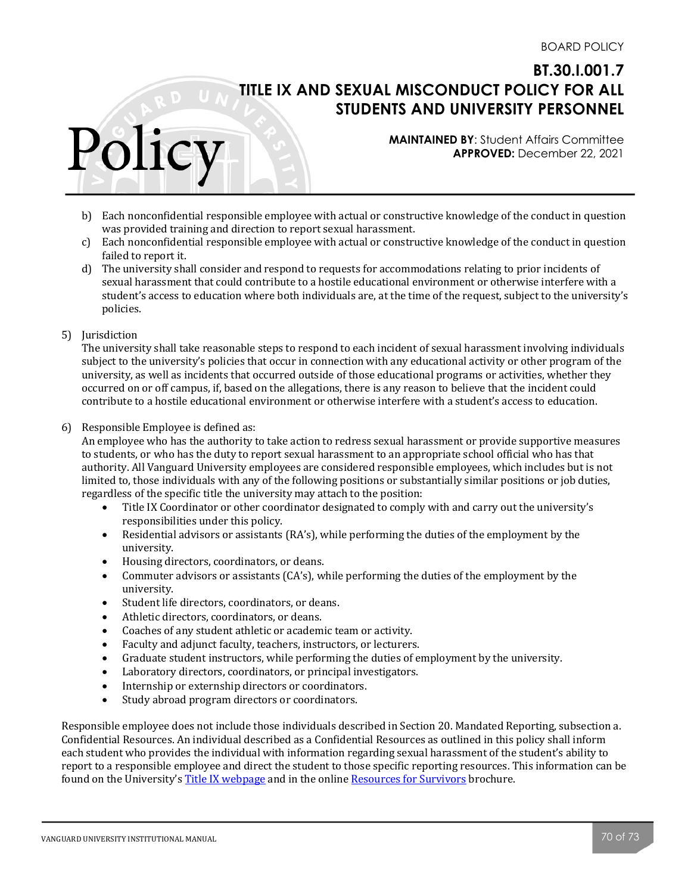b) Each nonconfidential responsible employee with actual or constructive knowledge of the conduct in question was provided training and direction to report sexual harassment.
c) Each nonconfidential responsible employee with actual or constructive knowledge of the conduct in question failed to report it.
d) The university shall consider and respond to requests for accommodations relating to prior incidents of sexual harassment that could contribute to a hostile educational environment or otherwise interfere with a student's access to education where both individuals are, at the time of the request, subject to the university's policies.

5) Jurisdiction
The university shall take reasonable steps to respond to each incident of sexual harassment involving individuals subject to the university's policies that occur in connection with any educational activity or other program of the university, as well as incidents that occurred outside of those educational programs or activities, whether they occurred on or off campus, if, based on the allegations, there is any reason to believe that the incident could contribute to a hostile educational environment or otherwise interfere with a student's access to education.

6) Responsible Employee is defined as:
An employee who has the authority to take action to redress sexual harassment or provide supportive measures to students, or who has the duty to report sexual harassment to an appropriate school official who has that authority. All Vanguard University employees are considered responsible employees, which includes but is not limited to, those individuals with any of the following positions or substantially similar positions or job duties, regardless of the specific title the university may attach to the position:
- Title IX Coordinator or other coordinator designated to comply with and carry out the university's responsibilities under this policy.
- Residential advisors or assistants (RA's), while performing the duties of the employment by the university.
- Housing directors, coordinators, or deans.
- Commuter advisors or assistants (CA's), while performing the duties of the employment by the university.
- Student life directors, coordinators, or deans.
- Athletic directors, coordinators, or deans.
- Coaches of any student athletic or academic team or activity.
- Faculty and adjunct faculty, teachers, instructors, or lecturers.
- Graduate student instructors, while performing the duties of employment by the university.
- Laboratory directors, coordinators, or principal investigators.
- Internship or externship directors or coordinators.
- Study abroad program directors or coordinators.

Responsible employee does not include those individuals described in Section 20. Mandated Reporting, subsection a. Confidential Resources. An individual described as a Confidential Resources as outlined in this policy shall inform each student who provides the individual with information regarding sexual harassment of the student's ability to report to a responsible employee and direct the student to those specific reporting resources. This information can be found on the University's Title IX webpage and in the online Resources for Survivors brochure.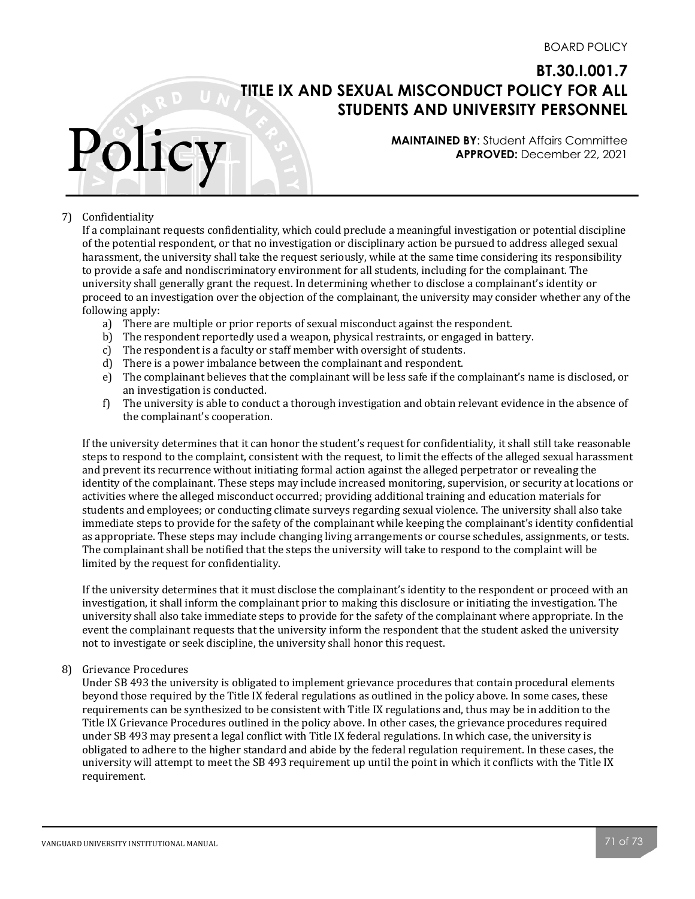7) Confidentiality

   If a complainant requests confidentiality, which could preclude a meaningful investigation or potential discipline of the potential respondent, or that no investigation or disciplinary action be pursued to address alleged sexual harassment, the university shall take the request seriously, while at the same time considering its responsibility to provide a safe and nondiscriminatory environment for all students, including for the complainant. The university shall generally grant the request. In determining whether to disclose a complainant's identity or proceed to an investigation over the objection of the complainant, the university may consider whether any of the following apply:

   a) There are multiple or prior reports of sexual misconduct against the respondent.
   b) The respondent reportedly used a weapon, physical restraints, or engaged in battery.
   c) The respondent is a faculty or staff member with oversight of students.
   d) There is a power imbalance between the complainant and respondent.
   e) The complainant believes that the complainant will be less safe if the complainant's name is disclosed, or an investigation is conducted.
   f) The university is able to conduct a thorough investigation and obtain relevant evidence in the absence of the complainant's cooperation.

   If the university determines that it can honor the student's request for confidentiality, it shall still take reasonable steps to respond to the complaint, consistent with the request, to limit the effects of the alleged sexual harassment and prevent its recurrence without initiating formal action against the alleged perpetrator or revealing the identity of the complainant. These steps may include increased monitoring, supervision, or security at locations or activities where the alleged misconduct occurred; providing additional training and education materials for students and employees; or conducting climate surveys regarding sexual violence. The university shall also take immediate steps to provide for the safety of the complainant while keeping the complainant's identity confidential as appropriate. These steps may include changing living arrangements or course schedules, assignments, or tests. The complainant shall be notified that the steps the university will take to respond to the complaint will be limited by the request for confidentiality.

   If the university determines that it must disclose the complainant's identity to the respondent or proceed with an investigation, it shall inform the complainant prior to making this disclosure or initiating the investigation. The university shall also take immediate steps to provide for the safety of the complainant where appropriate. In the event the complainant requests that the university inform the respondent that the student asked the university not to investigate or seek discipline, the university shall honor this request.

8) Grievance Procedures

   Under SB 493 the university is obligated to implement grievance procedures that contain procedural elements beyond those required by the Title IX federal regulations as outlined in the policy above. In some cases, these requirements can be synthesized to be consistent with Title IX regulations and, thus may be in addition to the Title IX Grievance Procedures outlined in the policy above. In other cases, the grievance procedures required under SB 493 may present a legal conflict with Title IX federal regulations. In which case, the university is obligated to adhere to the higher standard and abide by the federal regulation requirement. In these cases, the university will attempt to meet the SB 493 requirement up until the point in which it conflicts with the Title IX requirement.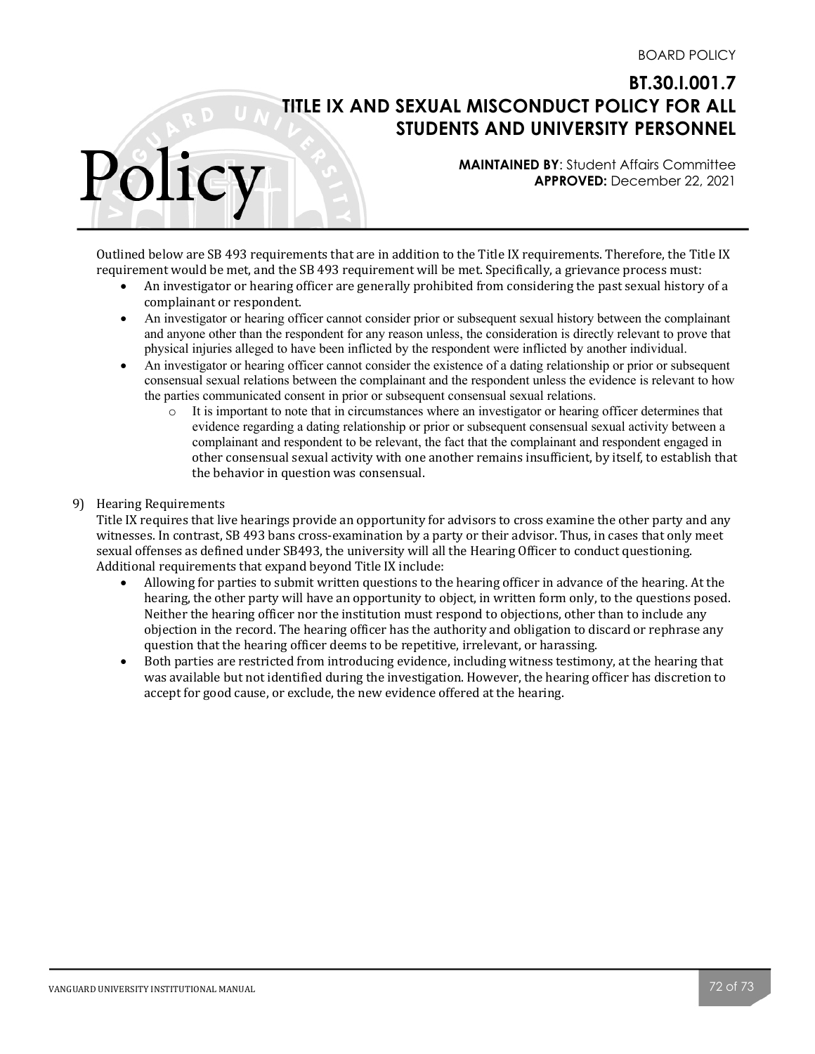Outlined below are SB 493 requirements that are in addition to the Title IX requirements. Therefore, the Title IX requirement would be met, and the SB 493 requirement will be met. Specifically, a grievance process must:

- An investigator or hearing officer are generally prohibited from considering the past sexual history of a complainant or respondent.
- An investigator or hearing officer cannot consider prior or subsequent sexual history between the complainant and anyone other than the respondent for any reason unless, the consideration is directly relevant to prove that physical injuries alleged to have been inflicted by the respondent were inflicted by another individual.
- An investigator or hearing officer cannot consider the existence of a dating relationship or prior or subsequent consensual sexual relations between the complainant and the respondent unless the evidence is relevant to how the parties communicated consent in prior or subsequent consensual sexual relations.
    - It is important to note that in circumstances where an investigator or hearing officer determines that evidence regarding a dating relationship or prior or subsequent consensual sexual activity between a complainant and respondent to be relevant, the fact that the complainant and respondent engaged in other consensual sexual activity with one another remains insufficient, by itself, to establish that the behavior in question was consensual.

9) Hearing Requirements

Title IX requires that live hearings provide an opportunity for advisors to cross examine the other party and any witnesses. In contrast, SB 493 bans cross-examination by a party or their advisor. Thus, in cases that only meet sexual offenses as defined under SB493, the university will all the Hearing Officer to conduct questioning. Additional requirements that expand beyond Title IX include:

- Allowing for parties to submit written questions to the hearing officer in advance of the hearing. At the hearing, the other party will have an opportunity to object, in written form only, to the questions posed. Neither the hearing officer nor the institution must respond to objections, other than to include any objection in the record. The hearing officer has the authority and obligation to discard or rephrase any question that the hearing officer deems to be repetitive, irrelevant, or harassing.
- Both parties are restricted from introducing evidence, including witness testimony, at the hearing that was available but not identified during the investigation. However, the hearing officer has discretion to accept for good cause, or exclude, the new evidence offered at the hearing.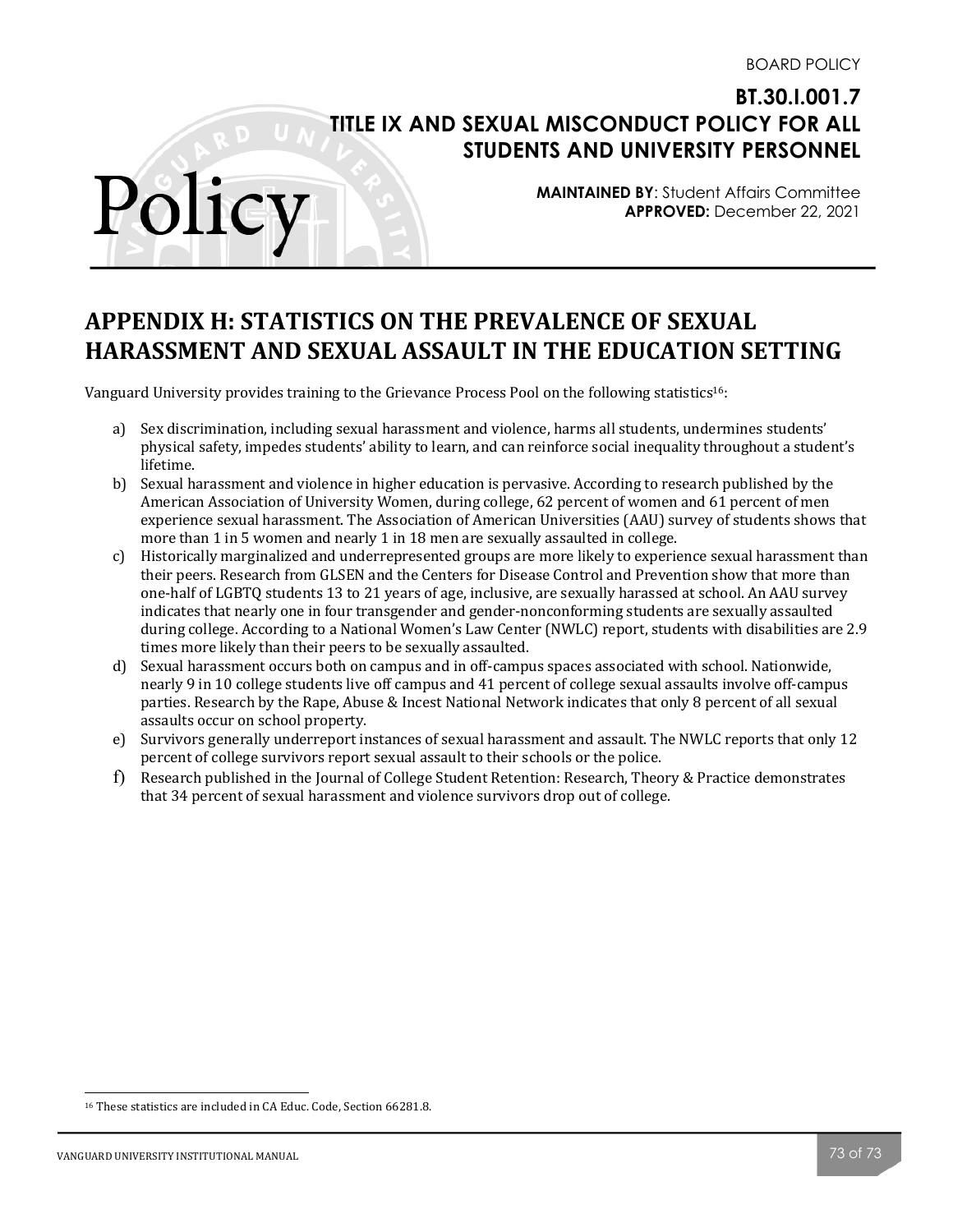BOARD POLICY

# BT.30.I.001.7 TITLE IX AND SEXUAL MISCONDUCT POLICY FOR ALL STUDENTS AND UNIVERSITY PERSONNEL

Policy

**MAINTAINED BY**: Student Affairs Committee
**APPROVED:** December 22, 2021

## APPENDIX H: STATISTICS ON THE PREVALENCE OF SEXUAL HARASSMENT AND SEXUAL ASSAULT IN THE EDUCATION SETTING

Vanguard University provides training to the Grievance Process Pool on the following statistics[16]:

a) Sex discrimination, including sexual harassment and violence, harms all students, undermines students' physical safety, impedes students' ability to learn, and can reinforce social inequality throughout a student's lifetime.
b) Sexual harassment and violence in higher education is pervasive. According to research published by the American Association of University Women, during college, 62 percent of women and 61 percent of men experience sexual harassment. The Association of American Universities (AAU) survey of students shows that more than 1 in 5 women and nearly 1 in 18 men are sexually assaulted in college.
c) Historically marginalized and underrepresented groups are more likely to experience sexual harassment than their peers. Research from GLSEN and the Centers for Disease Control and Prevention show that more than one-half of LGBTQ students 13 to 21 years of age, inclusive, are sexually harassed at school. An AAU survey indicates that nearly one in four transgender and gender-nonconforming students are sexually assaulted during college. According to a National Women's Law Center (NWLC) report, students with disabilities are 2.9 times more likely than their peers to be sexually assaulted.
d) Sexual harassment occurs both on campus and in off-campus spaces associated with school. Nationwide, nearly 9 in 10 college students live off campus and 41 percent of college sexual assaults involve off-campus parties. Research by the Rape, Abuse & Incest National Network indicates that only 8 percent of all sexual assaults occur on school property.
e) Survivors generally underreport instances of sexual harassment and assault. The NWLC reports that only 12 percent of college survivors report sexual assault to their schools or the police.
f) Research published in the Journal of College Student Retention: Research, Theory & Practice demonstrates that 34 percent of sexual harassment and violence survivors drop out of college.

[16] These statistics are included in CA Educ. Code, Section 66281.8.